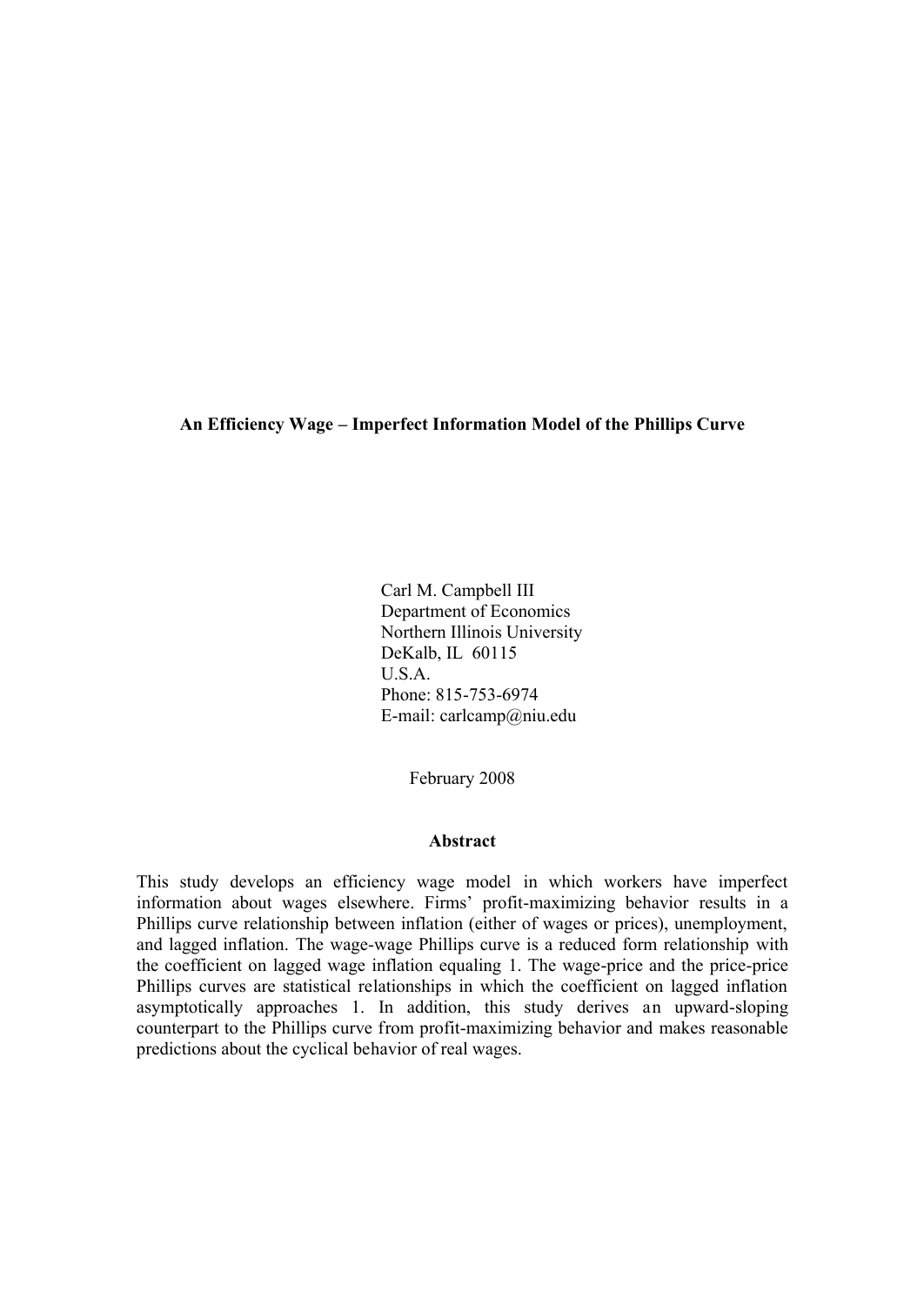# An Efficiency Wage – Imperfect Information Model of the Phillips Curve

Carl M. Campbell III
Department of Economics
Northern Illinois University
DeKalb, IL 60115
U.S.A.
Phone: 815-753-6974
E-mail: carlcamp@niu.edu

February 2008

## Abstract

This study develops an efficiency wage model in which workers have imperfect information about wages elsewhere. Firms' profit-maximizing behavior results in a Phillips curve relationship between inflation (either of wages or prices), unemployment, and lagged inflation. The wage-wage Phillips curve is a reduced form relationship with the coefficient on lagged wage inflation equaling 1. The wage-price and the price-price Phillips curves are statistical relationships in which the coefficient on lagged inflation asymptotically approaches 1. In addition, this study derives an upward-sloping counterpart to the Phillips curve from profit-maximizing behavior and makes reasonable predictions about the cyclical behavior of real wages.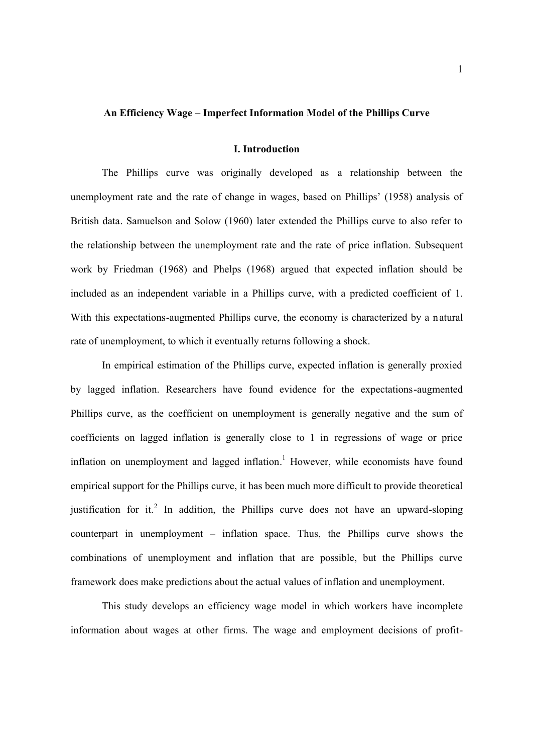**An Efficiency Wage – Imperfect Information Model of the Phillips Curve**

## I. Introduction

The Phillips curve was originally developed as a relationship between the unemployment rate and the rate of change in wages, based on Phillips' (1958) analysis of British data. Samuelson and Solow (1960) later extended the Phillips curve to also refer to the relationship between the unemployment rate and the rate of price inflation. Subsequent work by Friedman (1968) and Phelps (1968) argued that expected inflation should be included as an independent variable in a Phillips curve, with a predicted coefficient of 1. With this expectations-augmented Phillips curve, the economy is characterized by a natural rate of unemployment, to which it eventually returns following a shock.

In empirical estimation of the Phillips curve, expected inflation is generally proxied by lagged inflation. Researchers have found evidence for the expectations-augmented Phillips curve, as the coefficient on unemployment is generally negative and the sum of coefficients on lagged inflation is generally close to 1 in regressions of wage or price inflation on unemployment and lagged inflation.[1] However, while economists have found empirical support for the Phillips curve, it has been much more difficult to provide theoretical justification for it.[2] In addition, the Phillips curve does not have an upward-sloping counterpart in unemployment – inflation space. Thus, the Phillips curve shows the combinations of unemployment and inflation that are possible, but the Phillips curve framework does make predictions about the actual values of inflation and unemployment.

This study develops an efficiency wage model in which workers have incomplete information about wages at other firms. The wage and employment decisions of profit-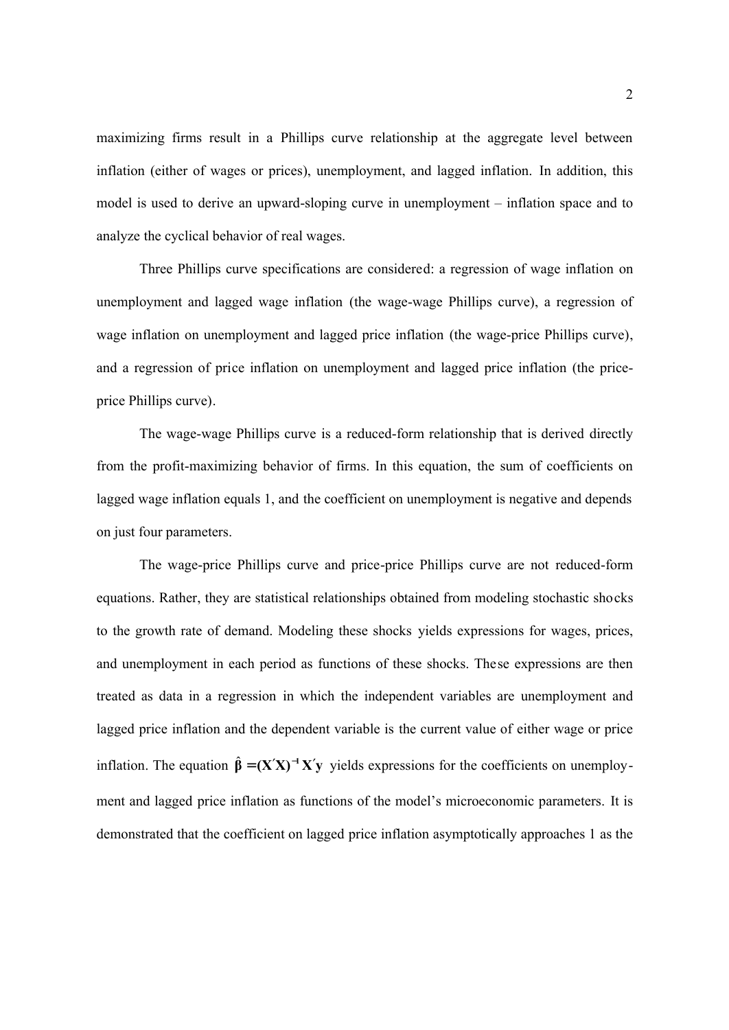maximizing firms result in a Phillips curve relationship at the aggregate level between inflation (either of wages or prices), unemployment, and lagged inflation. In addition, this model is used to derive an upward-sloping curve in unemployment – inflation space and to analyze the cyclical behavior of real wages.

Three Phillips curve specifications are considered: a regression of wage inflation on unemployment and lagged wage inflation (the wage-wage Phillips curve), a regression of wage inflation on unemployment and lagged price inflation (the wage-price Phillips curve), and a regression of price inflation on unemployment and lagged price inflation (the price-price Phillips curve).

The wage-wage Phillips curve is a reduced-form relationship that is derived directly from the profit-maximizing behavior of firms. In this equation, the sum of coefficients on lagged wage inflation equals 1, and the coefficient on unemployment is negative and depends on just four parameters.

The wage-price Phillips curve and price-price Phillips curve are not reduced-form equations. Rather, they are statistical relationships obtained from modeling stochastic shocks to the growth rate of demand. Modeling these shocks yields expressions for wages, prices, and unemployment in each period as functions of these shocks. These expressions are then treated as data in a regression in which the independent variables are unemployment and lagged price inflation and the dependent variable is the current value of either wage or price inflation. The equation $\hat{\boldsymbol{\beta}} = (\mathbf{X}'\mathbf{X})^{-1}\mathbf{X}'\mathbf{y}$ yields expressions for the coefficients on unemployment and lagged price inflation as functions of the model's microeconomic parameters. It is demonstrated that the coefficient on lagged price inflation asymptotically approaches 1 as the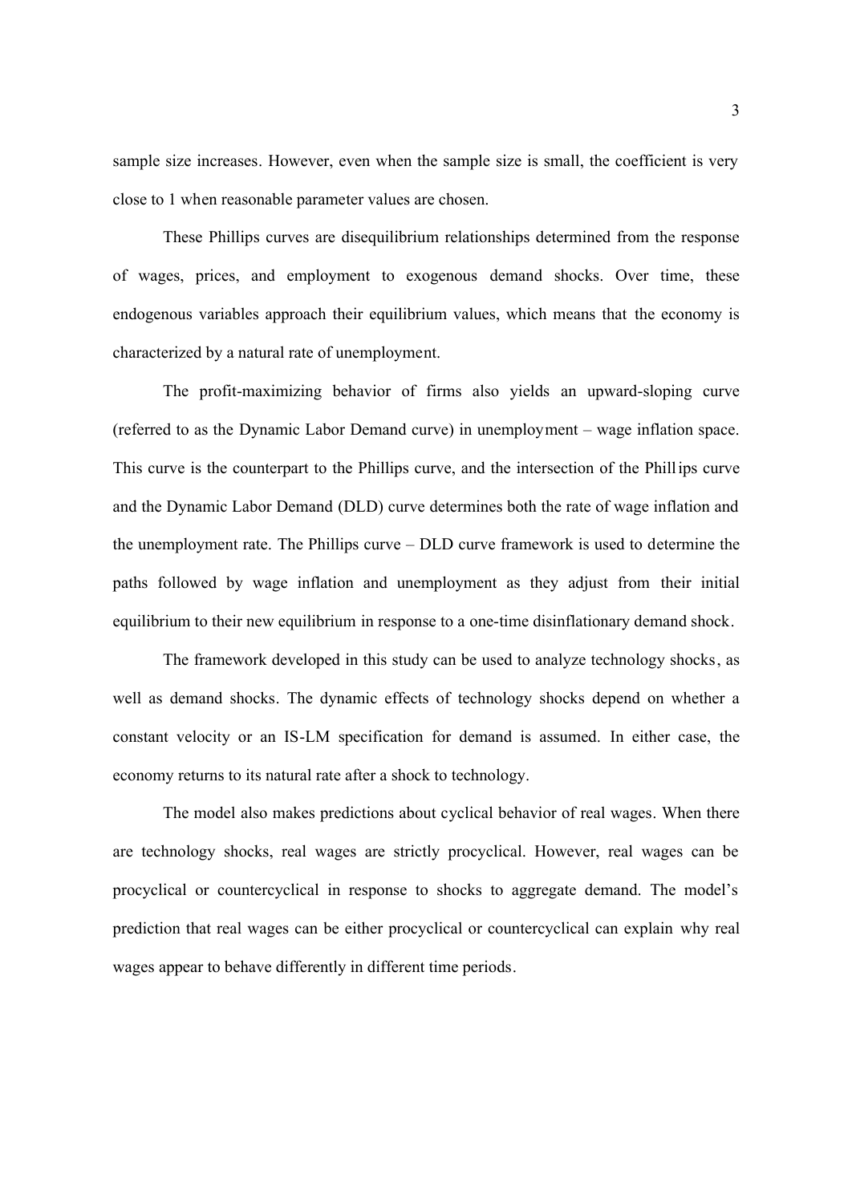sample size increases. However, even when the sample size is small, the coefficient is very close to 1 when reasonable parameter values are chosen.

These Phillips curves are disequilibrium relationships determined from the response of wages, prices, and employment to exogenous demand shocks. Over time, these endogenous variables approach their equilibrium values, which means that the economy is characterized by a natural rate of unemployment.

The profit-maximizing behavior of firms also yields an upward-sloping curve (referred to as the Dynamic Labor Demand curve) in unemployment – wage inflation space. This curve is the counterpart to the Phillips curve, and the intersection of the Phillips curve and the Dynamic Labor Demand (DLD) curve determines both the rate of wage inflation and the unemployment rate. The Phillips curve – DLD curve framework is used to determine the paths followed by wage inflation and unemployment as they adjust from their initial equilibrium to their new equilibrium in response to a one-time disinflationary demand shock.

The framework developed in this study can be used to analyze technology shocks, as well as demand shocks. The dynamic effects of technology shocks depend on whether a constant velocity or an IS-LM specification for demand is assumed. In either case, the economy returns to its natural rate after a shock to technology.

The model also makes predictions about cyclical behavior of real wages. When there are technology shocks, real wages are strictly procyclical. However, real wages can be procyclical or countercyclical in response to shocks to aggregate demand. The model's prediction that real wages can be either procyclical or countercyclical can explain why real wages appear to behave differently in different time periods.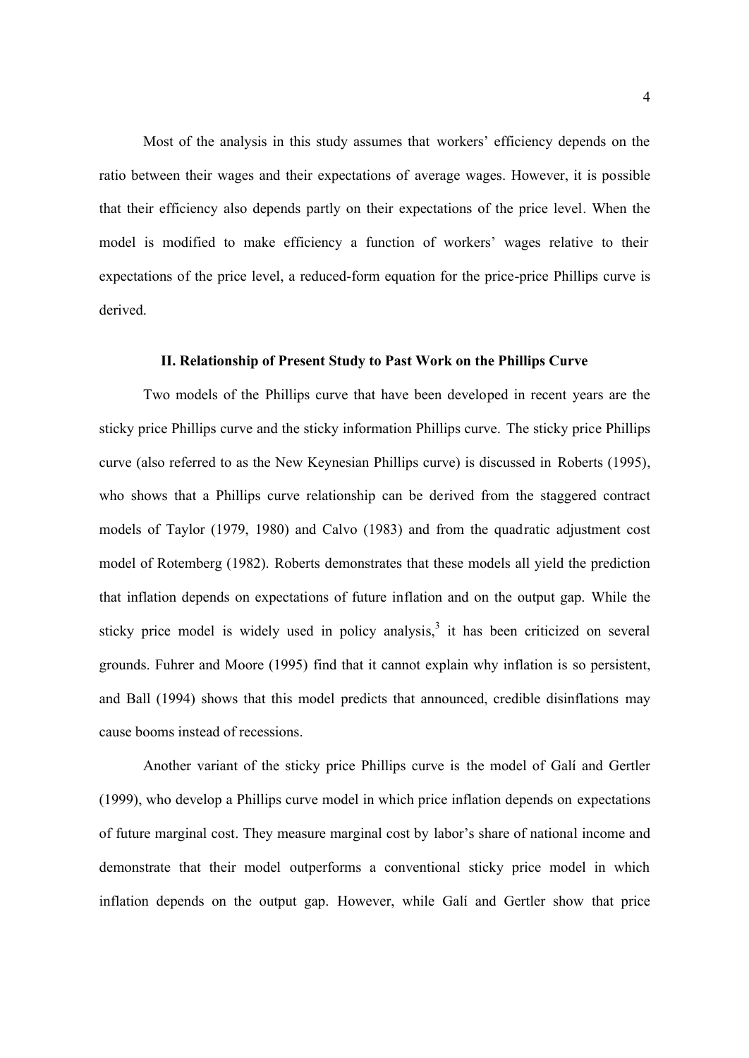Most of the analysis in this study assumes that workers' efficiency depends on the ratio between their wages and their expectations of average wages. However, it is possible that their efficiency also depends partly on their expectations of the price level. When the model is modified to make efficiency a function of workers' wages relative to their expectations of the price level, a reduced-form equation for the price-price Phillips curve is derived.

## II. Relationship of Present Study to Past Work on the Phillips Curve

Two models of the Phillips curve that have been developed in recent years are the sticky price Phillips curve and the sticky information Phillips curve. The sticky price Phillips curve (also referred to as the New Keynesian Phillips curve) is discussed in Roberts (1995), who shows that a Phillips curve relationship can be derived from the staggered contract models of Taylor (1979, 1980) and Calvo (1983) and from the quadratic adjustment cost model of Rotemberg (1982). Roberts demonstrates that these models all yield the prediction that inflation depends on expectations of future inflation and on the output gap. While the sticky price model is widely used in policy analysis,[3] it has been criticized on several grounds. Fuhrer and Moore (1995) find that it cannot explain why inflation is so persistent, and Ball (1994) shows that this model predicts that announced, credible disinflations may cause booms instead of recessions.

Another variant of the sticky price Phillips curve is the model of Galí and Gertler (1999), who develop a Phillips curve model in which price inflation depends on expectations of future marginal cost. They measure marginal cost by labor's share of national income and demonstrate that their model outperforms a conventional sticky price model in which inflation depends on the output gap. However, while Galí and Gertler show that price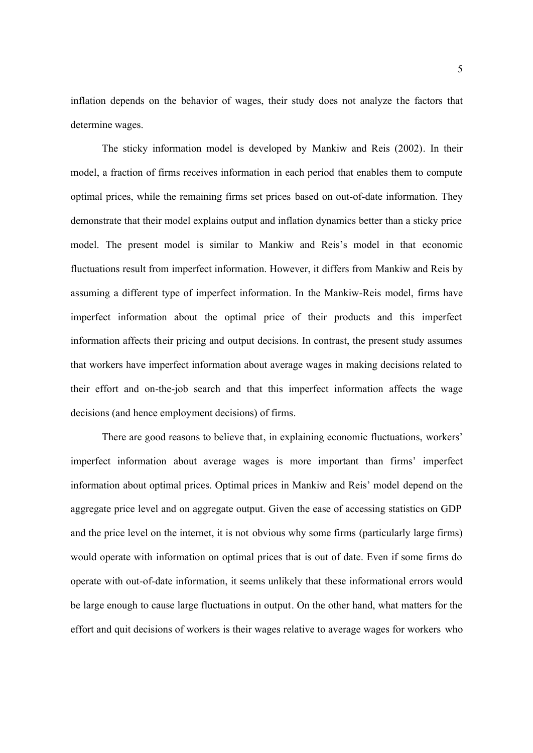inflation depends on the behavior of wages, their study does not analyze the factors that determine wages.

The sticky information model is developed by Mankiw and Reis (2002). In their model, a fraction of firms receives information in each period that enables them to compute optimal prices, while the remaining firms set prices based on out-of-date information. They demonstrate that their model explains output and inflation dynamics better than a sticky price model. The present model is similar to Mankiw and Reis's model in that economic fluctuations result from imperfect information. However, it differs from Mankiw and Reis by assuming a different type of imperfect information. In the Mankiw-Reis model, firms have imperfect information about the optimal price of their products and this imperfect information affects their pricing and output decisions. In contrast, the present study assumes that workers have imperfect information about average wages in making decisions related to their effort and on-the-job search and that this imperfect information affects the wage decisions (and hence employment decisions) of firms.

There are good reasons to believe that, in explaining economic fluctuations, workers' imperfect information about average wages is more important than firms' imperfect information about optimal prices. Optimal prices in Mankiw and Reis' model depend on the aggregate price level and on aggregate output. Given the ease of accessing statistics on GDP and the price level on the internet, it is not obvious why some firms (particularly large firms) would operate with information on optimal prices that is out of date. Even if some firms do operate with out-of-date information, it seems unlikely that these informational errors would be large enough to cause large fluctuations in output. On the other hand, what matters for the effort and quit decisions of workers is their wages relative to average wages for workers who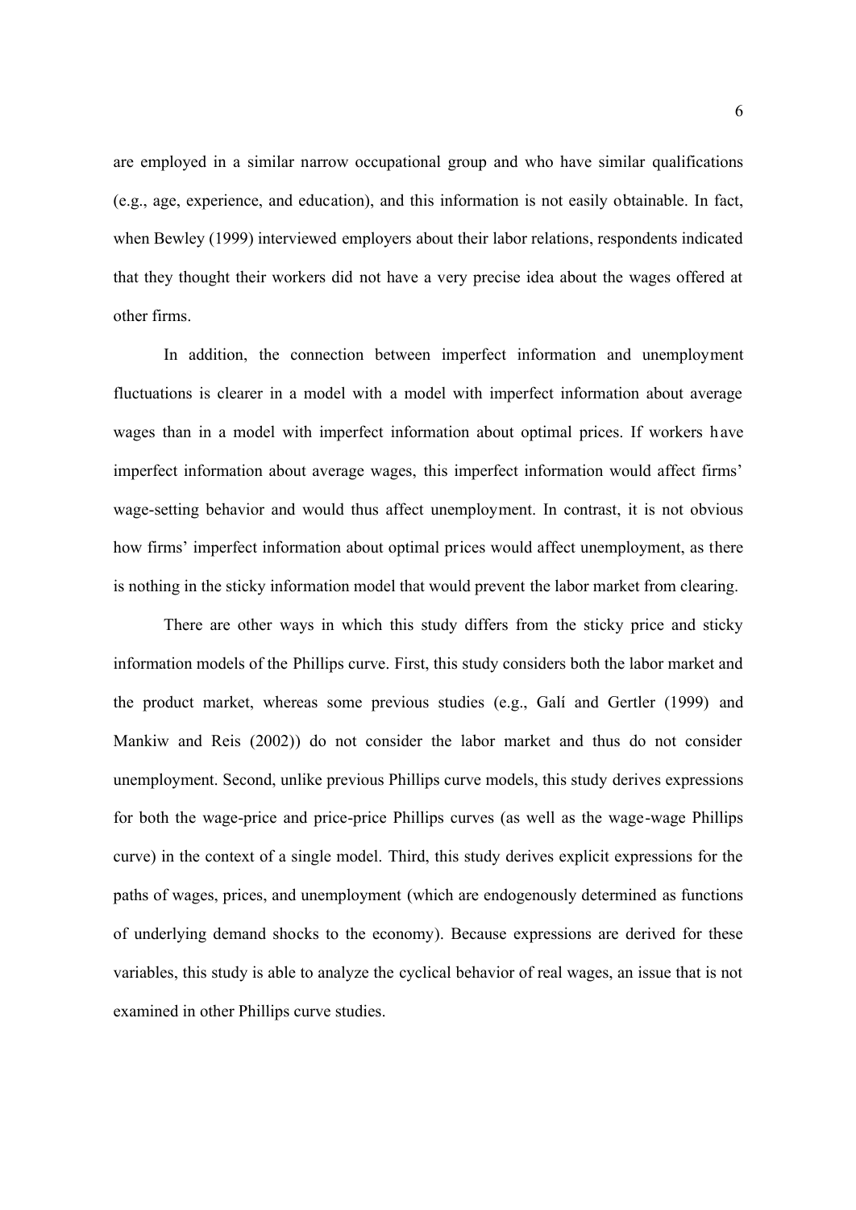are employed in a similar narrow occupational group and who have similar qualifications (e.g., age, experience, and education), and this information is not easily obtainable. In fact, when Bewley (1999) interviewed employers about their labor relations, respondents indicated that they thought their workers did not have a very precise idea about the wages offered at other firms.

In addition, the connection between imperfect information and unemployment fluctuations is clearer in a model with a model with imperfect information about average wages than in a model with imperfect information about optimal prices. If workers have imperfect information about average wages, this imperfect information would affect firms' wage-setting behavior and would thus affect unemployment. In contrast, it is not obvious how firms' imperfect information about optimal prices would affect unemployment, as there is nothing in the sticky information model that would prevent the labor market from clearing.

There are other ways in which this study differs from the sticky price and sticky information models of the Phillips curve. First, this study considers both the labor market and the product market, whereas some previous studies (e.g., Galí and Gertler (1999) and Mankiw and Reis (2002)) do not consider the labor market and thus do not consider unemployment. Second, unlike previous Phillips curve models, this study derives expressions for both the wage-price and price-price Phillips curves (as well as the wage-wage Phillips curve) in the context of a single model. Third, this study derives explicit expressions for the paths of wages, prices, and unemployment (which are endogenously determined as functions of underlying demand shocks to the economy). Because expressions are derived for these variables, this study is able to analyze the cyclical behavior of real wages, an issue that is not examined in other Phillips curve studies.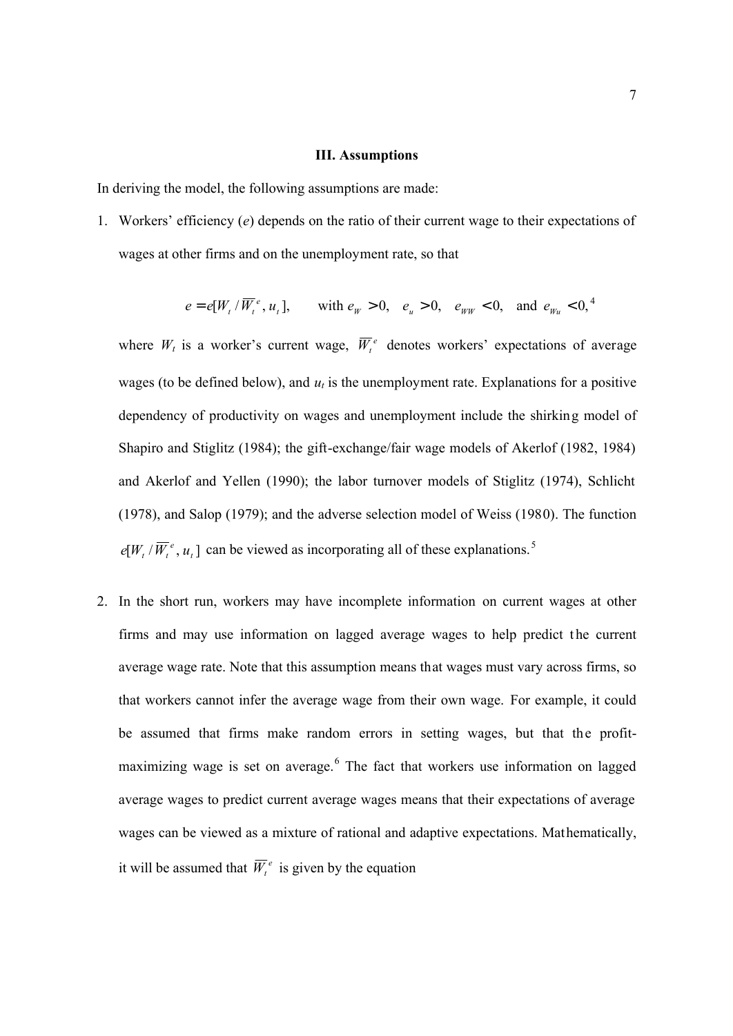### III. Assumptions

In deriving the model, the following assumptions are made:

1. Workers' efficiency ($e$) depends on the ratio of their current wage to their expectations of wages at other firms and on the unemployment rate, so that

$$e = e[W_t / \overline{W}_t^{\,e}, u_t], \qquad \text{with } e_W > 0, \quad e_u > 0, \quad e_{WW} < 0, \quad \text{and } e_{Wu} < 0,$$[4]

   where $W_t$ is a worker's current wage, $\overline{W}_t^{\,e}$ denotes workers' expectations of average wages (to be defined below), and $u_t$ is the unemployment rate. Explanations for a positive dependency of productivity on wages and unemployment include the shirking model of Shapiro and Stiglitz (1984); the gift-exchange/fair wage models of Akerlof (1982, 1984) and Akerlof and Yellen (1990); the labor turnover models of Stiglitz (1974), Schlicht (1978), and Salop (1979); and the adverse selection model of Weiss (1980). The function $e[W_t / \overline{W}_t^{\,e}, u_t]$ can be viewed as incorporating all of these explanations.[5]

2. In the short run, workers may have incomplete information on current wages at other firms and may use information on lagged average wages to help predict the current average wage rate. Note that this assumption means that wages must vary across firms, so that workers cannot infer the average wage from their own wage. For example, it could be assumed that firms make random errors in setting wages, but that the profit-maximizing wage is set on average.[6] The fact that workers use information on lagged average wages to predict current average wages means that their expectations of average wages can be viewed as a mixture of rational and adaptive expectations. Mathematically, it will be assumed that $\overline{W}_t^{\,e}$ is given by the equation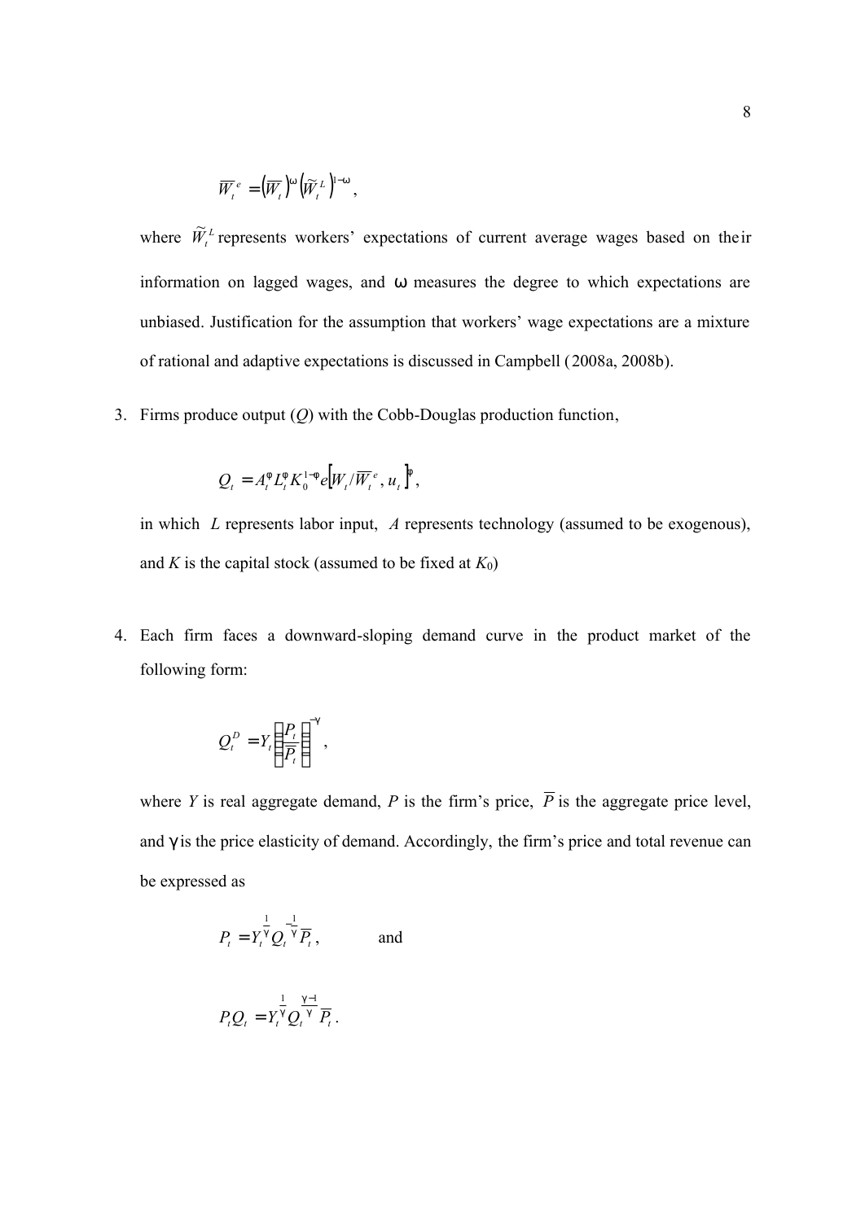$$\overline{W}_t^{\,e} = \left(\overline{W}_t\right)^{\omega}\left(\widetilde{W}_t^{L}\right)^{1-\omega},$$

where $\widetilde{W}_t^{L}$ represents workers' expectations of current average wages based on their information on lagged wages, and $\omega$ measures the degree to which expectations are unbiased. Justification for the assumption that workers' wage expectations are a mixture of rational and adaptive expectations is discussed in Campbell (2008a, 2008b).

3. Firms produce output ($Q$) with the Cobb-Douglas production function,

$$Q_t = A_t^{\phi} L_t^{\phi} K_0^{1-\phi} e\left[W_t / \overline{W}_t^{\,e}, u_t\right]^{\phi},$$

in which $L$ represents labor input, $A$ represents technology (assumed to be exogenous), and $K$ is the capital stock (assumed to be fixed at $K_0$)

4. Each firm faces a downward-sloping demand curve in the product market of the following form:

$$Q_t^D = Y_t \left(\frac{P_t}{\overline{P}_t}\right)^{-\gamma},$$

where $Y$ is real aggregate demand, $P$ is the firm's price, $\overline{P}$ is the aggregate price level, and $\gamma$ is the price elasticity of demand. Accordingly, the firm's price and total revenue can be expressed as

$$P_t = Y_t^{\frac{1}{\gamma}} Q_t^{-\frac{1}{\gamma}} \overline{P}_t, \qquad \text{and}$$

$$P_t Q_t = Y_t^{\frac{1}{\gamma}} Q_t^{\frac{\gamma-1}{\gamma}} \overline{P}_t.$$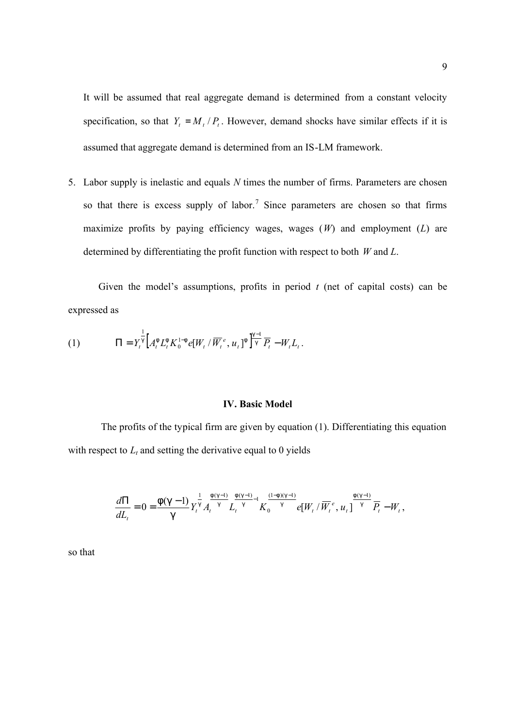It will be assumed that real aggregate demand is determined from a constant velocity specification, so that $Y_t = M_t / P_t$. However, demand shocks have similar effects if it is assumed that aggregate demand is determined from an IS-LM framework.

5. Labor supply is inelastic and equals *N* times the number of firms. Parameters are chosen so that there is excess supply of labor.[7] Since parameters are chosen so that firms maximize profits by paying efficiency wages, wages (*W*) and employment (*L*) are determined by differentiating the profit function with respect to both *W* and *L*.

Given the model's assumptions, profits in period *t* (net of capital costs) can be expressed as

$$\text{(1)} \qquad \Pi = Y_t^{\frac{1}{\gamma}} \left[ A_t^{\phi} L_t^{\phi} K_0^{1-\phi} e[W_t / \overline{W}_t^{\,e}, u_t]^{\phi} \right]^{\frac{\gamma-1}{\gamma}} \overline{P}_t - W_t L_t .$$

## IV. Basic Model

The profits of the typical firm are given by equation (1). Differentiating this equation with respect to $L_t$ and setting the derivative equal to 0 yields

$$\frac{d\Pi}{dL_t} = 0 = \frac{\phi(\gamma - 1)}{\gamma} Y_t^{\frac{1}{\gamma}} A_t^{\frac{\phi(\gamma-1)}{\gamma}} L_t^{\frac{\phi(\gamma-1)}{\gamma} - 1} K_0^{\frac{(1-\phi)(\gamma-1)}{\gamma}} e[W_t / \overline{W}_t^{\,e}, u_t]^{\frac{\phi(\gamma-1)}{\gamma}} \overline{P}_t - W_t ,$$

so that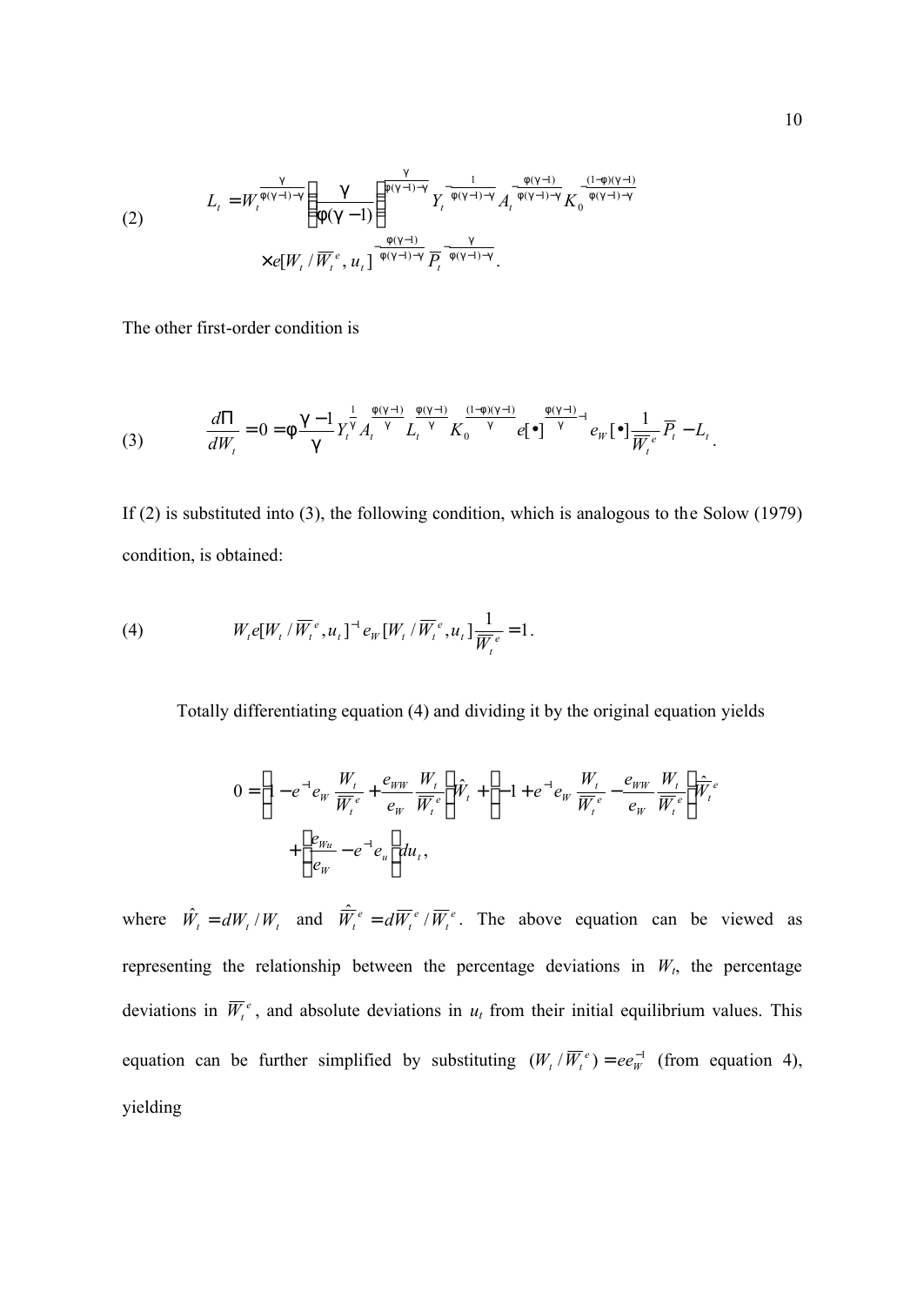$$
(2) \qquad L_t = W_t^{\frac{\gamma}{\phi(\gamma-1)-\gamma}} \left[\frac{\gamma}{\phi(\gamma-1)}\right]^{\frac{\gamma}{\phi(\gamma-1)-\gamma}} Y_t^{-\frac{1}{\phi(\gamma-1)-\gamma}} A_t^{-\frac{\phi(\gamma-1)}{\phi(\gamma-1)-\gamma}} K_0^{-\frac{(1-\phi)(\gamma-1)}{\phi(\gamma-1)-\gamma}}
$$

$$
\times e[W_t / \overline{W}_t^{\,e}, u_t]^{-\frac{\phi(\gamma-1)}{\phi(\gamma-1)-\gamma}} \overline{P}_t^{-\frac{\gamma}{\phi(\gamma-1)-\gamma}}.
$$

The other first-order condition is

$$
(3) \qquad \frac{d\Pi}{dW_t} = 0 = \phi \frac{\gamma-1}{\gamma} Y_t^{\frac{1}{\gamma}} A_t^{\frac{\phi(\gamma-1)}{\gamma}} L_t^{\frac{\phi(\gamma-1)}{\gamma}} K_0^{\frac{(1-\phi)(\gamma-1)}{\gamma}} e[\bullet]^{\frac{\phi(\gamma-1)}{\gamma}-1} e_W[\bullet] \frac{1}{\overline{W}_t^{\,e}} \overline{P}_t - L_t .
$$

If (2) is substituted into (3), the following condition, which is analogous to the Solow (1979) condition, is obtained:

$$
(4) \qquad W_t e[W_t / \overline{W}_t^{\,e}, u_t]^{-1} e_W [W_t / \overline{W}_t^{\,e}, u_t] \frac{1}{\overline{W}_t^{\,e}} = 1.
$$

Totally differentiating equation (4) and dividing it by the original equation yields

$$
0 = \left(1 - e^{-1} e_W \frac{W_t}{\overline{W}_t^{\,e}} + \frac{e_{WW}}{e_W} \frac{W_t}{\overline{W}_t^{\,e}}\right) \hat{W}_t + \left(-1 + e^{-1} e_W \frac{W_t}{\overline{W}_t^{\,e}} - \frac{e_{WW}}{e_W} \frac{W_t}{\overline{W}_t^{\,e}}\right) \hat{\overline{W}}_t^{\,e}
$$

$$
+ \left(\frac{e_{Wu}}{e_W} - e^{-1} e_u\right) du_t ,
$$

where $\hat{W}_t = dW_t / W_t$ and $\hat{\overline{W}}_t^{\,e} = d\overline{W}_t^{\,e} / \overline{W}_t^{\,e}$. The above equation can be viewed as representing the relationship between the percentage deviations in $W_t$, the percentage deviations in $\overline{W}_t^{\,e}$, and absolute deviations in $u_t$ from their initial equilibrium values. This equation can be further simplified by substituting $(W_t / \overline{W}_t^{\,e}) = e e_W^{-1}$ (from equation 4), yielding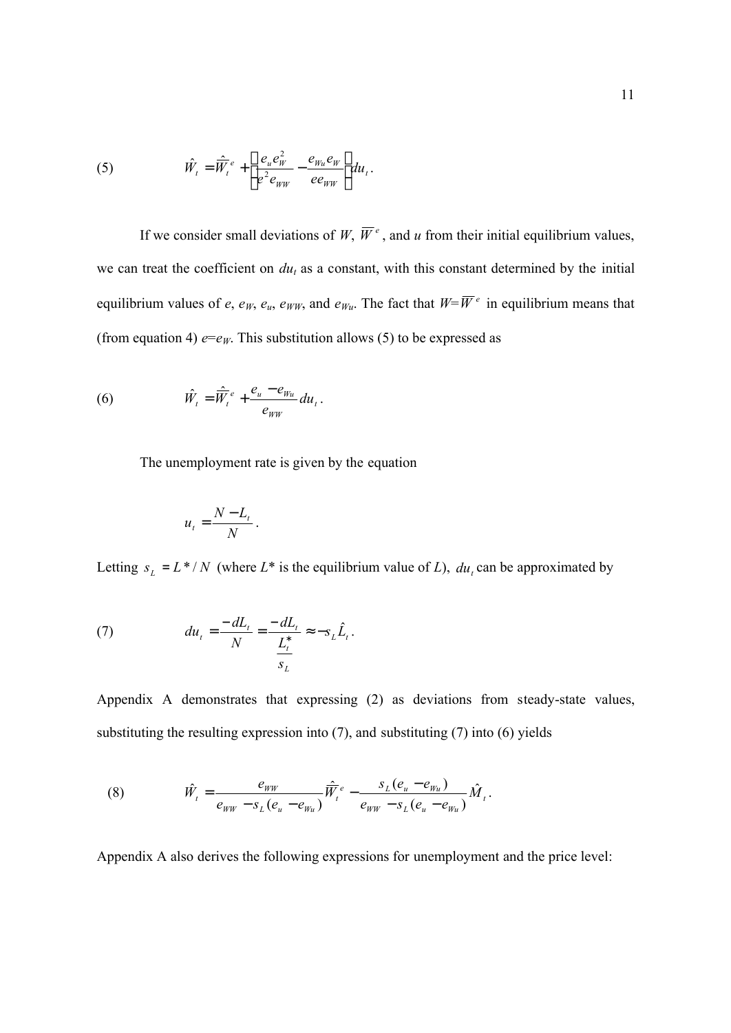$$(5) \qquad \hat{W}_t = \hat{\overline{W}}_t^{\,e} + \left(\frac{e_u e_W^2}{e^2 e_{WW}} - \frac{e_{Wu} e_W}{e e_{WW}}\right) du_t .$$

If we consider small deviations of $W$, $\overline{W}^e$, and $u$ from their initial equilibrium values, we can treat the coefficient on $du_t$ as a constant, with this constant determined by the initial equilibrium values of $e$, $e_W$, $e_u$, $e_{WW}$, and $e_{Wu}$. The fact that $W=\overline{W}^e$ in equilibrium means that (from equation 4) $e=e_W$. This substitution allows (5) to be expressed as

$$(6) \qquad \hat{W}_t = \hat{\overline{W}}_t^{\,e} + \frac{e_u - e_{Wu}}{e_{WW}} du_t .$$

The unemployment rate is given by the equation

$$u_t = \frac{N - L_t}{N} .$$

Letting $s_L = L^*/N$ (where $L^*$ is the equilibrium value of $L$), $du_t$ can be approximated by

$$(7) \qquad du_t = \frac{-dL_t}{N} = \frac{-dL_t}{\frac{L_t^*}{s_L}} \approx -s_L \hat{L}_t .$$

Appendix A demonstrates that expressing (2) as deviations from steady-state values, substituting the resulting expression into (7), and substituting (7) into (6) yields

$$(8) \qquad \hat{W}_t = \frac{e_{WW}}{e_{WW} - s_L(e_u - e_{Wu})} \hat{\overline{W}}_t^{\,e} - \frac{s_L(e_u - e_{Wu})}{e_{WW} - s_L(e_u - e_{Wu})} \hat{M}_t .$$

Appendix A also derives the following expressions for unemployment and the price level: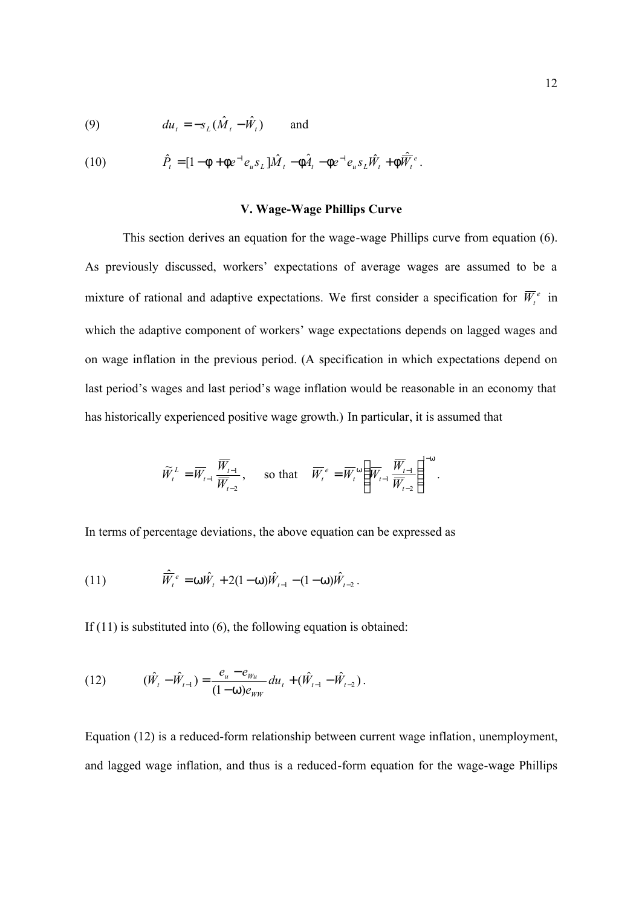(9) $$du_t = -s_L(\hat{M}_t - \hat{W}_t) \qquad \text{and}$$

(10) $$\hat{P}_t = [1 - \phi + \phi e^{-1} e_u s_L]\hat{M}_t - \phi \hat{A}_t - \phi e^{-1} e_u s_L \hat{W}_t + \phi \hat{\overline{W}}_t^e .$$

## V. Wage-Wage Phillips Curve

This section derives an equation for the wage-wage Phillips curve from equation (6). As previously discussed, workers' expectations of average wages are assumed to be a mixture of rational and adaptive expectations. We first consider a specification for $\overline{W}_t^e$ in which the adaptive component of workers' wage expectations depends on lagged wages and on wage inflation in the previous period. (A specification in which expectations depend on last period's wages and last period's wage inflation would be reasonable in an economy that has historically experienced positive wage growth.) In particular, it is assumed that

$$\tilde{W}_t^L = \overline{W}_{t-1} \frac{\overline{W}_{t-1}}{\overline{W}_{t-2}}, \quad \text{so that} \quad \overline{W}_t^e = \overline{W}_t^{\omega} \left[ \overline{W}_{t-1} \frac{\overline{W}_{t-1}}{\overline{W}_{t-2}} \right]^{1-\omega} .$$

In terms of percentage deviations, the above equation can be expressed as

(11) $$\hat{\overline{W}}_t^e = \omega \hat{W}_t + 2(1-\omega)\hat{W}_{t-1} - (1-\omega)\hat{W}_{t-2} .$$

If (11) is substituted into (6), the following equation is obtained:

(12) $$(\hat{W}_t - \hat{W}_{t-1}) = \frac{e_u - e_{Wu}}{(1-\omega)e_{WW}} du_t + (\hat{W}_{t-1} - \hat{W}_{t-2}) .$$

Equation (12) is a reduced-form relationship between current wage inflation, unemployment, and lagged wage inflation, and thus is a reduced-form equation for the wage-wage Phillips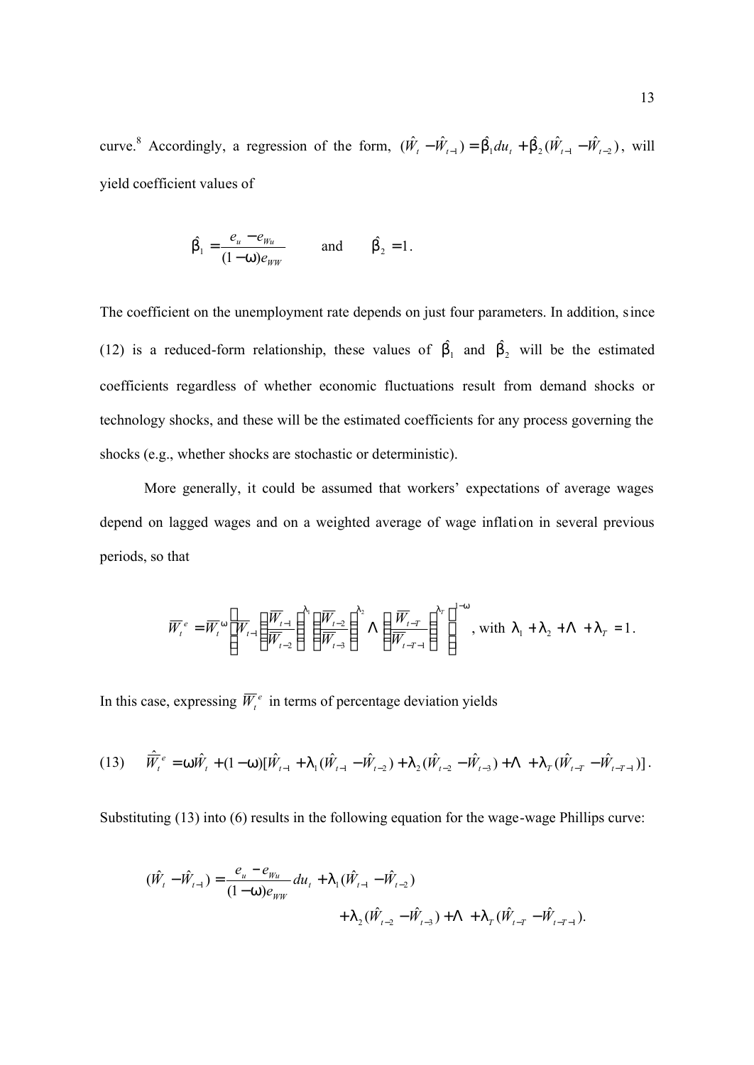curve.[8] Accordingly, a regression of the form, $(\hat{W}_t - \hat{W}_{t-1}) = \hat{\beta}_1 du_t + \hat{\beta}_2 (\hat{W}_{t-1} - \hat{W}_{t-2})$, will yield coefficient values of

$$\hat{\beta}_1 = \frac{e_u - e_{Wu}}{(1-\omega)e_{WW}} \qquad \text{and} \qquad \hat{\beta}_2 = 1.$$

The coefficient on the unemployment rate depends on just four parameters. In addition, since (12) is a reduced-form relationship, these values of $\hat{\beta}_1$ and $\hat{\beta}_2$ will be the estimated coefficients regardless of whether economic fluctuations result from demand shocks or technology shocks, and these will be the estimated coefficients for any process governing the shocks (e.g., whether shocks are stochastic or deterministic).

More generally, it could be assumed that workers' expectations of average wages depend on lagged wages and on a weighted average of wage inflation in several previous periods, so that

$$\overline{W}_t^e = \overline{W}_t^{\omega} \left[ \overline{W}_{t-1} \left( \frac{\overline{W}_{t-1}}{\overline{W}_{t-2}} \right)^{\lambda_1} \left( \frac{\overline{W}_{t-2}}{\overline{W}_{t-3}} \right)^{\lambda_2} \cdots \left( \frac{\overline{W}_{t-T}}{\overline{W}_{t-T-1}} \right)^{\lambda_T} \right]^{1-\omega}, \text{ with } \lambda_1 + \lambda_2 + \cdots + \lambda_T = 1.$$

In this case, expressing $\overline{W}_t^e$ in terms of percentage deviation yields

$$(13) \qquad \hat{\overline{W}}_t^e = \omega \hat{W}_t + (1-\omega)[\hat{W}_{t-1} + \lambda_1 (\hat{W}_{t-1} - \hat{W}_{t-2}) + \lambda_2 (\hat{W}_{t-2} - \hat{W}_{t-3}) + \cdots + \lambda_T (\hat{W}_{t-T} - \hat{W}_{t-T-1})].$$

Substituting (13) into (6) results in the following equation for the wage-wage Phillips curve:

$$\begin{aligned}(\hat{W}_t - \hat{W}_{t-1}) = \frac{e_u - e_{Wu}}{(1-\omega)e_{WW}} du_t &+ \lambda_1 (\hat{W}_{t-1} - \hat{W}_{t-2}) \\ &+ \lambda_2 (\hat{W}_{t-2} - \hat{W}_{t-3}) + \cdots + \lambda_T (\hat{W}_{t-T} - \hat{W}_{t-T-1}).\end{aligned}$$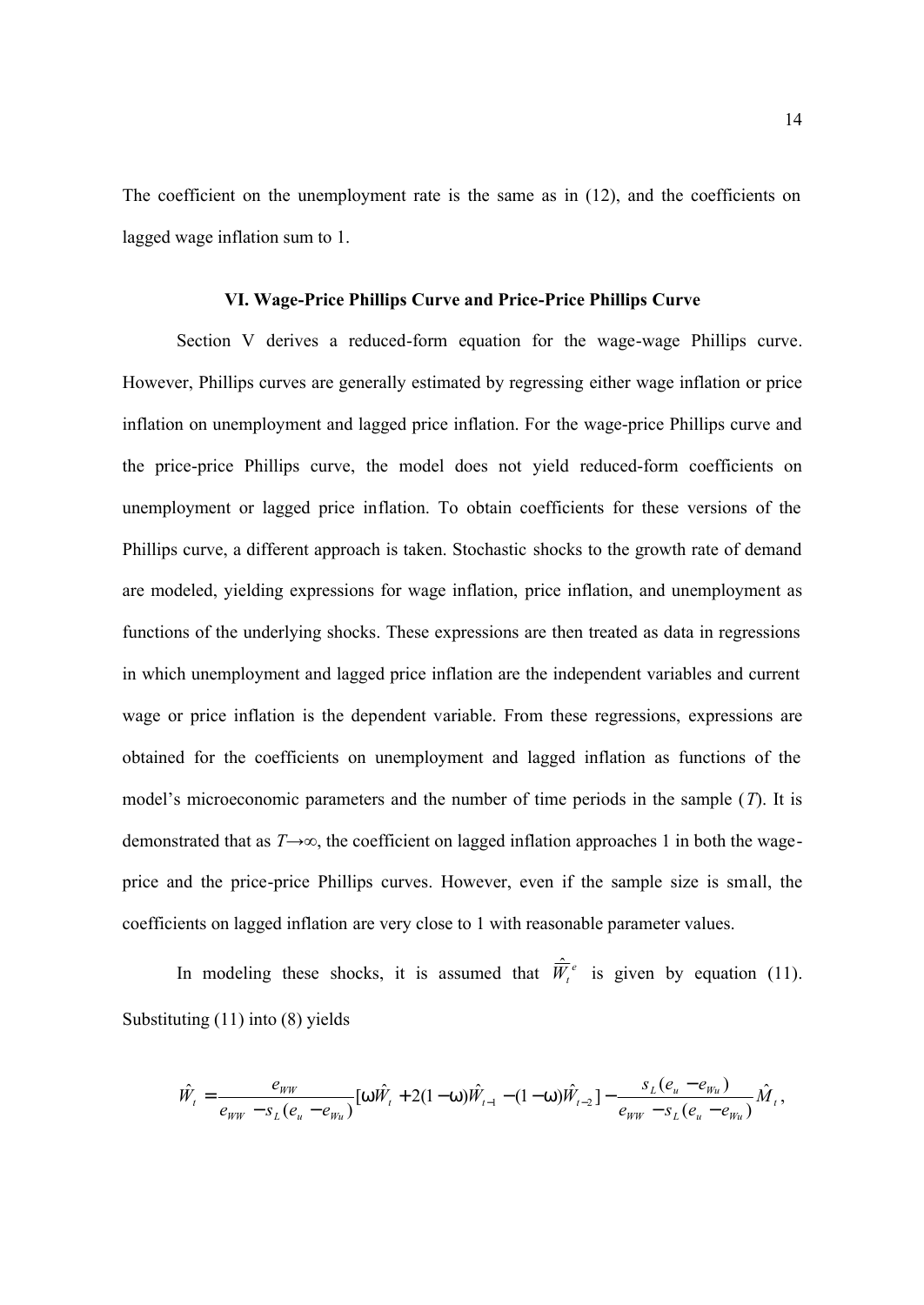The coefficient on the unemployment rate is the same as in (12), and the coefficients on lagged wage inflation sum to 1.

### VI. Wage-Price Phillips Curve and Price-Price Phillips Curve

Section V derives a reduced-form equation for the wage-wage Phillips curve. However, Phillips curves are generally estimated by regressing either wage inflation or price inflation on unemployment and lagged price inflation. For the wage-price Phillips curve and the price-price Phillips curve, the model does not yield reduced-form coefficients on unemployment or lagged price inflation. To obtain coefficients for these versions of the Phillips curve, a different approach is taken. Stochastic shocks to the growth rate of demand are modeled, yielding expressions for wage inflation, price inflation, and unemployment as functions of the underlying shocks. These expressions are then treated as data in regressions in which unemployment and lagged price inflation are the independent variables and current wage or price inflation is the dependent variable. From these regressions, expressions are obtained for the coefficients on unemployment and lagged inflation as functions of the model's microeconomic parameters and the number of time periods in the sample ($T$). It is demonstrated that as $T \rightarrow \infty$, the coefficient on lagged inflation approaches 1 in both the wage-price and the price-price Phillips curves. However, even if the sample size is small, the coefficients on lagged inflation are very close to 1 with reasonable parameter values.

In modeling these shocks, it is assumed that $\hat{\overline{W}}_t^e$ is given by equation (11). Substituting (11) into (8) yields

$$\hat{W}_t = \frac{e_{WW}}{e_{WW} - s_L(e_u - e_{Wu})}[\omega \hat{W}_t + 2(1-\omega)\hat{W}_{t-1} - (1-\omega)\hat{W}_{t-2}] - \frac{s_L(e_u - e_{Wu})}{e_{WW} - s_L(e_u - e_{Wu})}\hat{M}_t,$$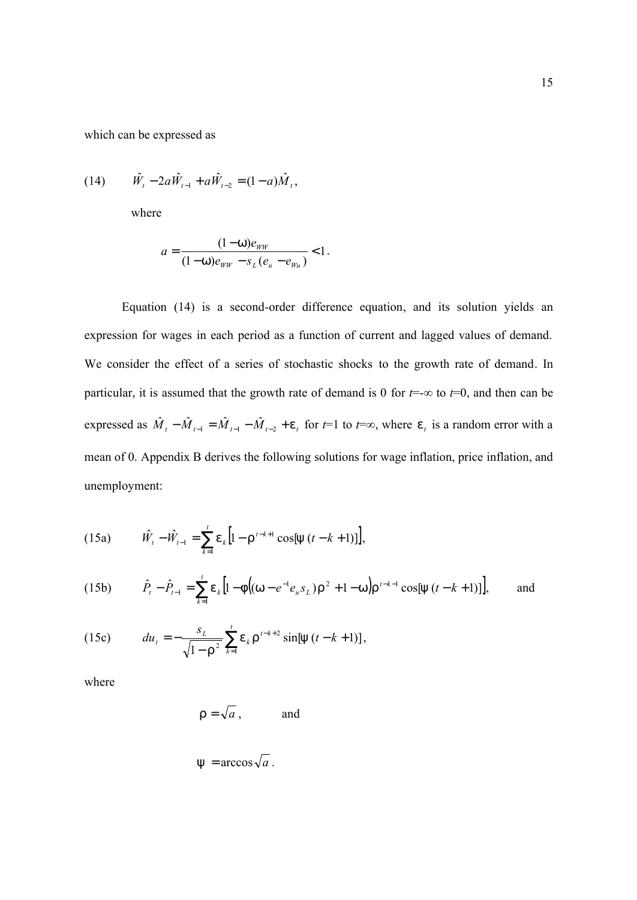which can be expressed as

$$\text{(14)} \qquad \hat{W}_t - 2a\hat{W}_{t-1} + a\hat{W}_{t-2} = (1-a)\hat{M}_t ,$$

where

$$a = \frac{(1-\omega)e_{WW}}{(1-\omega)e_{WW} - s_L(e_u - e_{Wu})} < 1 .$$

Equation (14) is a second-order difference equation, and its solution yields an expression for wages in each period as a function of current and lagged values of demand. We consider the effect of a series of stochastic shocks to the growth rate of demand. In particular, it is assumed that the growth rate of demand is 0 for $t$=-∞ to $t$=0, and then can be expressed as $\hat{M}_t - \hat{M}_{t-1} = \hat{M}_{t-1} - \hat{M}_{t-2} + \varepsilon_t$ for $t$=1 to $t$=∞, where $\varepsilon_t$ is a random error with a mean of 0. Appendix B derives the following solutions for wage inflation, price inflation, and unemployment:

$$\text{(15a)} \qquad \hat{W}_t - \hat{W}_{t-1} = \sum_{k=1}^{t} \varepsilon_k \left[1 - \rho^{t-k+1}\cos[\psi(t-k+1)]\right],$$

$$\text{(15b)} \qquad \hat{P}_t - \hat{P}_{t-1} = \sum_{k=1}^{t} \varepsilon_k \left[1 - \phi\left((\omega - e^{-1}e_u s_L)\rho^2 + 1 - \omega\right)\rho^{t-k-1}\cos[\psi(t-k+1)]\right], \qquad \text{and}$$

$$\text{(15c)} \qquad du_t = -\frac{s_L}{\sqrt{1-\rho^2}} \sum_{k=1}^{t} \varepsilon_k \rho^{t-k+2} \sin[\psi(t-k+1)],$$

where

$$\rho = \sqrt{a}, \qquad \text{and}$$

$$\psi = \arccos\sqrt{a} .$$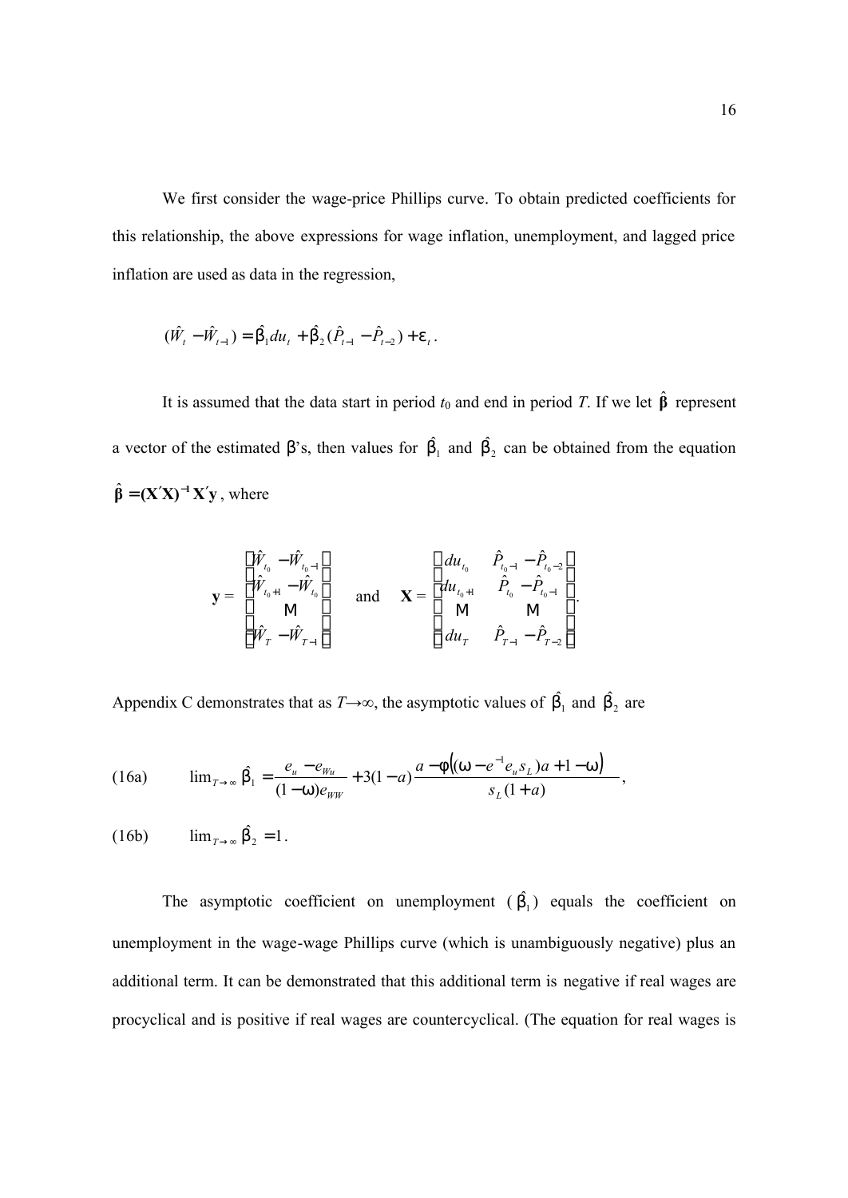We first consider the wage-price Phillips curve. To obtain predicted coefficients for this relationship, the above expressions for wage inflation, unemployment, and lagged price inflation are used as data in the regression,

$$(\hat{W}_t - \hat{W}_{t-1}) = \hat{\beta}_1 du_t + \hat{\beta}_2 (\hat{P}_{t-1} - \hat{P}_{t-2}) + \varepsilon_t .$$

It is assumed that the data start in period $t_0$ and end in period $T$. If we let $\hat{\boldsymbol{\beta}}$ represent a vector of the estimated $\beta$'s, then values for $\hat{\beta}_1$ and $\hat{\beta}_2$ can be obtained from the equation $\hat{\boldsymbol{\beta}} = (\mathbf{X}'\mathbf{X})^{-1}\mathbf{X}'\mathbf{y}$, where

$$\mathbf{y} = \begin{bmatrix} \hat{W}_{t_0} - \hat{W}_{t_0-1} \\ \hat{W}_{t_0+1} - \hat{W}_{t_0} \\ \vdots \\ \hat{W}_T - \hat{W}_{T-1} \end{bmatrix} \quad \text{and} \quad \mathbf{X} = \begin{bmatrix} du_{t_0} & \hat{P}_{t_0-1} - \hat{P}_{t_0-2} \\ du_{t_0+1} & \hat{P}_{t_0} - \hat{P}_{t_0-1} \\ \vdots & \vdots \\ du_T & \hat{P}_{T-1} - \hat{P}_{T-2} \end{bmatrix}.$$

Appendix C demonstrates that as $T \rightarrow \infty$, the asymptotic values of $\hat{\beta}_1$ and $\hat{\beta}_2$ are

$$\text{(16a)} \qquad \lim_{T\rightarrow\infty} \hat{\beta}_1 = \frac{e_u - e_{Wu}}{(1-\omega)e_{WW}} + 3(1-a)\frac{a - \phi\left((\omega - e^{-1}e_u s_L)a + 1 - \omega\right)}{s_L(1+a)},$$

$$\text{(16b)} \qquad \lim_{T\rightarrow\infty} \hat{\beta}_2 = 1.$$

The asymptotic coefficient on unemployment ($\hat{\beta}_1$) equals the coefficient on unemployment in the wage-wage Phillips curve (which is unambiguously negative) plus an additional term. It can be demonstrated that this additional term is negative if real wages are procyclical and is positive if real wages are countercyclical. (The equation for real wages is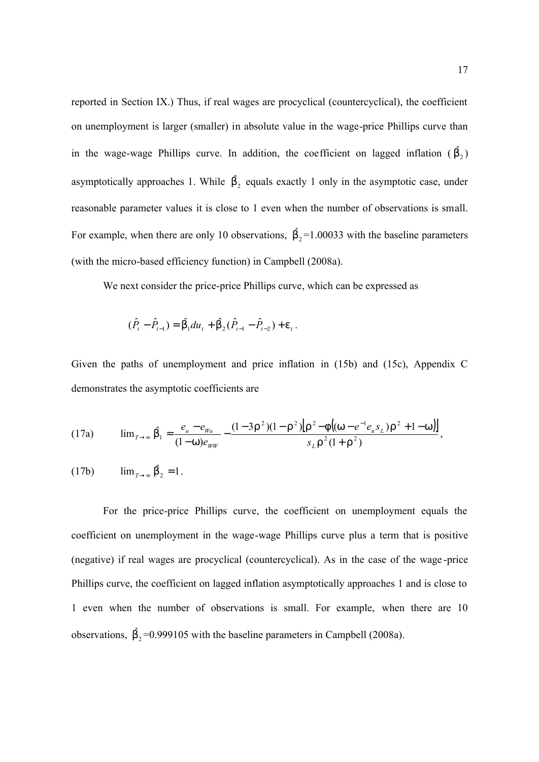reported in Section IX.) Thus, if real wages are procyclical (countercyclical), the coefficient on unemployment is larger (smaller) in absolute value in the wage-price Phillips curve than in the wage-wage Phillips curve. In addition, the coefficient on lagged inflation ($\hat{\beta}_2$) asymptotically approaches 1. While $\hat{\beta}_2$ equals exactly 1 only in the asymptotic case, under reasonable parameter values it is close to 1 even when the number of observations is small. For example, when there are only 10 observations, $\hat{\beta}_2$=1.00033 with the baseline parameters (with the micro-based efficiency function) in Campbell (2008a).

We next consider the price-price Phillips curve, which can be expressed as

$$(\hat{P}_t - \hat{P}_{t-1}) = \hat{\beta}_1 du_t + \hat{\beta}_2 (\hat{P}_{t-1} - \hat{P}_{t-2}) + \varepsilon_t .$$

Given the paths of unemployment and price inflation in (15b) and (15c), Appendix C demonstrates the asymptotic coefficients are

$$\text{(17a)} \qquad \lim_{T\to\infty} \hat{\beta}_1 = \frac{e_u - e_{Wu}}{(1-\omega)e_{WW}} - \frac{(1-3\rho^2)(1-\rho^2)\left[\rho^2 - \phi\left((\omega - e^{-1}e_u s_L)\rho^2 + 1 - \omega\right)\right]}{s_L \rho^2 (1+\rho^2)},$$

$$\text{(17b)} \qquad \lim_{T\to\infty} \hat{\beta}_2 = 1 .$$

For the price-price Phillips curve, the coefficient on unemployment equals the coefficient on unemployment in the wage-wage Phillips curve plus a term that is positive (negative) if real wages are procyclical (countercyclical). As in the case of the wage-price Phillips curve, the coefficient on lagged inflation asymptotically approaches 1 and is close to 1 even when the number of observations is small. For example, when there are 10 observations, $\hat{\beta}_2$=0.999105 with the baseline parameters in Campbell (2008a).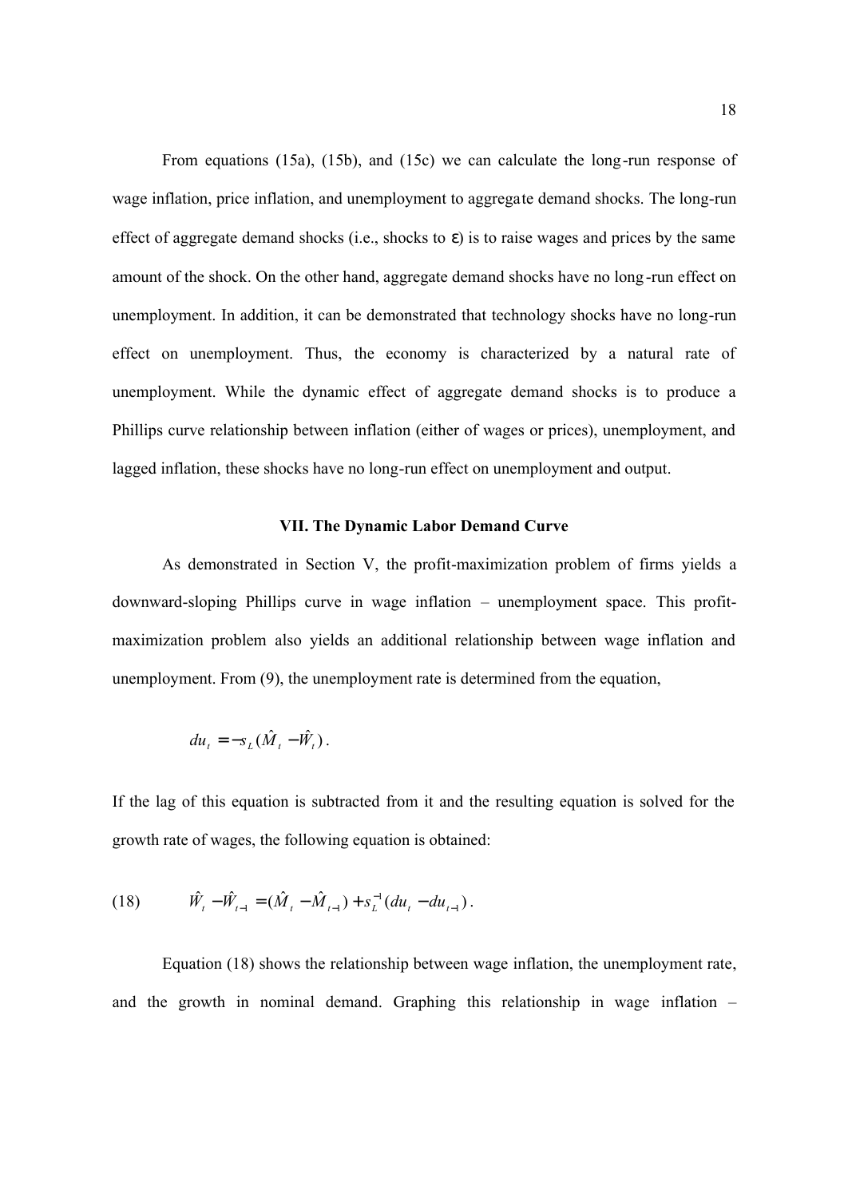From equations (15a), (15b), and (15c) we can calculate the long-run response of wage inflation, price inflation, and unemployment to aggregate demand shocks. The long-run effect of aggregate demand shocks (i.e., shocks to $\varepsilon$) is to raise wages and prices by the same amount of the shock. On the other hand, aggregate demand shocks have no long-run effect on unemployment. In addition, it can be demonstrated that technology shocks have no long-run effect on unemployment. Thus, the economy is characterized by a natural rate of unemployment. While the dynamic effect of aggregate demand shocks is to produce a Phillips curve relationship between inflation (either of wages or prices), unemployment, and lagged inflation, these shocks have no long-run effect on unemployment and output.

### VII. The Dynamic Labor Demand Curve

As demonstrated in Section V, the profit-maximization problem of firms yields a downward-sloping Phillips curve in wage inflation – unemployment space. This profit-maximization problem also yields an additional relationship between wage inflation and unemployment. From (9), the unemployment rate is determined from the equation,

$$du_t = -s_L(\hat{M}_t - \hat{W}_t).$$

If the lag of this equation is subtracted from it and the resulting equation is solved for the growth rate of wages, the following equation is obtained:

$$\hat{W}_t - \hat{W}_{t-1} = (\hat{M}_t - \hat{M}_{t-1}) + s_L^{-1}(du_t - du_{t-1}). \tag{18}$$

Equation (18) shows the relationship between wage inflation, the unemployment rate, and the growth in nominal demand. Graphing this relationship in wage inflation –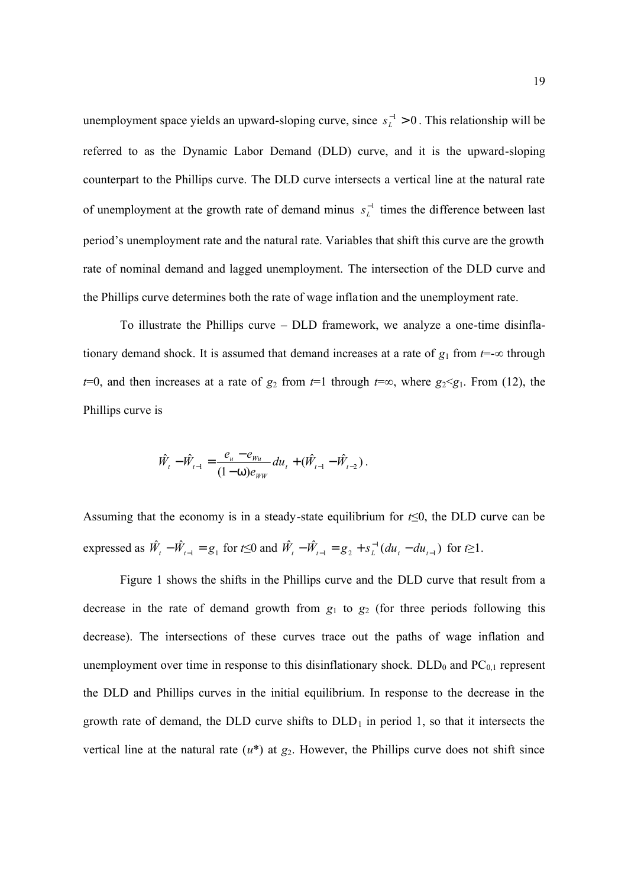unemployment space yields an upward-sloping curve, since $s_L^{-1} > 0$. This relationship will be referred to as the Dynamic Labor Demand (DLD) curve, and it is the upward-sloping counterpart to the Phillips curve. The DLD curve intersects a vertical line at the natural rate of unemployment at the growth rate of demand minus $s_L^{-1}$ times the difference between last period's unemployment rate and the natural rate. Variables that shift this curve are the growth rate of nominal demand and lagged unemployment. The intersection of the DLD curve and the Phillips curve determines both the rate of wage inflation and the unemployment rate.

To illustrate the Phillips curve – DLD framework, we analyze a one-time disinflationary demand shock. It is assumed that demand increases at a rate of $g_1$ from $t$=-∞ through $t$=0, and then increases at a rate of $g_2$ from $t$=1 through $t$=∞, where $g_2$<$g_1$. From (12), the Phillips curve is

$$\hat{W}_t - \hat{W}_{t-1} = \frac{e_u - e_{Wu}}{(1-\omega)e_{WW}} du_t + (\hat{W}_{t-1} - \hat{W}_{t-2}).$$

Assuming that the economy is in a steady-state equilibrium for $t$≤0, the DLD curve can be expressed as $\hat{W}_t - \hat{W}_{t-1} = g_1$ for $t$≤0 and $\hat{W}_t - \hat{W}_{t-1} = g_2 + s_L^{-1}(du_t - du_{t-1})$ for $t$≥1.

Figure 1 shows the shifts in the Phillips curve and the DLD curve that result from a decrease in the rate of demand growth from $g_1$ to $g_2$ (for three periods following this decrease). The intersections of these curves trace out the paths of wage inflation and unemployment over time in response to this disinflationary shock. $DLD_0$ and $PC_{0,1}$ represent the DLD and Phillips curves in the initial equilibrium. In response to the decrease in the growth rate of demand, the DLD curve shifts to $DLD_1$ in period 1, so that it intersects the vertical line at the natural rate ($u$*) at $g_2$. However, the Phillips curve does not shift since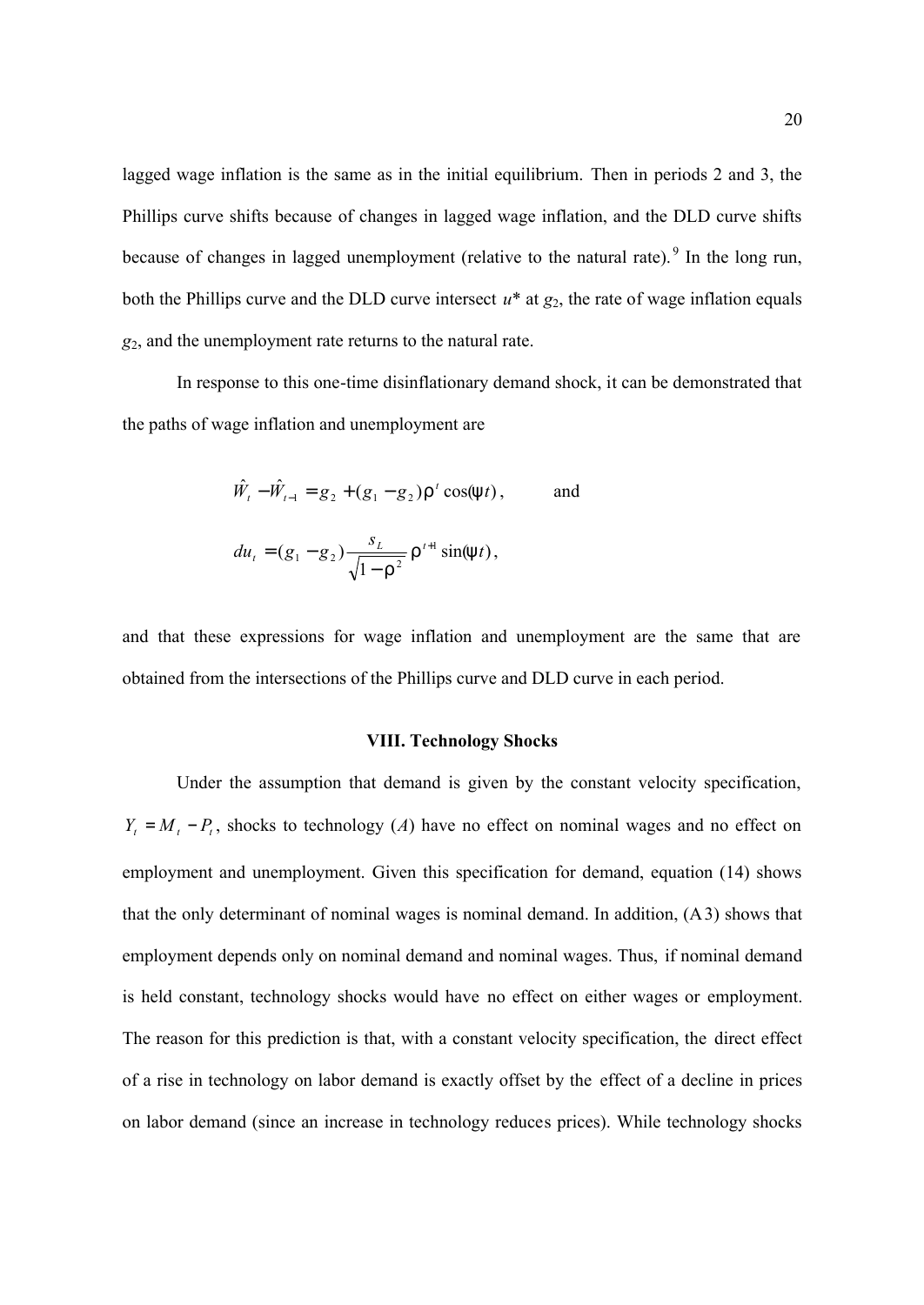lagged wage inflation is the same as in the initial equilibrium. Then in periods 2 and 3, the Phillips curve shifts because of changes in lagged wage inflation, and the DLD curve shifts because of changes in lagged unemployment (relative to the natural rate).[9] In the long run, both the Phillips curve and the DLD curve intersect $u^*$ at $g_2$, the rate of wage inflation equals $g_2$, and the unemployment rate returns to the natural rate.

In response to this one-time disinflationary demand shock, it can be demonstrated that the paths of wage inflation and unemployment are

$$\hat{W}_t - \hat{W}_{t-1} = g_2 + (g_1 - g_2)\rho^t \cos(\psi t), \qquad \text{and}$$

$$du_t = (g_1 - g_2)\frac{s_L}{\sqrt{1-\rho^2}}\rho^{t+1}\sin(\psi t),$$

and that these expressions for wage inflation and unemployment are the same that are obtained from the intersections of the Phillips curve and DLD curve in each period.

## VIII. Technology Shocks

Under the assumption that demand is given by the constant velocity specification, $Y_t = M_t - P_t$, shocks to technology ($A$) have no effect on nominal wages and no effect on employment and unemployment. Given this specification for demand, equation (14) shows that the only determinant of nominal wages is nominal demand. In addition, (A3) shows that employment depends only on nominal demand and nominal wages. Thus, if nominal demand is held constant, technology shocks would have no effect on either wages or employment. The reason for this prediction is that, with a constant velocity specification, the direct effect of a rise in technology on labor demand is exactly offset by the effect of a decline in prices on labor demand (since an increase in technology reduces prices). While technology shocks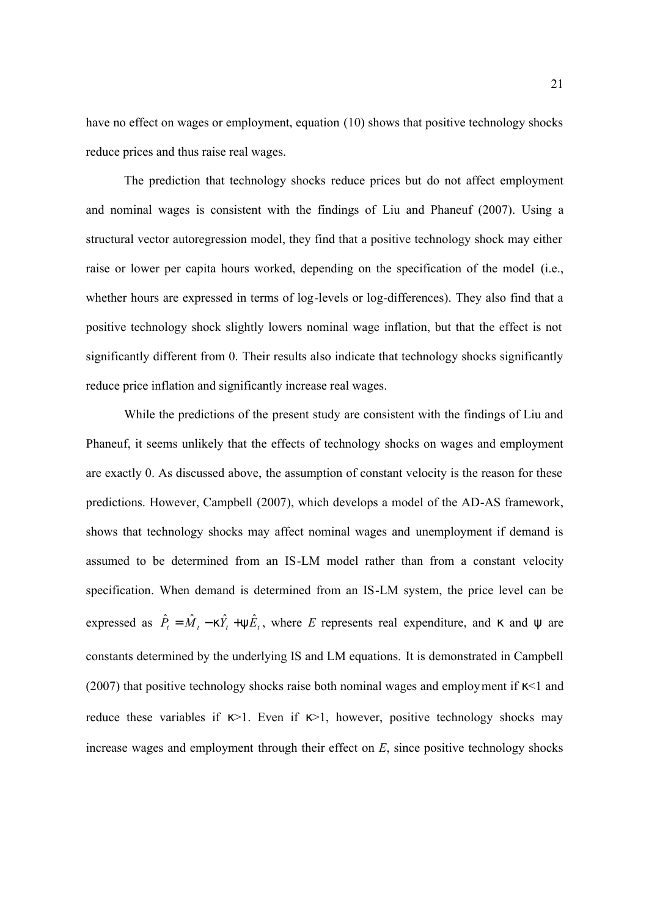have no effect on wages or employment, equation (10) shows that positive technology shocks reduce prices and thus raise real wages.

The prediction that technology shocks reduce prices but do not affect employment and nominal wages is consistent with the findings of Liu and Phaneuf (2007). Using a structural vector autoregression model, they find that a positive technology shock may either raise or lower per capita hours worked, depending on the specification of the model (i.e., whether hours are expressed in terms of log-levels or log-differences). They also find that a positive technology shock slightly lowers nominal wage inflation, but that the effect is not significantly different from 0. Their results also indicate that technology shocks significantly reduce price inflation and significantly increase real wages.

While the predictions of the present study are consistent with the findings of Liu and Phaneuf, it seems unlikely that the effects of technology shocks on wages and employment are exactly 0. As discussed above, the assumption of constant velocity is the reason for these predictions. However, Campbell (2007), which develops a model of the AD-AS framework, shows that technology shocks may affect nominal wages and unemployment if demand is assumed to be determined from an IS-LM model rather than from a constant velocity specification. When demand is determined from an IS-LM system, the price level can be expressed as $\hat{P}_t = \hat{M}_t - \kappa \hat{Y}_t + \psi \hat{E}_t$, where $E$ represents real expenditure, and $\kappa$ and $\psi$ are constants determined by the underlying IS and LM equations. It is demonstrated in Campbell (2007) that positive technology shocks raise both nominal wages and employment if $\kappa<1$ and reduce these variables if $\kappa>1$. Even if $\kappa>1$, however, positive technology shocks may increase wages and employment through their effect on $E$, since positive technology shocks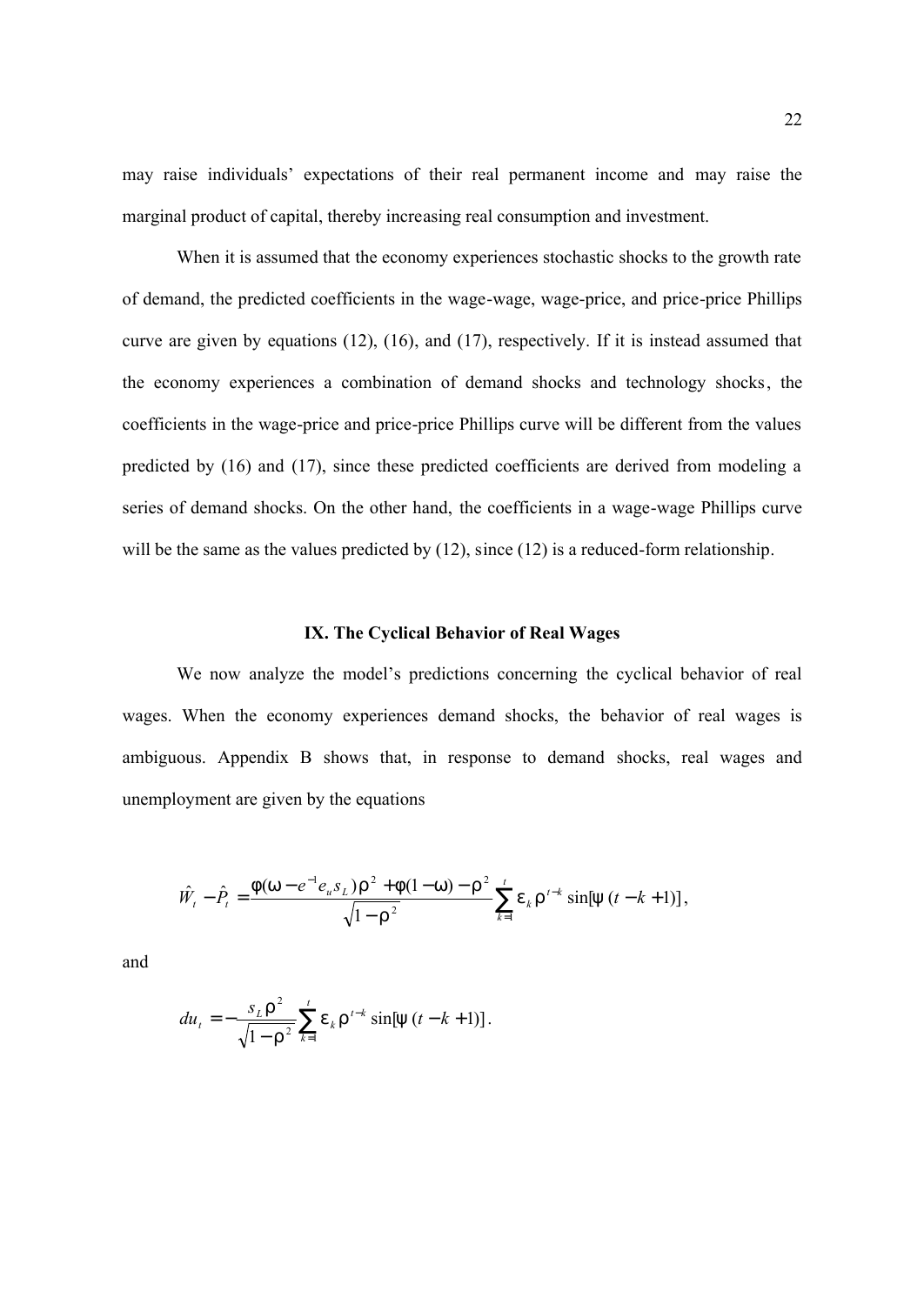may raise individuals' expectations of their real permanent income and may raise the marginal product of capital, thereby increasing real consumption and investment.

When it is assumed that the economy experiences stochastic shocks to the growth rate of demand, the predicted coefficients in the wage-wage, wage-price, and price-price Phillips curve are given by equations (12), (16), and (17), respectively. If it is instead assumed that the economy experiences a combination of demand shocks and technology shocks, the coefficients in the wage-price and price-price Phillips curve will be different from the values predicted by (16) and (17), since these predicted coefficients are derived from modeling a series of demand shocks. On the other hand, the coefficients in a wage-wage Phillips curve will be the same as the values predicted by (12), since (12) is a reduced-form relationship.

## IX. The Cyclical Behavior of Real Wages

We now analyze the model's predictions concerning the cyclical behavior of real wages. When the economy experiences demand shocks, the behavior of real wages is ambiguous. Appendix B shows that, in response to demand shocks, real wages and unemployment are given by the equations

$$\hat{W}_t - \hat{P}_t = \frac{\phi(\omega - e^{-1}e_u s_L)\rho^2 + \phi(1-\omega) - \rho^2}{\sqrt{1-\rho^2}} \sum_{k=1}^{t} \varepsilon_k \rho^{t-k} \sin[\psi\,(t-k+1)],$$

and

$$du_t = -\frac{s_L \rho^2}{\sqrt{1-\rho^2}} \sum_{k=1}^{t} \varepsilon_k \rho^{t-k} \sin[\psi\,(t-k+1)].$$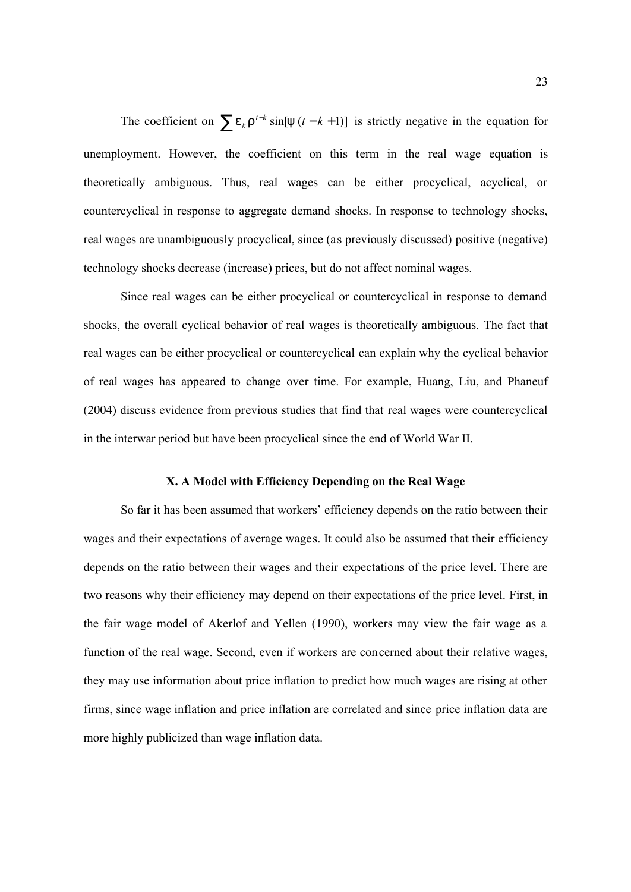The coefficient on $\sum \varepsilon_k \rho^{t-k} \sin[\psi(t-k+1)]$ is strictly negative in the equation for unemployment. However, the coefficient on this term in the real wage equation is theoretically ambiguous. Thus, real wages can be either procyclical, acyclical, or countercyclical in response to aggregate demand shocks. In response to technology shocks, real wages are unambiguously procyclical, since (as previously discussed) positive (negative) technology shocks decrease (increase) prices, but do not affect nominal wages.

Since real wages can be either procyclical or countercyclical in response to demand shocks, the overall cyclical behavior of real wages is theoretically ambiguous. The fact that real wages can be either procyclical or countercyclical can explain why the cyclical behavior of real wages has appeared to change over time. For example, Huang, Liu, and Phaneuf (2004) discuss evidence from previous studies that find that real wages were countercyclical in the interwar period but have been procyclical since the end of World War II.

## X. A Model with Efficiency Depending on the Real Wage

So far it has been assumed that workers' efficiency depends on the ratio between their wages and their expectations of average wages. It could also be assumed that their efficiency depends on the ratio between their wages and their expectations of the price level. There are two reasons why their efficiency may depend on their expectations of the price level. First, in the fair wage model of Akerlof and Yellen (1990), workers may view the fair wage as a function of the real wage. Second, even if workers are concerned about their relative wages, they may use information about price inflation to predict how much wages are rising at other firms, since wage inflation and price inflation are correlated and since price inflation data are more highly publicized than wage inflation data.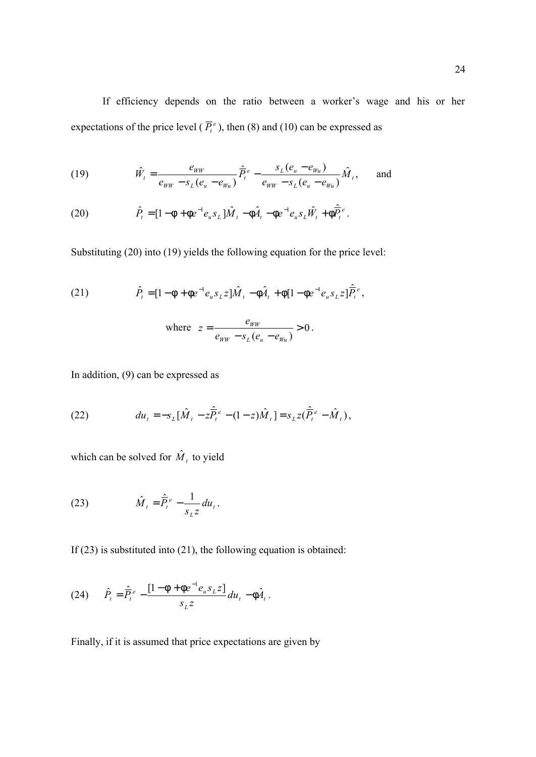If efficiency depends on the ratio between a worker's wage and his or her expectations of the price level ( $\overline{P}_t^e$ ), then (8) and (10) can be expressed as

$$\text{(19)} \qquad \hat{W}_t = \frac{e_{WW}}{e_{WW} - s_L(e_u - e_{Wu})}\hat{\overline{P}}_t^e - \frac{s_L(e_u - e_{Wu})}{e_{WW} - s_L(e_u - e_{Wu})}\hat{M}_t, \qquad \text{and}$$

$$\text{(20)} \qquad \hat{P}_t = [1 - \phi + \phi e^{-1} e_u s_L]\hat{M}_t - \phi\hat{A}_t - \phi e^{-1} e_u s_L \hat{W}_t + \phi\hat{\overline{P}}_t^e.$$

Substituting (20) into (19) yields the following equation for the price level:

$$\text{(21)} \qquad \hat{P}_t = [1 - \phi + \phi e^{-1} e_u s_L z]\hat{M}_t - \phi\hat{A}_t + \phi[1 - \phi e^{-1} e_u s_L z]\hat{\overline{P}}_t^e,$$

$$\text{where} \quad z = \frac{e_{WW}}{e_{WW} - s_L(e_u - e_{Wu})} > 0.$$

In addition, (9) can be expressed as

$$\text{(22)} \qquad du_t = -s_L[\hat{M}_t - z\hat{\overline{P}}_t^e - (1 - z)\hat{M}_t] = s_L z(\hat{\overline{P}}_t^e - \hat{M}_t),$$

which can be solved for $\hat{M}_t$ to yield

$$\text{(23)} \qquad \hat{M}_t = \hat{\overline{P}}_t^e - \frac{1}{s_L z} du_t.$$

If (23) is substituted into (21), the following equation is obtained:

$$\text{(24)} \qquad \hat{P}_t = \hat{\overline{P}}_t^e - \frac{[1 - \phi + \phi e^{-1} e_u s_L z]}{s_L z} du_t - \phi\hat{A}_t.$$

Finally, if it is assumed that price expectations are given by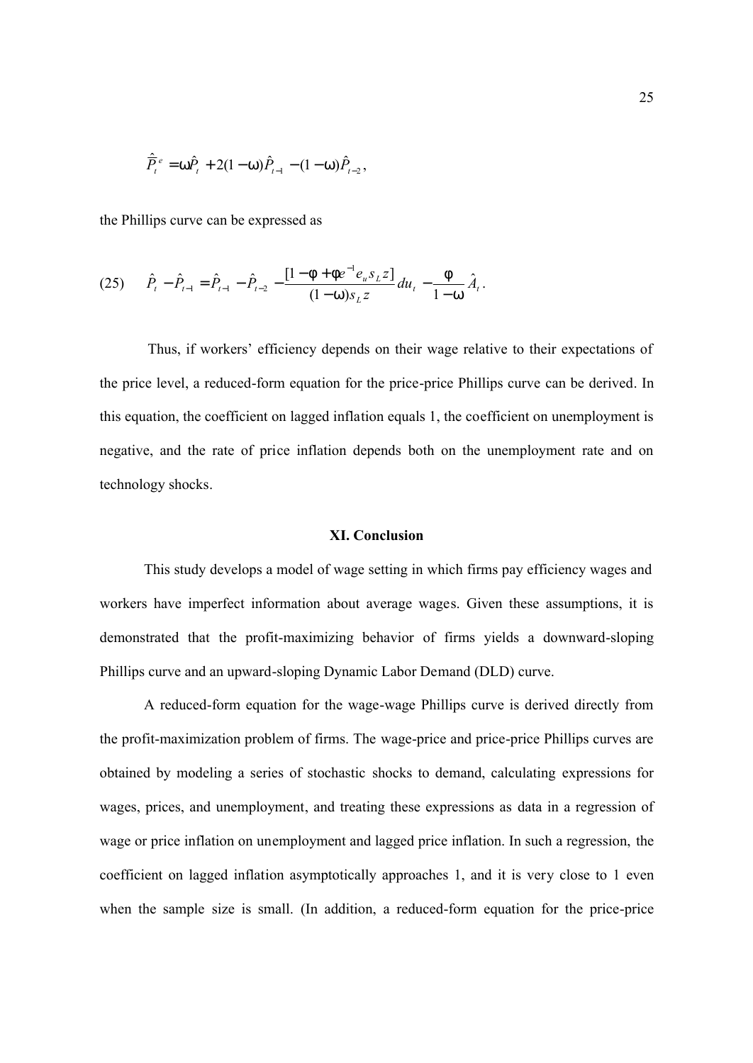$$\hat{\bar{P}}_t^e = \omega \hat{P}_t + 2(1-\omega)\hat{P}_{t-1} - (1-\omega)\hat{P}_{t-2},$$

the Phillips curve can be expressed as

$$\text{(25)} \qquad \hat{P}_t - \hat{P}_{t-1} = \hat{P}_{t-1} - \hat{P}_{t-2} - \frac{[1-\phi+\phi e^{-1} e_u s_L z]}{(1-\omega)s_L z} du_t - \frac{\phi}{1-\omega}\hat{A}_t .$$

Thus, if workers' efficiency depends on their wage relative to their expectations of the price level, a reduced-form equation for the price-price Phillips curve can be derived. In this equation, the coefficient on lagged inflation equals 1, the coefficient on unemployment is negative, and the rate of price inflation depends both on the unemployment rate and on technology shocks.

## XI. Conclusion

This study develops a model of wage setting in which firms pay efficiency wages and workers have imperfect information about average wages. Given these assumptions, it is demonstrated that the profit-maximizing behavior of firms yields a downward-sloping Phillips curve and an upward-sloping Dynamic Labor Demand (DLD) curve.

A reduced-form equation for the wage-wage Phillips curve is derived directly from the profit-maximization problem of firms. The wage-price and price-price Phillips curves are obtained by modeling a series of stochastic shocks to demand, calculating expressions for wages, prices, and unemployment, and treating these expressions as data in a regression of wage or price inflation on unemployment and lagged price inflation. In such a regression, the coefficient on lagged inflation asymptotically approaches 1, and it is very close to 1 even when the sample size is small. (In addition, a reduced-form equation for the price-price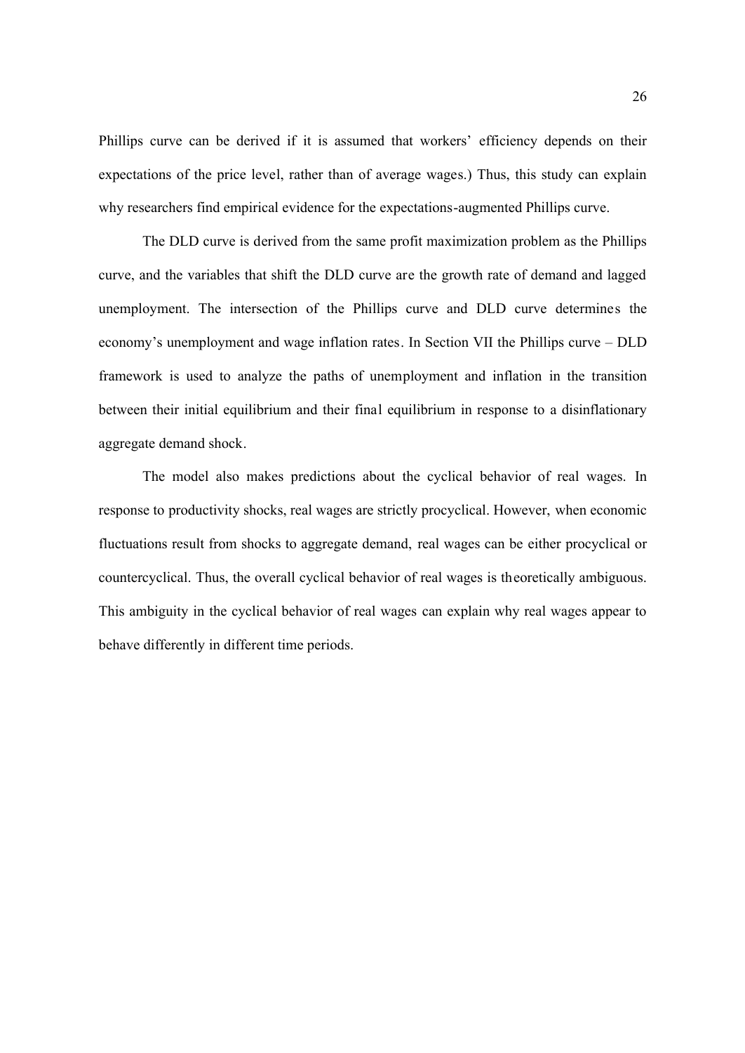Phillips curve can be derived if it is assumed that workers' efficiency depends on their expectations of the price level, rather than of average wages.) Thus, this study can explain why researchers find empirical evidence for the expectations-augmented Phillips curve.

The DLD curve is derived from the same profit maximization problem as the Phillips curve, and the variables that shift the DLD curve are the growth rate of demand and lagged unemployment. The intersection of the Phillips curve and DLD curve determines the economy's unemployment and wage inflation rates. In Section VII the Phillips curve – DLD framework is used to analyze the paths of unemployment and inflation in the transition between their initial equilibrium and their final equilibrium in response to a disinflationary aggregate demand shock.

The model also makes predictions about the cyclical behavior of real wages. In response to productivity shocks, real wages are strictly procyclical. However, when economic fluctuations result from shocks to aggregate demand, real wages can be either procyclical or countercyclical. Thus, the overall cyclical behavior of real wages is theoretically ambiguous. This ambiguity in the cyclical behavior of real wages can explain why real wages appear to behave differently in different time periods.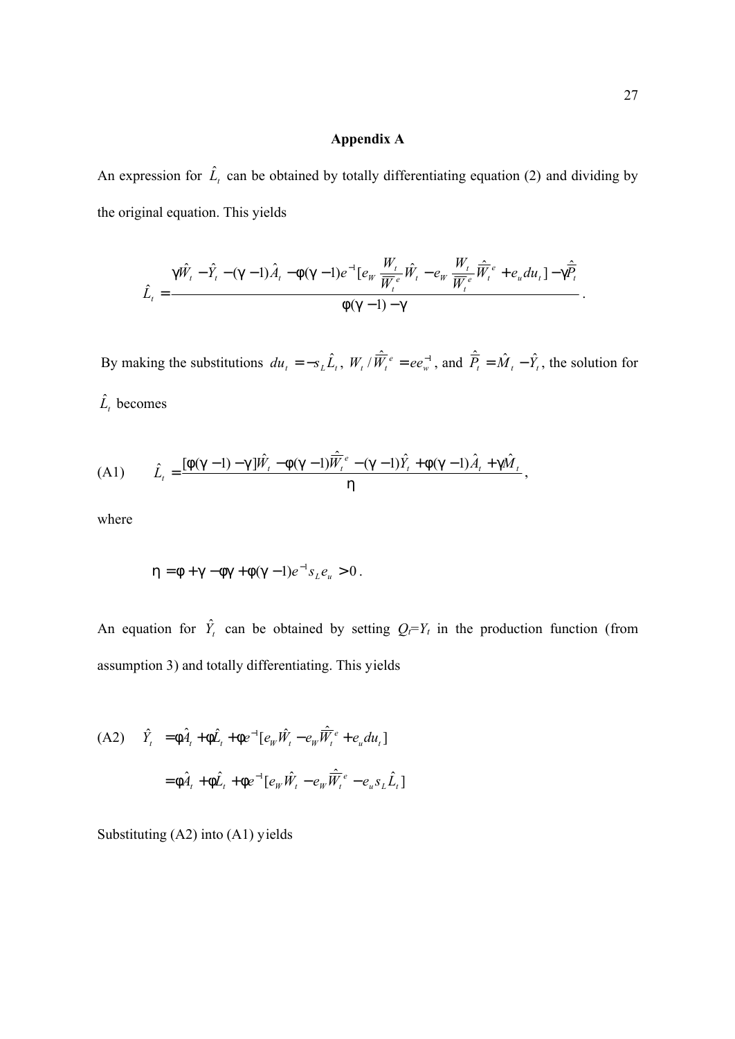## Appendix A

An expression for $\hat{L}_t$ can be obtained by totally differentiating equation (2) and dividing by the original equation. This yields

$$\hat{L}_t = \frac{\gamma \hat{W}_t - \hat{Y}_t - (\gamma - 1)\hat{A}_t - \phi(\gamma - 1)e^{-1}[e_W \frac{W_t}{\overline{W}_t^e}\hat{W}_t - e_W \frac{W_t}{\overline{W}_t^e}\hat{\overline{W}}_t^e + e_u du_t] - \gamma \hat{\overline{P}}_t}{\phi(\gamma - 1) - \gamma}.$$

By making the substitutions $du_t = -s_L \hat{L}_t$, $W_t / \hat{\overline{W}}_t^e = ee_w^{-1}$, and $\hat{\overline{P}}_t = \hat{M}_t - \hat{Y}_t$, the solution for $\hat{L}_t$ becomes

$$\text{(A1)} \qquad \hat{L}_t = \frac{[\phi(\gamma - 1) - \gamma]\hat{W}_t - \phi(\gamma - 1)\hat{\overline{W}}_t^e - (\gamma - 1)\hat{Y}_t + \phi(\gamma - 1)\hat{A}_t + \gamma \hat{M}_t}{\eta},$$

where

$$\eta = \phi + \gamma - \phi\gamma + \phi(\gamma - 1)e^{-1}s_L e_u > 0.$$

An equation for $\hat{Y}_t$ can be obtained by setting $Q_t=Y_t$ in the production function (from assumption 3) and totally differentiating. This yields

$$\text{(A2)} \qquad \hat{Y}_t = \phi \hat{A}_t + \phi \hat{L}_t + \phi e^{-1}[e_W \hat{W}_t - e_W \hat{\overline{W}}_t^e + e_u du_t]$$

$$= \phi \hat{A}_t + \phi \hat{L}_t + \phi e^{-1}[e_W \hat{W}_t - e_W \hat{\overline{W}}_t^e - e_u s_L \hat{L}_t]$$

Substituting (A2) into (A1) yields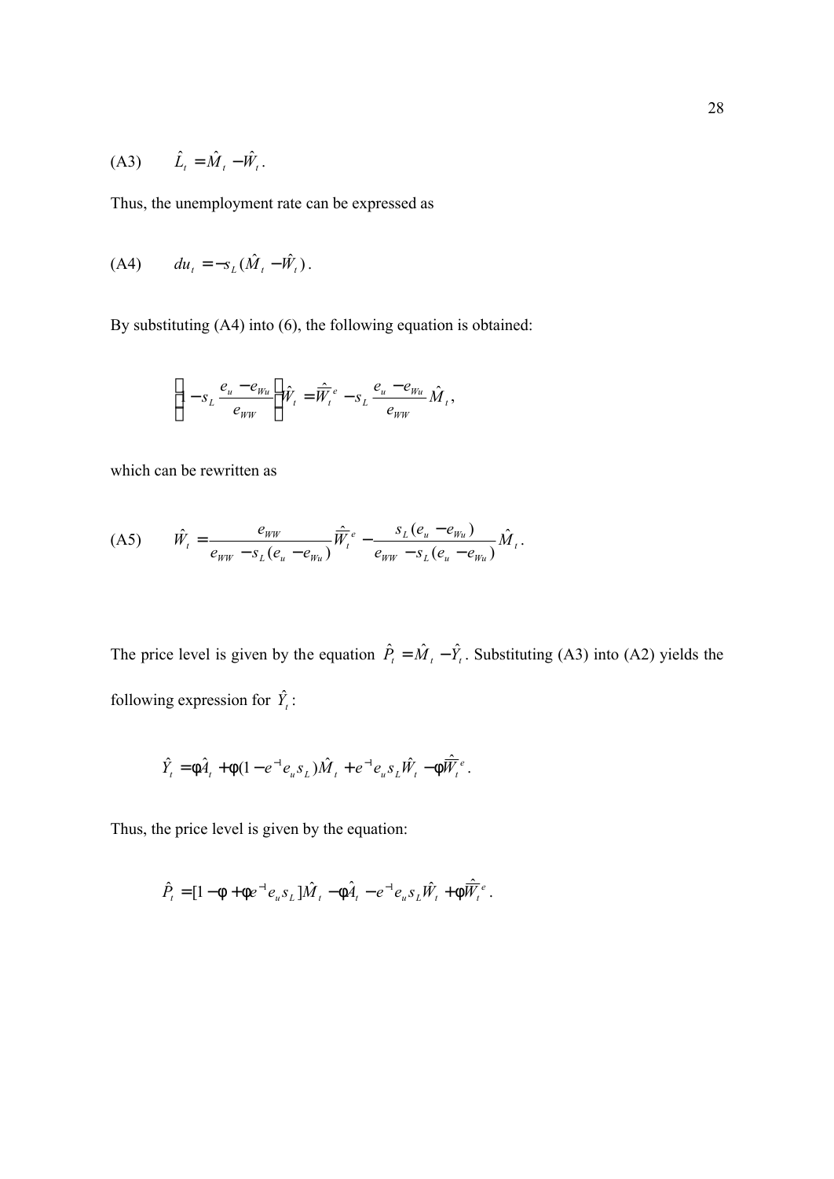(A3) $\quad \hat{L}_t = \hat{M}_t - \hat{W}_t$.

Thus, the unemployment rate can be expressed as

(A4) $\quad du_t = -s_L(\hat{M}_t - \hat{W}_t)$.

By substituting (A4) into (6), the following equation is obtained:

$$\left(1 - s_L \frac{e_u - e_{Wu}}{e_{WW}}\right)\hat{W}_t = \hat{\bar{W}}_t^e - s_L \frac{e_u - e_{Wu}}{e_{WW}} \hat{M}_t,$$

which can be rewritten as

(A5) $$\hat{W}_t = \frac{e_{WW}}{e_{WW} - s_L(e_u - e_{Wu})}\hat{\bar{W}}_t^e - \frac{s_L(e_u - e_{Wu})}{e_{WW} - s_L(e_u - e_{Wu})}\hat{M}_t.$$

The price level is given by the equation $\hat{P}_t = \hat{M}_t - \hat{Y}_t$. Substituting (A3) into (A2) yields the following expression for $\hat{Y}_t$:

$$\hat{Y}_t = \phi\hat{A}_t + \phi(1 - e^{-1}e_u s_L)\hat{M}_t + e^{-1}e_u s_L \hat{W}_t - \phi\hat{\bar{W}}_t^e.$$

Thus, the price level is given by the equation:

$$\hat{P}_t = [1 - \phi + \phi e^{-1}e_u s_L]\hat{M}_t - \phi\hat{A}_t - e^{-1}e_u s_L \hat{W}_t + \phi\hat{\bar{W}}_t^e.$$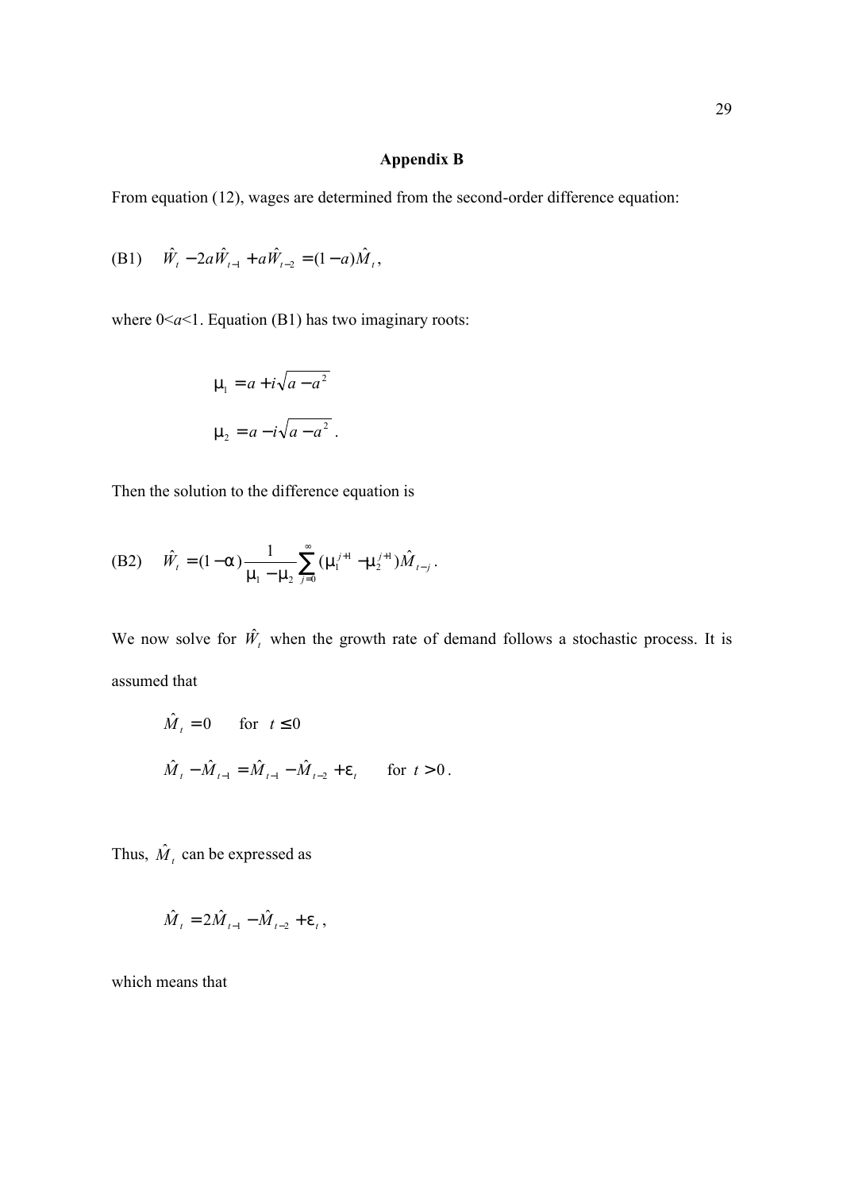## Appendix B

From equation (12), wages are determined from the second-order difference equation:

$$\text{(B1)} \quad \hat{W}_t - 2a\hat{W}_{t-1} + a\hat{W}_{t-2} = (1-a)\hat{M}_t,$$

where 0<*a*<1. Equation (B1) has two imaginary roots:

$$\mu_1 = a + i\sqrt{a - a^2}$$

$$\mu_2 = a - i\sqrt{a - a^2}.$$

Then the solution to the difference equation is

$$\text{(B2)} \quad \hat{W}_t = (1-\alpha)\frac{1}{\mu_1 - \mu_2}\sum_{j=0}^{\infty}(\mu_1^{j+1} - \mu_2^{j+1})\hat{M}_{t-j}.$$

We now solve for $\hat{W}_t$ when the growth rate of demand follows a stochastic process. It is assumed that

$$\hat{M}_t = 0 \qquad \text{for} \quad t \leq 0$$

$$\hat{M}_t - \hat{M}_{t-1} = \hat{M}_{t-1} - \hat{M}_{t-2} + \varepsilon_t \qquad \text{for} \ t > 0.$$

Thus, $\hat{M}_t$ can be expressed as

$$\hat{M}_t = 2\hat{M}_{t-1} - \hat{M}_{t-2} + \varepsilon_t,$$

which means that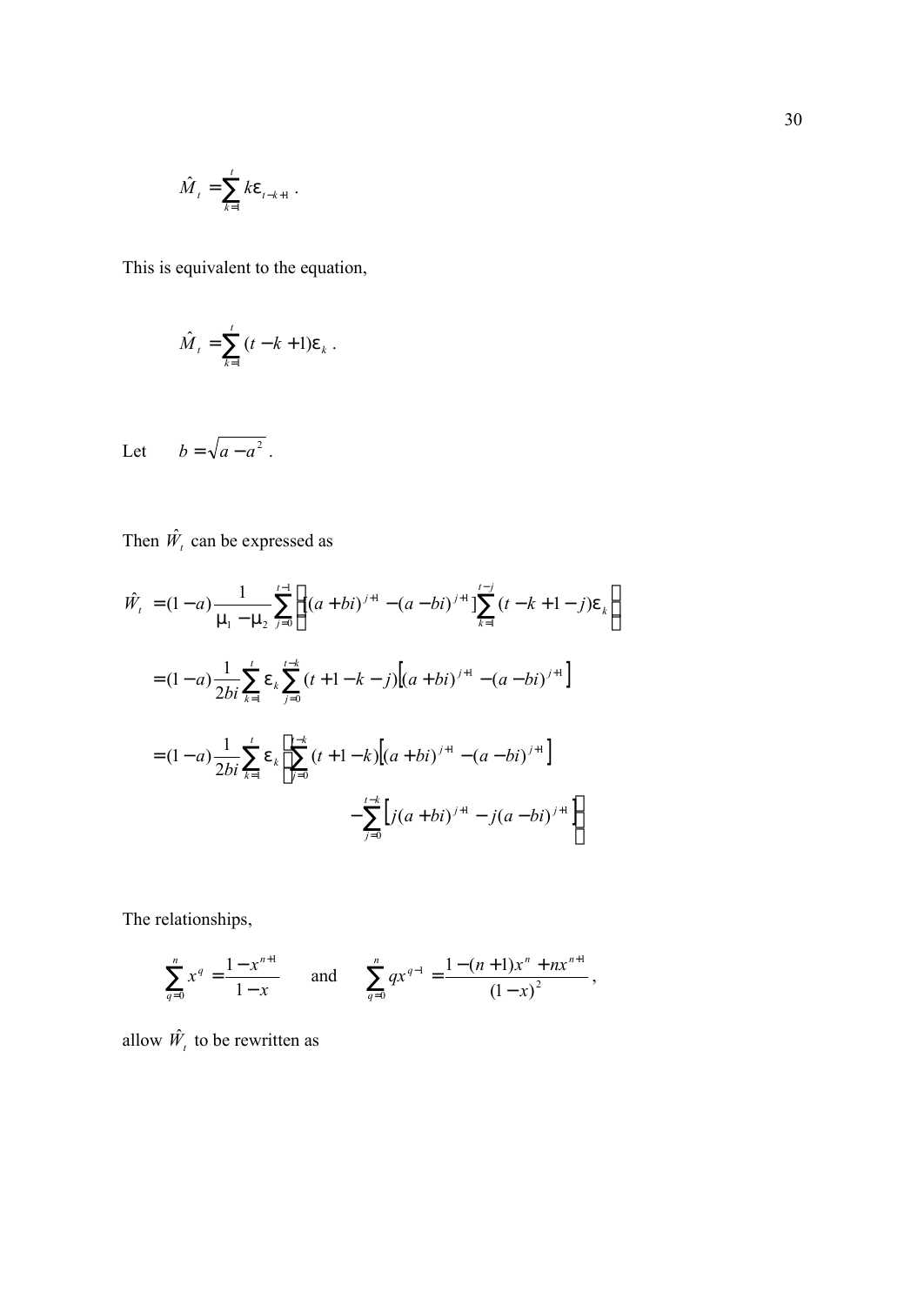$$\hat{M}_t = \sum_{k=1}^{t} k \varepsilon_{t-k+1} .$$

This is equivalent to the equation,

$$\hat{M}_t = \sum_{k=1}^{t} (t-k+1) \varepsilon_k .$$

Let $\quad b = \sqrt{a - a^2}$ .

Then $\hat{W}_t$ can be expressed as

$$\hat{W}_t = (1-a)\frac{1}{\mu_1 - \mu_2}\sum_{j=0}^{t-1}\left\{[(a+bi)^{j+1} - (a-bi)^{j+1}]\sum_{k=1}^{t-j}(t-k+1-j)\varepsilon_k\right\}$$

$$= (1-a)\frac{1}{2bi}\sum_{k=1}^{t}\varepsilon_k\sum_{j=0}^{t-k}(t+1-k-j)\left[(a+bi)^{j+1} - (a-bi)^{j+1}\right]$$

$$= (1-a)\frac{1}{2bi}\sum_{k=1}^{t}\varepsilon_k\left\{\sum_{j=0}^{t-k}(t+1-k)\left[(a+bi)^{j+1} - (a-bi)^{j+1}\right]\right.$$

$$\left. - \sum_{j=0}^{t-k}\left[j(a+bi)^{j+1} - j(a-bi)^{j+1}\right]\right\}$$

The relationships,

$$\sum_{q=0}^{n} x^q = \frac{1-x^{n+1}}{1-x} \qquad \text{and} \qquad \sum_{q=0}^{n} q x^{q-1} = \frac{1-(n+1)x^n + n x^{n+1}}{(1-x)^2},$$

allow $\hat{W}_t$ to be rewritten as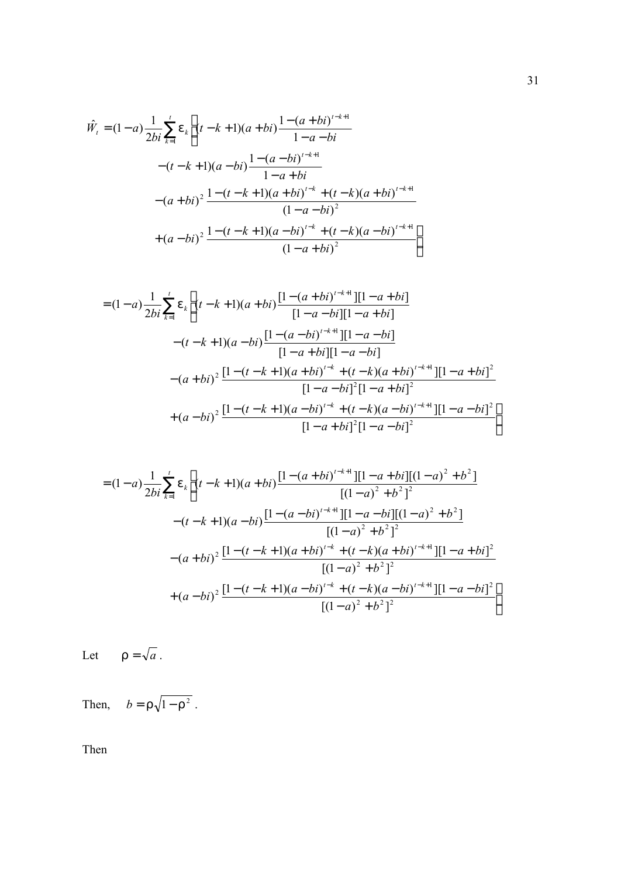$$\hat{W}_t = (1-a)\frac{1}{2bi}\sum_{k=1}^{t} \varepsilon_k \Bigg\{ (t-k+1)(a+bi)\frac{1-(a+bi)^{t-k+1}}{1-a-bi}$$

$$-(t-k+1)(a-bi)\frac{1-(a-bi)^{t-k+1}}{1-a+bi}$$

$$-(a+bi)^2\frac{1-(t-k+1)(a+bi)^{t-k}+(t-k)(a+bi)^{t-k+1}}{(1-a-bi)^2}$$

$$+(a-bi)^2\frac{1-(t-k+1)(a-bi)^{t-k}+(t-k)(a-bi)^{t-k+1}}{(1-a+bi)^2}\Bigg\}$$

$$= (1-a)\frac{1}{2bi}\sum_{k=1}^{t} \varepsilon_k \Bigg\{ (t-k+1)(a+bi)\frac{[1-(a+bi)^{t-k+1}][1-a+bi]}{[1-a-bi][1-a+bi]}$$

$$-(t-k+1)(a-bi)\frac{[1-(a-bi)^{t-k+1}][1-a-bi]}{[1-a+bi][1-a-bi]}$$

$$-(a+bi)^2\frac{[1-(t-k+1)(a+bi)^{t-k}+(t-k)(a+bi)^{t-k+1}][1-a+bi]^2}{[1-a-bi]^2[1-a+bi]^2}$$

$$+(a-bi)^2\frac{[1-(t-k+1)(a-bi)^{t-k}+(t-k)(a-bi)^{t-k+1}][1-a-bi]^2}{[1-a+bi]^2[1-a-bi]^2}\Bigg\}$$

$$= (1-a)\frac{1}{2bi}\sum_{k=1}^{t} \varepsilon_k \Bigg\{ (t-k+1)(a+bi)\frac{[1-(a+bi)^{t-k+1}][1-a+bi][(1-a)^2+b^2]}{[(1-a)^2+b^2]^2}$$

$$-(t-k+1)(a-bi)\frac{[1-(a-bi)^{t-k+1}][1-a-bi][(1-a)^2+b^2]}{[(1-a)^2+b^2]^2}$$

$$-(a+bi)^2\frac{[1-(t-k+1)(a+bi)^{t-k}+(t-k)(a+bi)^{t-k+1}][1-a+bi]^2}{[(1-a)^2+b^2]^2}$$

$$+(a-bi)^2\frac{[1-(t-k+1)(a-bi)^{t-k}+(t-k)(a-bi)^{t-k+1}][1-a-bi]^2}{[(1-a)^2+b^2]^2}\Bigg\}$$

Let $\rho = \sqrt{a}$.

Then, $b = \rho\sqrt{1-\rho^2}$.

Then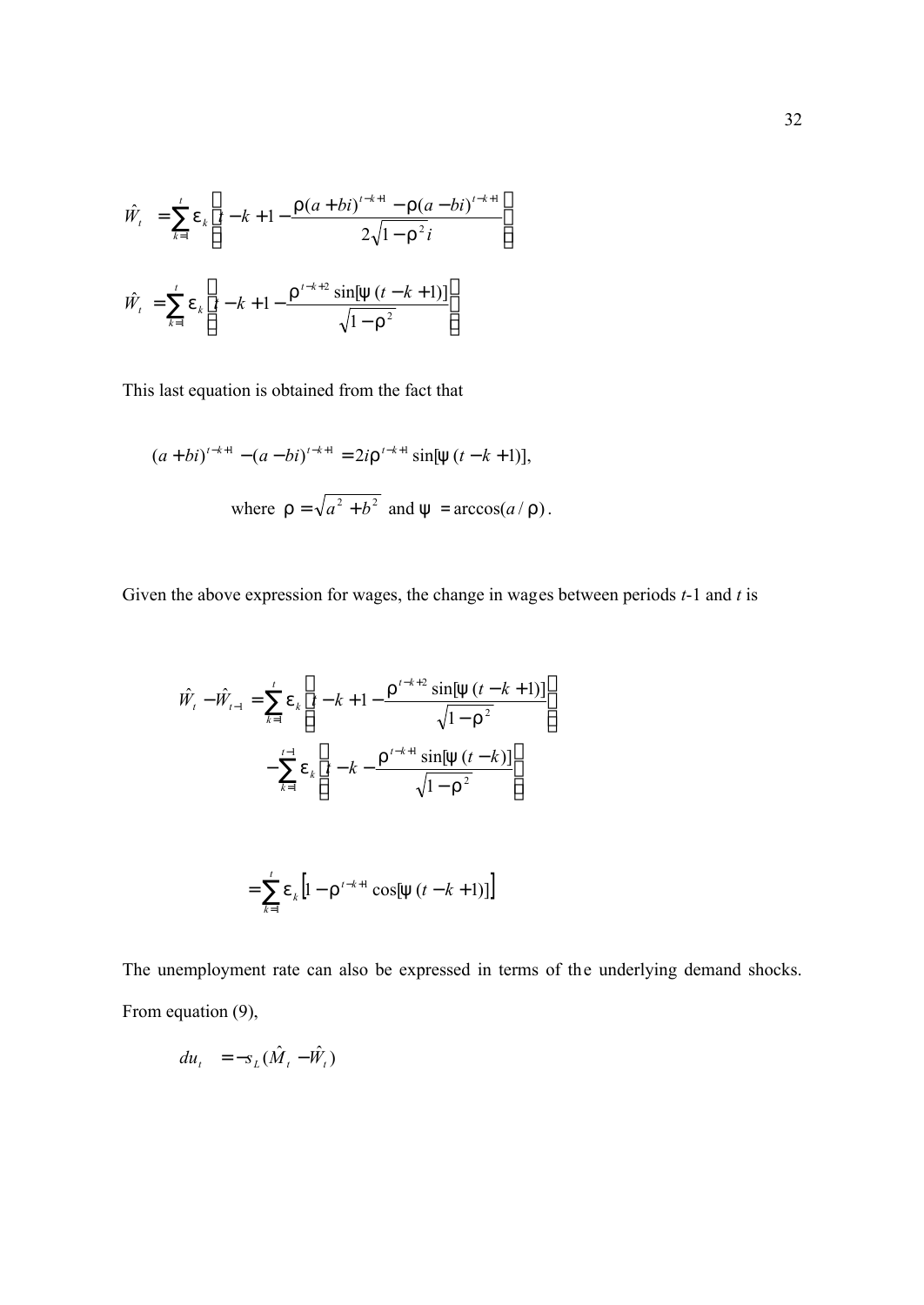$$\hat{W}_t = \sum_{k=1}^{t} \varepsilon_k \left[ t - k + 1 - \frac{\rho(a+bi)^{t-k+1} - \rho(a-bi)^{t-k+1}}{2\sqrt{1-\rho^2}\, i} \right]$$

$$\hat{W}_t = \sum_{k=1}^{t} \varepsilon_k \left[ t - k + 1 - \frac{\rho^{t-k+2} \sin[\psi\,(t-k+1)]}{\sqrt{1-\rho^2}} \right]$$

This last equation is obtained from the fact that

$$(a+bi)^{t-k+1} - (a-bi)^{t-k+1} = 2i\rho^{t-k+1} \sin[\psi\,(t-k+1)],$$

$$\text{where } \rho = \sqrt{a^2+b^2} \text{ and } \psi = \arccos(a/\rho).$$

Given the above expression for wages, the change in wages between periods $t$-1 and $t$ is

$$\hat{W}_t - \hat{W}_{t-1} = \sum_{k=1}^{t} \varepsilon_k \left[ t - k + 1 - \frac{\rho^{t-k+2} \sin[\psi\,(t-k+1)]}{\sqrt{1-\rho^2}} \right]$$
$$- \sum_{k=1}^{t-1} \varepsilon_k \left[ t - k - \frac{\rho^{t-k+1} \sin[\psi\,(t-k)]}{\sqrt{1-\rho^2}} \right]$$

$$= \sum_{k=1}^{t} \varepsilon_k \left[ 1 - \rho^{t-k+1} \cos[\psi\,(t-k+1)] \right]$$

The unemployment rate can also be expressed in terms of the underlying demand shocks. From equation (9),

$$du_t = -s_L(\hat{M}_t - \hat{W}_t)$$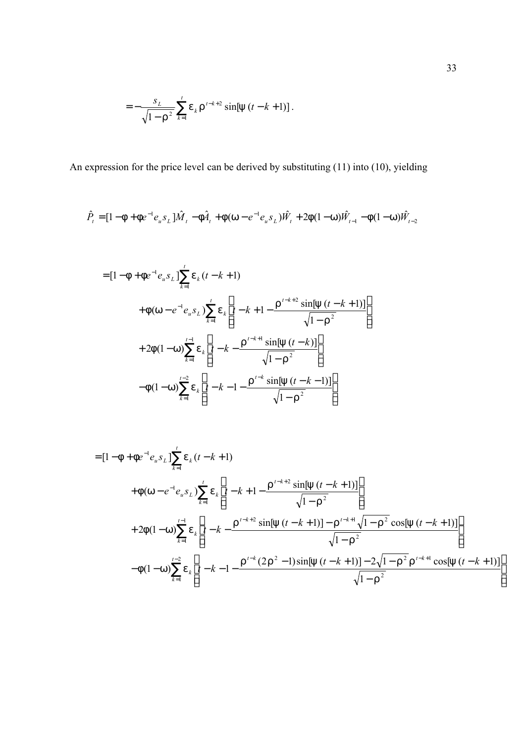$$= -\frac{s_L}{\sqrt{1-\rho^2}} \sum_{k=1}^{t} \varepsilon_k \rho^{t-k+2} \sin[\psi(t-k+1)] \,.$$

An expression for the price level can be derived by substituting (11) into (10), yielding

$$\hat{P}_t = [1-\phi+\phi e^{-1} e_u s_L]\hat{M}_t - \phi\hat{A}_t + \phi(\omega - e^{-1} e_u s_L)\hat{W}_t + 2\phi(1-\omega)\hat{W}_{t-1} - \phi(1-\omega)\hat{W}_{t-2}$$

$$\begin{aligned}
&= [1-\phi+\phi e^{-1} e_u s_L]\sum_{k=1}^{t} \varepsilon_k (t-k+1) \\
&\quad + \phi(\omega - e^{-1} e_u s_L)\sum_{k=1}^{t} \varepsilon_k \left[ t-k+1 - \frac{\rho^{t-k+2}\sin[\psi(t-k+1)]}{\sqrt{1-\rho^2}} \right] \\
&\quad + 2\phi(1-\omega)\sum_{k=1}^{t-1} \varepsilon_k \left[ t-k - \frac{\rho^{t-k+1}\sin[\psi(t-k)]}{\sqrt{1-\rho^2}} \right] \\
&\quad - \phi(1-\omega)\sum_{k=1}^{t-2} \varepsilon_k \left[ t-k-1 - \frac{\rho^{t-k}\sin[\psi(t-k-1)]}{\sqrt{1-\rho^2}} \right]
\end{aligned}$$

$$\begin{aligned}
&= [1-\phi+\phi e^{-1} e_u s_L]\sum_{k=1}^{t} \varepsilon_k (t-k+1) \\
&\quad + \phi(\omega - e^{-1} e_u s_L)\sum_{k=1}^{t} \varepsilon_k \left[ t-k+1 - \frac{\rho^{t-k+2}\sin[\psi(t-k+1)]}{\sqrt{1-\rho^2}} \right] \\
&\quad + 2\phi(1-\omega)\sum_{k=1}^{t-1} \varepsilon_k \left[ t-k - \frac{\rho^{t-k+2}\sin[\psi(t-k+1)] - \rho^{t-k+1}\sqrt{1-\rho^2}\cos[\psi(t-k+1)]}{\sqrt{1-\rho^2}} \right] \\
&\quad - \phi(1-\omega)\sum_{k=1}^{t-2} \varepsilon_k \left[ t-k-1 - \frac{\rho^{t-k}(2\rho^2-1)\sin[\psi(t-k+1)] - 2\sqrt{1-\rho^2}\,\rho^{t-k+1}\cos[\psi(t-k+1)]}{\sqrt{1-\rho^2}} \right]
\end{aligned}$$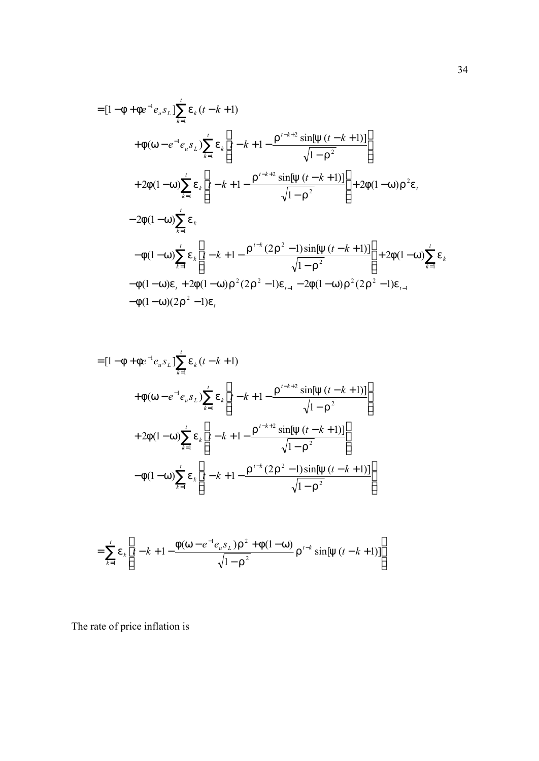$$
\begin{aligned}
&= [1-\phi+\phi e^{-1} e_u s_L] \sum_{k=1}^{t} \varepsilon_k (t-k+1) \\
&\quad + \phi(\omega - e^{-1} e_u s_L) \sum_{k=1}^{t} \varepsilon_k \left[ t-k+1 - \frac{\rho^{t-k+2} \sin[\psi(t-k+1)]}{\sqrt{1-\rho^2}} \right] \\
&\quad + 2\phi(1-\omega) \sum_{k=1}^{t} \varepsilon_k \left[ t-k+1 - \frac{\rho^{t-k+2} \sin[\psi(t-k+1)]}{\sqrt{1-\rho^2}} \right] + 2\phi(1-\omega)\rho^2 \varepsilon_t \\
&\quad - 2\phi(1-\omega) \sum_{k=1}^{t} \varepsilon_k \\
&\quad - \phi(1-\omega) \sum_{k=1}^{t} \varepsilon_k \left[ t-k+1 - \frac{\rho^{t-k}(2\rho^2-1) \sin[\psi(t-k+1)]}{\sqrt{1-\rho^2}} \right] + 2\phi(1-\omega) \sum_{k=1}^{t} \varepsilon_k \\
&\quad - \phi(1-\omega)\varepsilon_t + 2\phi(1-\omega)\rho^2(2\rho^2-1)\varepsilon_{t-1} - 2\phi(1-\omega)\rho^2(2\rho^2-1)\varepsilon_{t-1} \\
&\quad - \phi(1-\omega)(2\rho^2-1)\varepsilon_t
\end{aligned}
$$

$$
\begin{aligned}
&= [1-\phi+\phi e^{-1} e_u s_L] \sum_{k=1}^{t} \varepsilon_k (t-k+1) \\
&\quad + \phi(\omega - e^{-1} e_u s_L) \sum_{k=1}^{t} \varepsilon_k \left[ t-k+1 - \frac{\rho^{t-k+2} \sin[\psi(t-k+1)]}{\sqrt{1-\rho^2}} \right] \\
&\quad + 2\phi(1-\omega) \sum_{k=1}^{t} \varepsilon_k \left[ t-k+1 - \frac{\rho^{t-k+2} \sin[\psi(t-k+1)]}{\sqrt{1-\rho^2}} \right] \\
&\quad - \phi(1-\omega) \sum_{k=1}^{t} \varepsilon_k \left[ t-k+1 - \frac{\rho^{t-k}(2\rho^2-1) \sin[\psi(t-k+1)]}{\sqrt{1-\rho^2}} \right]
\end{aligned}
$$

$$
= \sum_{k=1}^{t} \varepsilon_k \left[ t-k+1 - \frac{\phi(\omega - e^{-1} e_u s_L)\rho^2 + \phi(1-\omega)}{\sqrt{1-\rho^2}} \rho^{t-k} \sin[\psi(t-k+1)] \right]
$$

The rate of price inflation is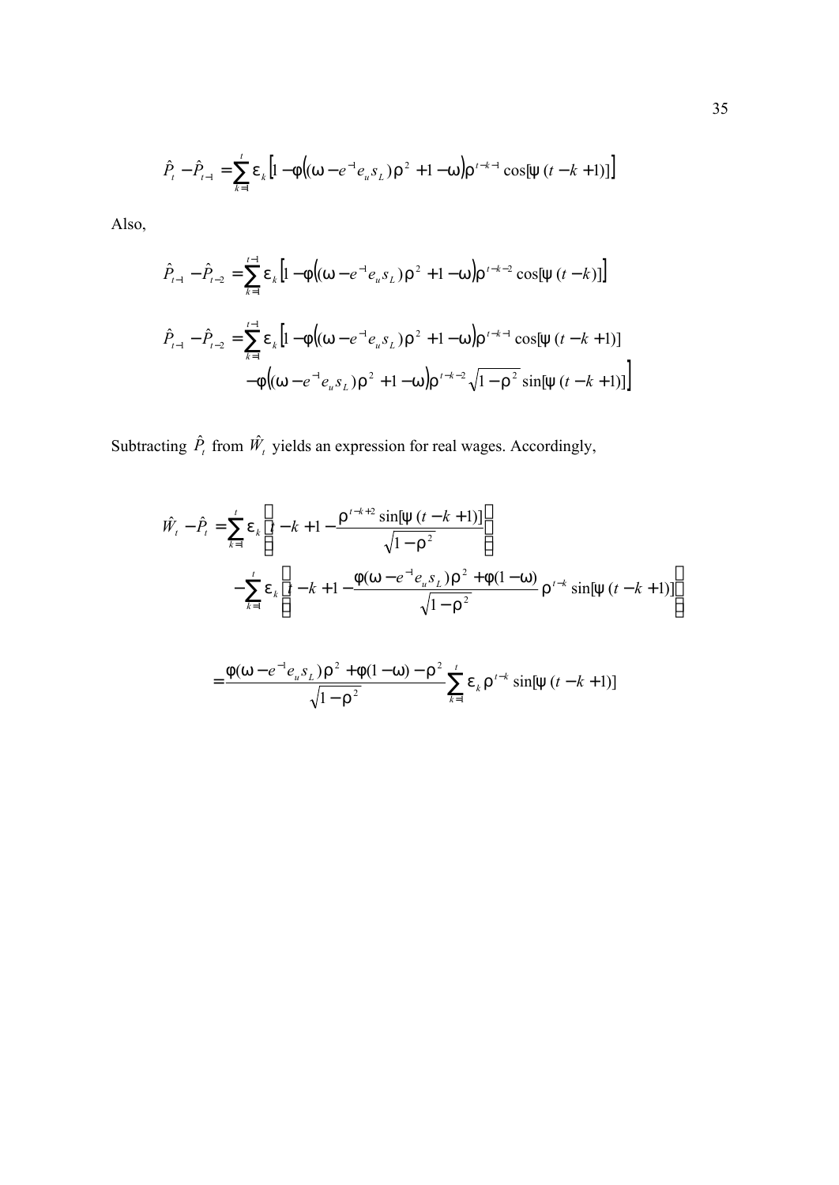$$\hat{P}_t - \hat{P}_{t-1} = \sum_{k=1}^{t} \varepsilon_k \left[1 - \phi\left((\omega - e^{-1} e_u s_L)\rho^2 + 1 - \omega\right)\rho^{t-k-1} \cos[\psi\,(t-k+1)]\right]$$

Also,

$$\hat{P}_{t-1} - \hat{P}_{t-2} = \sum_{k=1}^{t-1} \varepsilon_k \left[1 - \phi\left((\omega - e^{-1} e_u s_L)\rho^2 + 1 - \omega\right)\rho^{t-k-2} \cos[\psi\,(t-k)]\right]$$

$$\begin{aligned}\hat{P}_{t-1} - \hat{P}_{t-2} = \sum_{k=1}^{t-1} \varepsilon_k \Big[1 &- \phi\left((\omega - e^{-1} e_u s_L)\rho^2 + 1 - \omega\right)\rho^{t-k-1} \cos[\psi\,(t-k+1)] \\ &- \phi\left((\omega - e^{-1} e_u s_L)\rho^2 + 1 - \omega\right)\rho^{t-k-2}\sqrt{1-\rho^2}\,\sin[\psi\,(t-k+1)]\Big]\end{aligned}$$

Subtracting $\hat{P}_t$ from $\hat{W}_t$ yields an expression for real wages. Accordingly,

$$\begin{aligned}\hat{W}_t - \hat{P}_t &= \sum_{k=1}^{t} \varepsilon_k \left[t - k + 1 - \frac{\rho^{t-k+2}\sin[\psi\,(t-k+1)]}{\sqrt{1-\rho^2}}\right] \\ &\quad - \sum_{k=1}^{t} \varepsilon_k \left[t - k + 1 - \frac{\phi(\omega - e^{-1} e_u s_L)\rho^2 + \phi(1-\omega)}{\sqrt{1-\rho^2}}\,\rho^{t-k}\sin[\psi\,(t-k+1)]\right]\end{aligned}$$

$$= \frac{\phi(\omega - e^{-1} e_u s_L)\rho^2 + \phi(1-\omega) - \rho^2}{\sqrt{1-\rho^2}} \sum_{k=1}^{t} \varepsilon_k \rho^{t-k} \sin[\psi\,(t-k+1)]$$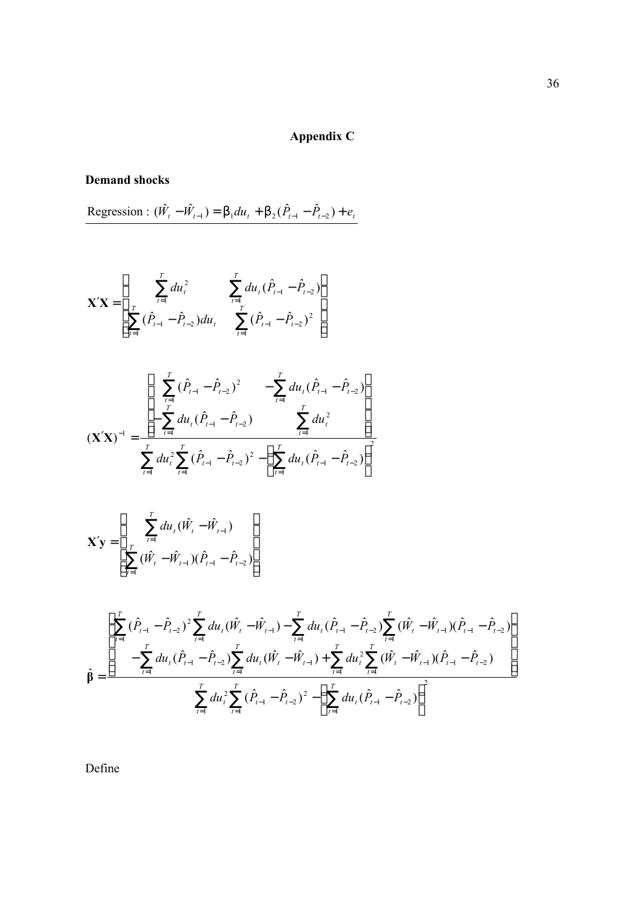## Appendix C

**Demand shocks**

Regression : $(\hat{W}_t - \hat{W}_{t-1}) = \beta_1 du_t + \beta_2 (\hat{P}_{t-1} - \hat{P}_{t-2}) + e_t$

$$\mathbf{X'X} = \begin{bmatrix} \sum_{t=1}^{T} du_t^2 & \sum_{t=1}^{T} du_t (\hat{P}_{t-1} - \hat{P}_{t-2}) \\ \sum_{t=1}^{T} (\hat{P}_{t-1} - \hat{P}_{t-2}) du_t & \sum_{t=1}^{T} (\hat{P}_{t-1} - \hat{P}_{t-2})^2 \end{bmatrix}$$

$$(\mathbf{X'X})^{-1} = \frac{\begin{bmatrix} \sum_{t=1}^{T} (\hat{P}_{t-1} - \hat{P}_{t-2})^2 & -\sum_{t=1}^{T} du_t (\hat{P}_{t-1} - \hat{P}_{t-2}) \\ -\sum_{t=1}^{T} du_t (\hat{P}_{t-1} - \hat{P}_{t-2}) & \sum_{t=1}^{T} du_t^2 \end{bmatrix}}{\sum_{t=1}^{T} du_t^2 \sum_{t=1}^{T} (\hat{P}_{t-1} - \hat{P}_{t-2})^2 - \left[ \sum_{t=1}^{T} du_t (\hat{P}_{t-1} - \hat{P}_{t-2}) \right]^2}$$

$$\mathbf{X'y} = \begin{bmatrix} \sum_{t=1}^{T} du_t (\hat{W}_t - \hat{W}_{t-1}) \\ \sum_{t=1}^{T} (\hat{W}_t - \hat{W}_{t-1})(\hat{P}_{t-1} - \hat{P}_{t-2}) \end{bmatrix}$$

$$\hat{\boldsymbol{\beta}} = \frac{\begin{bmatrix} \sum_{t=1}^{T} (\hat{P}_{t-1} - \hat{P}_{t-2})^2 \sum_{t=1}^{T} du_t (\hat{W}_t - \hat{W}_{t-1}) - \sum_{t=1}^{T} du_t (\hat{P}_{t-1} - \hat{P}_{t-2}) \sum_{t=1}^{T} (\hat{W}_t - \hat{W}_{t-1})(\hat{P}_{t-1} - \hat{P}_{t-2}) \\ -\sum_{t=1}^{T} du_t (\hat{P}_{t-1} - \hat{P}_{t-2}) \sum_{t=1}^{T} du_t (\hat{W}_t - \hat{W}_{t-1}) + \sum_{t=1}^{T} du_t^2 \sum_{t=1}^{T} (\hat{W}_t - \hat{W}_{t-1})(\hat{P}_{t-1} - \hat{P}_{t-2}) \end{bmatrix}}{\sum_{t=1}^{T} du_t^2 \sum_{t=1}^{T} (\hat{P}_{t-1} - \hat{P}_{t-2})^2 - \left[ \sum_{t=1}^{T} du_t (\hat{P}_{t-1} - \hat{P}_{t-2}) \right]^2}$$

Define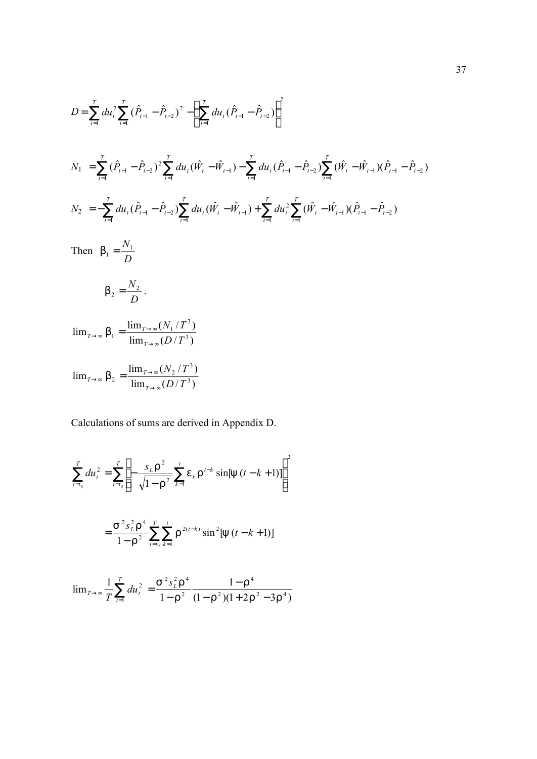$$D = \sum_{t=1}^{T} du_t^2 \sum_{t=1}^{T} (\hat{P}_{t-1} - \hat{P}_{t-2})^2 - \left[\sum_{t=1}^{T} du_t (\hat{P}_{t-1} - \hat{P}_{t-2})\right]^2$$

$$N_1 = \sum_{t=1}^{T} (\hat{P}_{t-1} - \hat{P}_{t-2})^2 \sum_{t=1}^{T} du_t (\hat{W}_t - \hat{W}_{t-1}) - \sum_{t=1}^{T} du_t (\hat{P}_{t-1} - \hat{P}_{t-2}) \sum_{t=1}^{T} (\hat{W}_t - \hat{W}_{t-1})(\hat{P}_{t-1} - \hat{P}_{t-2})$$

$$N_2 = -\sum_{t=1}^{T} du_t (\hat{P}_{t-1} - \hat{P}_{t-2}) \sum_{t=1}^{T} du_t (\hat{W}_t - \hat{W}_{t-1}) + \sum_{t=1}^{T} du_t^2 \sum_{t=1}^{T} (\hat{W}_t - \hat{W}_{t-1})(\hat{P}_{t-1} - \hat{P}_{t-2})$$

Then $\beta_1 = \dfrac{N_1}{D}$

$$\beta_2 = \frac{N_2}{D}.$$

$$\lim_{T\to\infty} \beta_1 = \frac{\lim_{T\to\infty}(N_1/T^3)}{\lim_{T\to\infty}(D/T^3)}$$

$$\lim_{T\to\infty} \beta_2 = \frac{\lim_{T\to\infty}(N_2/T^3)}{\lim_{T\to\infty}(D/T^3)}$$

Calculations of sums are derived in Appendix D.

$$\sum_{t=t_0}^{T} du_t^2 = \sum_{t=t_0}^{T} \left[ -\frac{s_L \rho^2}{\sqrt{1-\rho^2}} \sum_{k=1}^{t} \varepsilon_k \rho^{t-k} \sin[\psi(t-k+1)] \right]^2$$

$$= \frac{\sigma^2 s_L^2 \rho^4}{1-\rho^2} \sum_{t=t_0}^{T} \sum_{k=1}^{t} \rho^{2(t-k)} \sin^2[\psi(t-k+1)]$$

$$\lim_{T\to\infty} \frac{1}{T} \sum_{t=1}^{T} du_t^2 = \frac{\sigma^2 s_L^2 \rho^4}{1-\rho^2} \frac{1-\rho^4}{(1-\rho^2)(1+2\rho^2-3\rho^4)}$$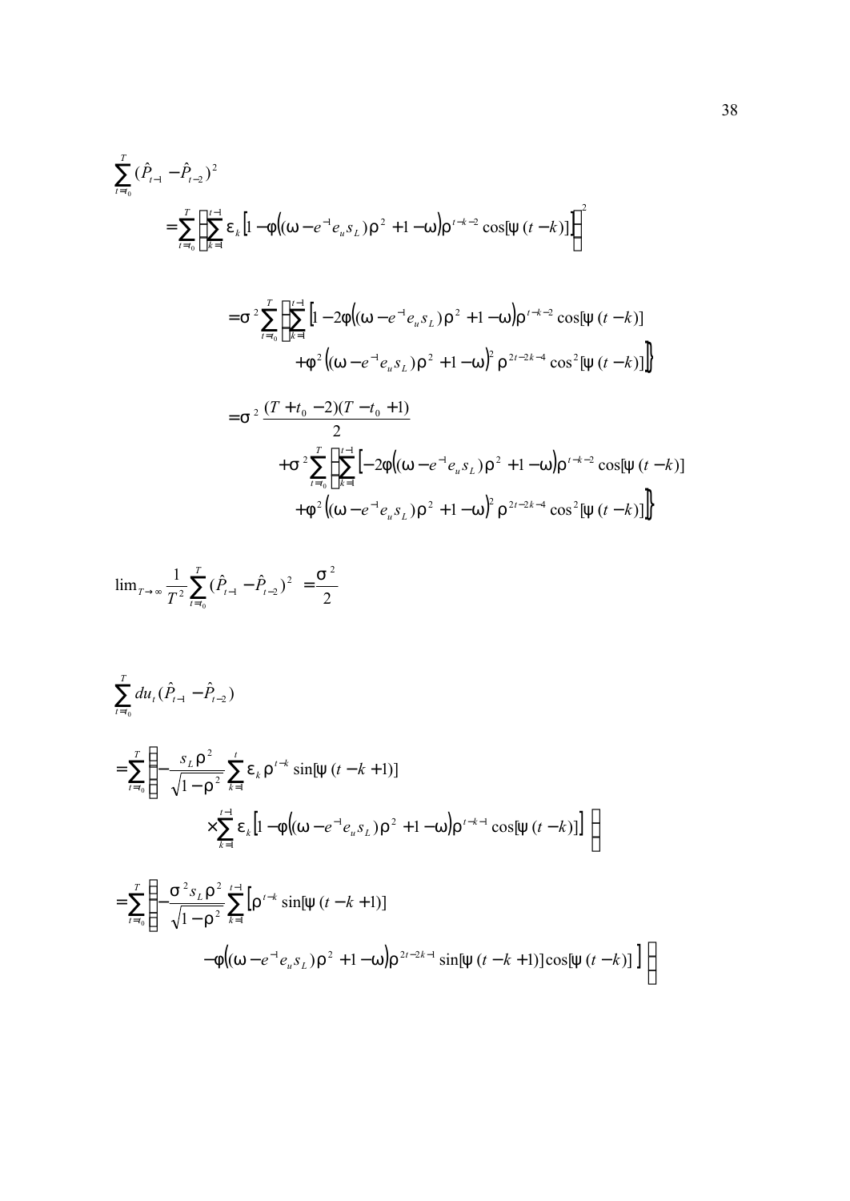$$\sum_{t=t_0}^{T} (\hat{P}_{t-1} - \hat{P}_{t-2})^2$$

$$= \sum_{t=t_0}^{T} \left\{ \sum_{k=1}^{t-1} \varepsilon_k \left[ 1 - \varphi\left( (\omega - e^{-1} e_u s_L) \rho^2 + 1 - \omega \right) \rho^{t-k-2} \cos[\psi\,(t-k)] \right] \right\}^2$$

$$= \sigma^2 \sum_{t=t_0}^{T} \left\{ \sum_{k=1}^{t-1} \left[ 1 - 2\varphi\left( (\omega - e^{-1} e_u s_L) \rho^2 + 1 - \omega \right) \rho^{t-k-2} \cos[\psi\,(t-k)] \right. \right.$$
$$\left. \left. + \varphi^2 \left( (\omega - e^{-1} e_u s_L) \rho^2 + 1 - \omega \right)^2 \rho^{2t-2k-4} \cos^2[\psi\,(t-k)] \right] \right\}$$

$$= \sigma^2 \frac{(T + t_0 - 2)(T - t_0 + 1)}{2}$$
$$+ \sigma^2 \sum_{t=t_0}^{T} \left\{ \sum_{k=1}^{t-1} \left[ -2\varphi\left( (\omega - e^{-1} e_u s_L) \rho^2 + 1 - \omega \right) \rho^{t-k-2} \cos[\psi\,(t-k)] \right. \right.$$
$$\left. \left. + \varphi^2 \left( (\omega - e^{-1} e_u s_L) \rho^2 + 1 - \omega \right)^2 \rho^{2t-2k-4} \cos^2[\psi\,(t-k)] \right] \right\}$$

$$\lim_{T \to \infty} \frac{1}{T^2} \sum_{t=t_0}^{T} (\hat{P}_{t-1} - \hat{P}_{t-2})^2 = \frac{\sigma^2}{2}$$

$$\sum_{t=t_0}^{T} du_t (\hat{P}_{t-1} - \hat{P}_{t-2})$$

$$= \sum_{t=t_0}^{T} \left\{ -\frac{s_L \rho^2}{\sqrt{1-\rho^2}} \sum_{k=1}^{t} \varepsilon_k \rho^{t-k} \sin[\psi\,(t-k+1)] \right.$$
$$\left. \times \sum_{k=1}^{t-1} \varepsilon_k \left[ 1 - \varphi\left( (\omega - e^{-1} e_u s_L) \rho^2 + 1 - \omega \right) \rho^{t-k-1} \cos[\psi\,(t-k)] \right] \right\}$$

$$= \sum_{t=t_0}^{T} \left\{ -\frac{\sigma^2 s_L \rho^2}{\sqrt{1-\rho^2}} \sum_{k=1}^{t-1} \left[ \rho^{t-k} \sin[\psi\,(t-k+1)] \right. \right.$$
$$\left. \left. - \varphi\left( (\omega - e^{-1} e_u s_L) \rho^2 + 1 - \omega \right) \rho^{2t-2k-1} \sin[\psi\,(t-k+1)] \cos[\psi\,(t-k)] \right] \right\}$$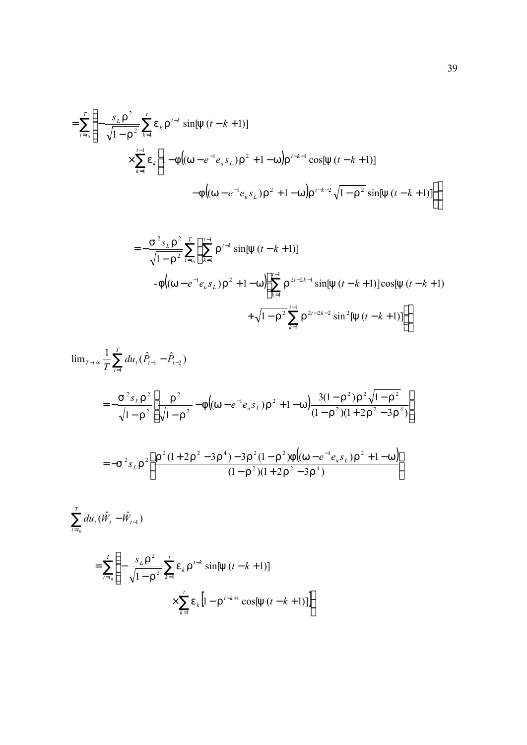$$
=\sum_{t=t_0}^{T}\left\{-\frac{s_L\rho^2}{\sqrt{1-\rho^2}}\sum_{k=1}^{t}\varepsilon_k\rho^{t-k}\sin[\psi(t-k+1)]\right.
$$

$$
\times\sum_{k=1}^{t-1}\varepsilon_k\left[1-\varphi\left((\omega-e^{-1}e_u s_L)\rho^2+1-\omega\right)\rho^{t-k-1}\cos[\psi(t-k+1)]\right.
$$

$$
\left.\left.-\varphi\left((\omega-e^{-1}e_u s_L)\rho^2+1-\omega\right)\rho^{t-k-2}\sqrt{1-\rho^2}\sin[\psi(t-k+1)]\right]\right\}
$$

$$
=-\frac{\sigma^2 s_L\rho^2}{\sqrt{1-\rho^2}}\sum_{t=t_0}^{T}\left\{\sum_{k=1}^{t-1}\rho^{t-k}\sin[\psi(t-k+1)]\right.
$$

$$
-\varphi\left((\omega-e^{-1}e_u s_L)\rho^2+1-\omega\right)\left[\sum_{k=1}^{t-1}\rho^{2t-2k-1}\sin[\psi(t-k+1)]\cos[\psi(t-k+1)\right.
$$

$$
\left.\left.+\sqrt{1-\rho^2}\sum_{k=1}^{t-1}\rho^{2t-2k-2}\sin^2[\psi(t-k+1)]\right]\right\}
$$

$$
\lim_{T\to\infty}\frac{1}{T}\sum_{t=1}^{T}du_t(\hat{P}_{t-1}-\hat{P}_{t-2})
$$

$$
=-\frac{\sigma^2 s_L\rho^2}{\sqrt{1-\rho^2}}\left[\frac{\rho^2}{\sqrt{1-\rho^2}}-\varphi\left((\omega-e^{-1}e_u s_L)\rho^2+1-\omega\right)\frac{3(1-\rho^2)\rho^2\sqrt{1-\rho^2}}{(1-\rho^2)(1+2\rho^2-3\rho^4)}\right]
$$

$$
=-\sigma^2 s_L\rho^2\left[\frac{\rho^2(1+2\rho^2-3\rho^4)-3\rho^2(1-\rho^2)\varphi\left((\omega-e^{-1}e_u s_L)\rho^2+1-\omega\right)}{(1-\rho^2)(1+2\rho^2-3\rho^4)}\right]
$$

$$
\sum_{t=t_0}^{T}du_t(\hat{W}_t-\hat{W}_{t-1})
$$

$$
=\sum_{t=t_0}^{T}\left\{-\frac{s_L\rho^2}{\sqrt{1-\rho^2}}\sum_{k=1}^{t}\varepsilon_k\rho^{t-k}\sin[\psi(t-k+1)]\right.
$$

$$
\left.\times\sum_{k=1}^{t}\varepsilon_k\left[1-\rho^{t-k+1}\cos[\psi(t-k+1)]\right]\right\}
$$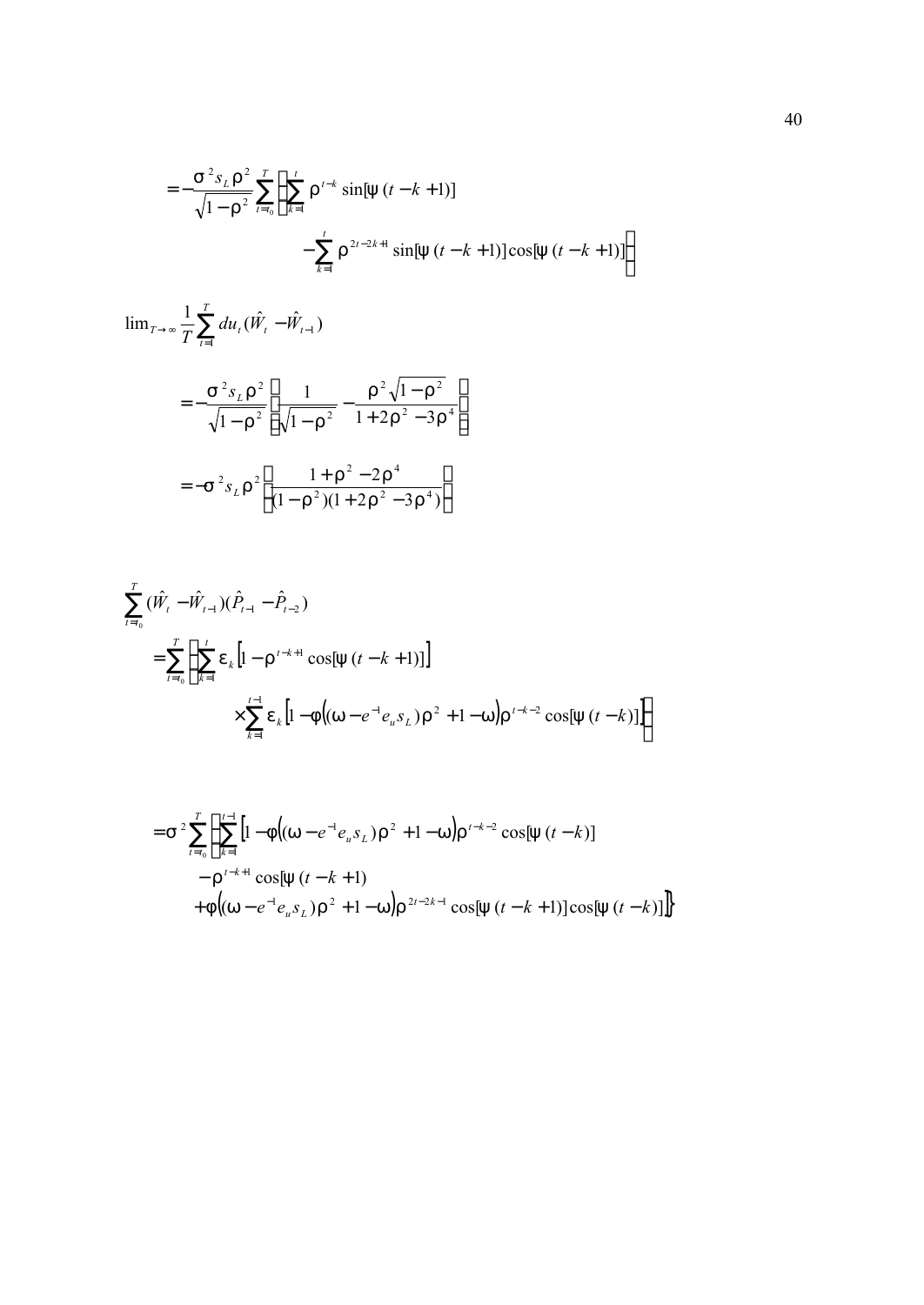$$= -\frac{\sigma^2 s_L \rho^2}{\sqrt{1-\rho^2}} \sum_{t=t_0}^{T} \left\{ \sum_{k=1}^{t} \rho^{t-k} \sin[\psi(t-k+1)] \right.$$

$$\left. - \sum_{k=1}^{t} \rho^{2t-2k+1} \sin[\psi(t-k+1)] \cos[\psi(t-k+1)] \right\}$$

$$\lim_{T \to \infty} \frac{1}{T} \sum_{t=1}^{T} du_t (\hat{W}_t - \hat{W}_{t-1})$$

$$= -\frac{\sigma^2 s_L \rho^2}{\sqrt{1-\rho^2}} \left( \frac{1}{\sqrt{1-\rho^2}} - \frac{\rho^2 \sqrt{1-\rho^2}}{1+2\rho^2 - 3\rho^4} \right)$$

$$= -\sigma^2 s_L \rho^2 \left( \frac{1+\rho^2 - 2\rho^4}{(1-\rho^2)(1+2\rho^2 - 3\rho^4)} \right)$$

$$\sum_{t=t_0}^{T} (\hat{W}_t - \hat{W}_{t-1})(\hat{P}_{t-1} - \hat{P}_{t-2})$$

$$= \sum_{t=t_0}^{T} \left\{ \sum_{k=1}^{t} \varepsilon_k \left[ 1 - \rho^{t-k+1} \cos[\psi(t-k+1)] \right] \right.$$

$$\left. \times \sum_{k=1}^{t-1} \varepsilon_k \left[ 1 - \varphi\left( (\omega - e^{-1} e_u s_L) \rho^2 + 1 - \omega \right) \rho^{t-k-2} \cos[\psi(t-k)] \right] \right\}$$

$$= \sigma^2 \sum_{t=t_0}^{T} \left\{ \sum_{k=1}^{t-1} \left[ 1 - \varphi\left( (\omega - e^{-1} e_u s_L) \rho^2 + 1 - \omega \right) \rho^{t-k-2} \cos[\psi(t-k)] \right. \right.$$

$$- \rho^{t-k+1} \cos[\psi(t-k+1)$$

$$\left. \left. + \varphi\left( (\omega - e^{-1} e_u s_L) \rho^2 + 1 - \omega \right) \rho^{2t-2k-1} \cos[\psi(t-k+1)] \cos[\psi(t-k)] \right] \right\}$$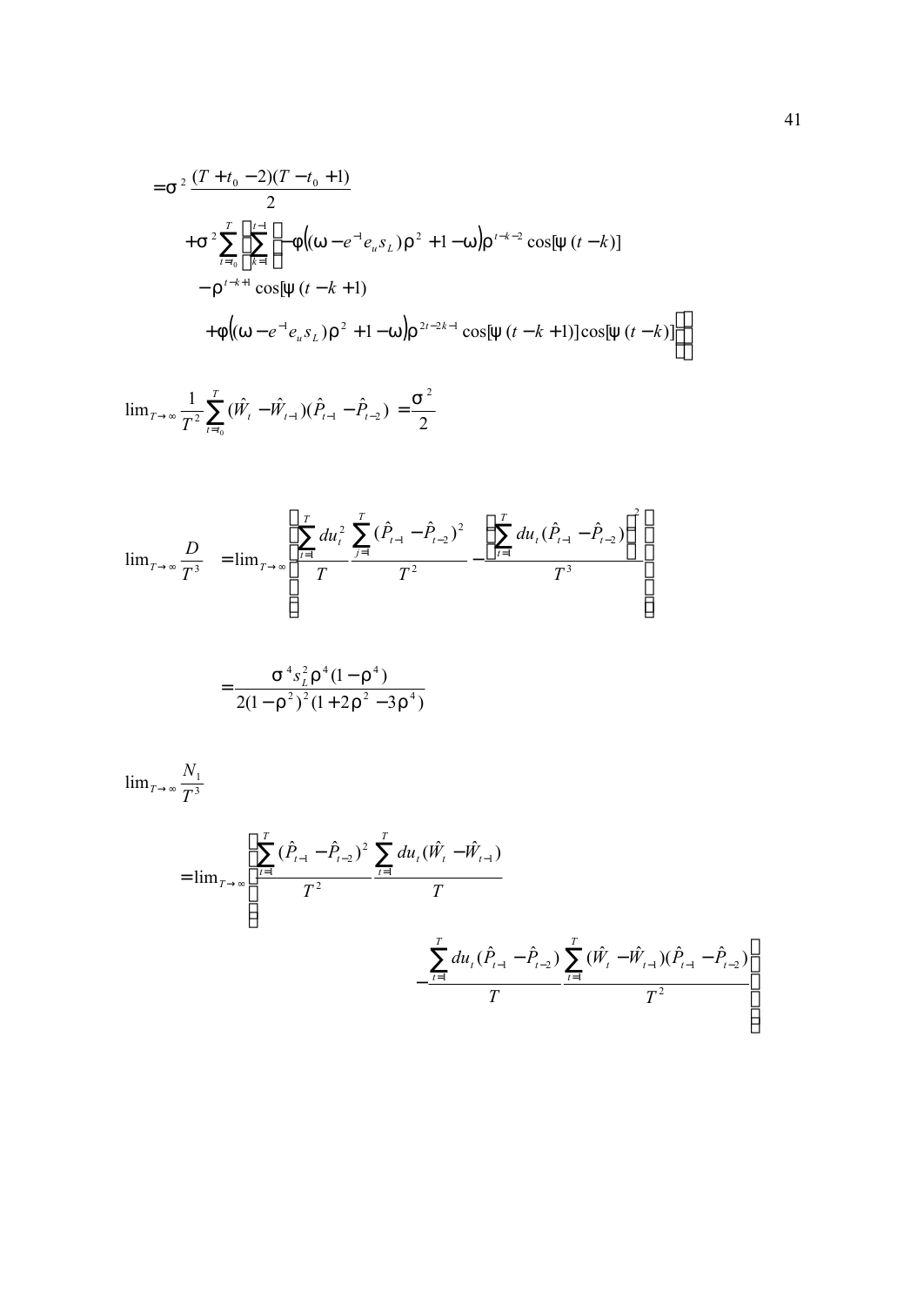$$
\begin{aligned}
&= \sigma^2 \frac{(T + t_0 - 2)(T - t_0 + 1)}{2} \\
&\quad + \sigma^2 \sum_{t=t_0}^{T} \left[ \sum_{k=1}^{t-1} \left[ -\phi\left((\omega - e^{-1} e_u s_L)\rho^2 + 1 - \omega\right)\rho^{t-k-2} \cos[\psi(t-k)] \right. \right. \\
&\quad - \rho^{t-k+1} \cos[\psi(t-k+1)] \\
&\quad \left. \left. + \phi\left((\omega - e^{-1} e_u s_L)\rho^2 + 1 - \omega\right)\rho^{2t-2k-1} \cos[\psi(t-k+1)] \cos[\psi(t-k)] \right] \right]
\end{aligned}
$$

$$
\lim_{T \to \infty} \frac{1}{T^2} \sum_{t=t_0}^{T} (\hat{W}_t - \hat{W}_{t-1})(\hat{P}_{t-1} - \hat{P}_{t-2}) = \frac{\sigma^2}{2}
$$

$$
\lim_{T \to \infty} \frac{D}{T^3} = \lim_{T \to \infty} \left[ \frac{\sum_{t=1}^{T} du_t^2}{T} \frac{\sum_{j=1}^{T} (\hat{P}_{t-1} - \hat{P}_{t-2})^2}{T^2} - \frac{\left( \sum_{t=1}^{T} du_t (\hat{P}_{t-1} - \hat{P}_{t-2}) \right)^2}{T^3} \right]
$$

$$
= \frac{\sigma^4 s_L^2 \rho^4 (1 - \rho^4)}{2(1 - \rho^2)^2 (1 + 2\rho^2 - 3\rho^4)}
$$

$$
\lim_{T \to \infty} \frac{N_1}{T^3}
$$

$$
\begin{aligned}
&= \lim_{T \to \infty} \left[ \frac{\sum_{t=1}^{T} (\hat{P}_{t-1} - \hat{P}_{t-2})^2}{T^2} \frac{\sum_{t=1}^{T} du_t (\hat{W}_t - \hat{W}_{t-1})}{T} \right. \\
&\qquad \left. - \frac{\sum_{t=1}^{T} du_t (\hat{P}_{t-1} - \hat{P}_{t-2})}{T} \frac{\sum_{t=1}^{T} (\hat{W}_t - \hat{W}_{t-1})(\hat{P}_{t-1} - \hat{P}_{t-2})}{T^2} \right]
\end{aligned}
$$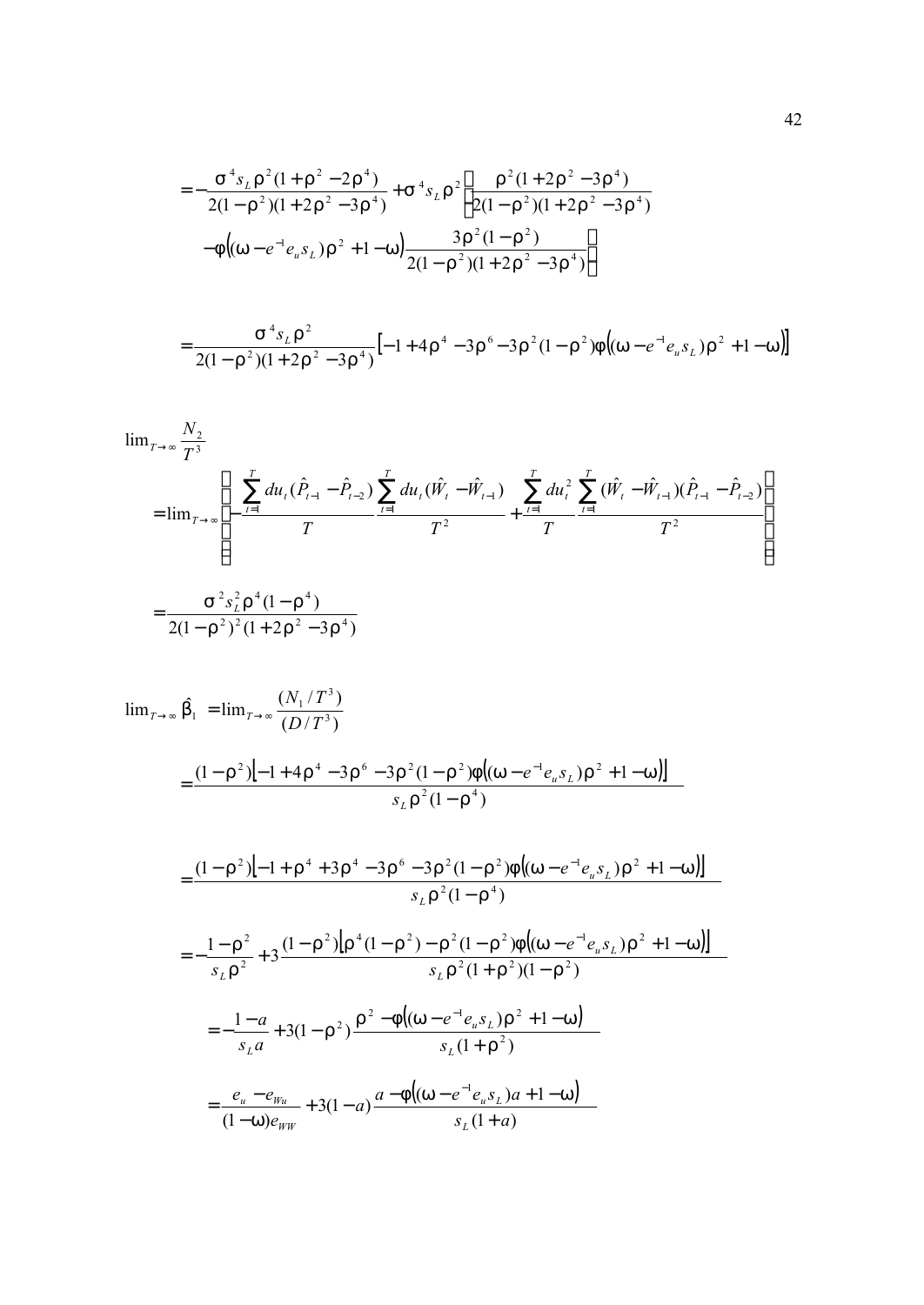$$= -\frac{\sigma^4 s_L \rho^2 (1+\rho^2 - 2\rho^4)}{2(1-\rho^2)(1+2\rho^2-3\rho^4)} + \sigma^4 s_L \rho^2 \left[ \frac{\rho^2(1+2\rho^2-3\rho^4)}{2(1-\rho^2)(1+2\rho^2-3\rho^4)} \right.$$

$$\left. - \phi\left((\omega - e^{-1} e_u s_L)\rho^2 + 1 - \omega\right) \frac{3\rho^2(1-\rho^2)}{2(1-\rho^2)(1+2\rho^2-3\rho^4)} \right]$$

$$= \frac{\sigma^4 s_L \rho^2}{2(1-\rho^2)(1+2\rho^2-3\rho^4)} \left[ -1 + 4\rho^4 - 3\rho^6 - 3\rho^2(1-\rho^2)\phi\left((\omega - e^{-1}e_u s_L)\rho^2 + 1 - \omega\right) \right]$$

$$\lim_{T\to\infty} \frac{N_2}{T^3}$$

$$= \lim_{T\to\infty} \left( -\frac{\sum_{t=1}^{T} du_t (\hat{P}_{t-1} - \hat{P}_{t-2})}{T} \frac{\sum_{t=1}^{T} du_t (\hat{W}_t - \hat{W}_{t-1})}{T^2} + \frac{\sum_{t=1}^{T} du_t^2}{T} \frac{\sum_{t=1}^{T} (\hat{W}_t - \hat{W}_{t-1})(\hat{P}_{t-1} - \hat{P}_{t-2})}{T^2} \right)$$

$$= \frac{\sigma^2 s_L^2 \rho^4 (1-\rho^4)}{2(1-\rho^2)^2(1+2\rho^2-3\rho^4)}$$

$$\lim_{T\to\infty} \hat{\beta}_1 = \lim_{T\to\infty} \frac{(N_1/T^3)}{(D/T^3)}$$

$$= \frac{(1-\rho^2)\left[-1 + 4\rho^4 - 3\rho^6 - 3\rho^2(1-\rho^2)\phi\left((\omega - e^{-1}e_u s_L)\rho^2 + 1 - \omega\right)\right]}{s_L \rho^2 (1-\rho^4)}$$

$$= \frac{(1-\rho^2)\left[-1 + \rho^4 + 3\rho^4 - 3\rho^6 - 3\rho^2(1-\rho^2)\phi\left((\omega - e^{-1}e_u s_L)\rho^2 + 1 - \omega\right)\right]}{s_L \rho^2 (1-\rho^4)}$$

$$= -\frac{1-\rho^2}{s_L \rho^2} + 3\frac{(1-\rho^2)\left[\rho^4(1-\rho^2) - \rho^2(1-\rho^2)\phi\left((\omega - e^{-1}e_u s_L)\rho^2 + 1 - \omega\right)\right]}{s_L \rho^2 (1+\rho^2)(1-\rho^2)}$$

$$= -\frac{1-a}{s_L a} + 3(1-\rho^2)\frac{\rho^2 - \phi\left((\omega - e^{-1}e_u s_L)\rho^2 + 1 - \omega\right)}{s_L(1+\rho^2)}$$

$$= \frac{e_u - e_{Wu}}{(1-\omega)e_{WW}} + 3(1-a)\frac{a - \phi\left((\omega - e^{-1}e_u s_L)a + 1 - \omega\right)}{s_L(1+a)}$$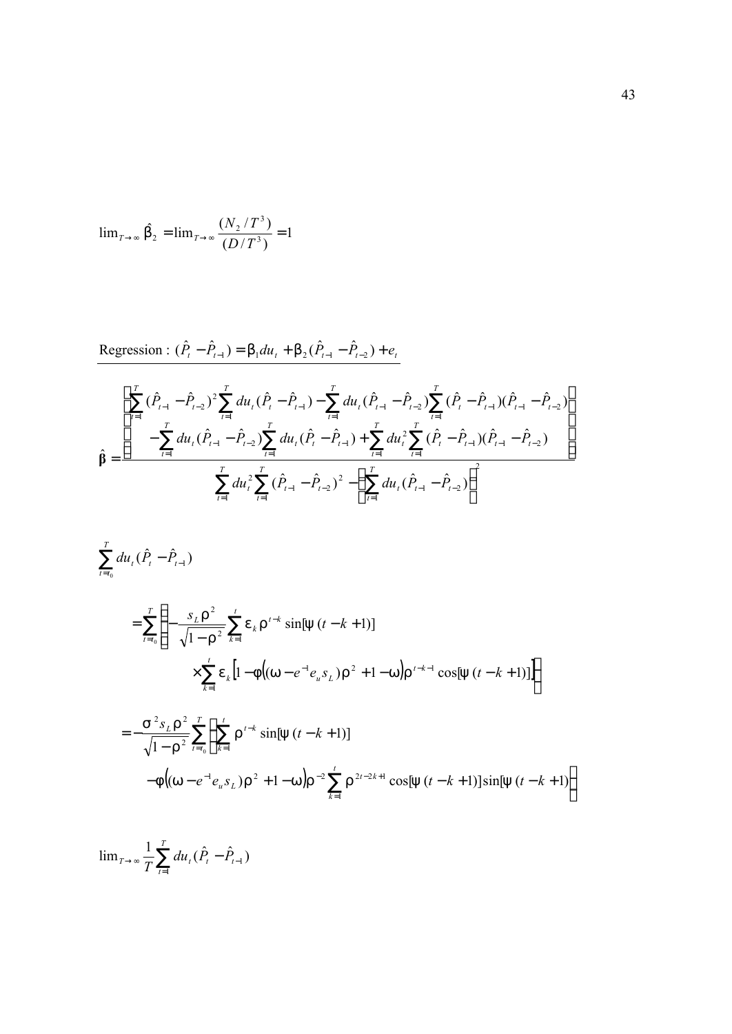$$\lim_{T\to\infty} \hat{\beta}_2 = \lim_{T\to\infty} \frac{(N_2/T^3)}{(D/T^3)} = 1$$

Regression : $(\hat{P}_t - \hat{P}_{t-1}) = \beta_1 du_t + \beta_2 (\hat{P}_{t-1} - \hat{P}_{t-2}) + e_t$

$$\hat{\beta} = \frac{\begin{bmatrix} \sum_{t=1}^{T} (\hat{P}_{t-1} - \hat{P}_{t-2})^2 \sum_{t=1}^{T} du_t (\hat{P}_t - \hat{P}_{t-1}) - \sum_{t=1}^{T} du_t (\hat{P}_{t-1} - \hat{P}_{t-2}) \sum_{t=1}^{T} (\hat{P}_t - \hat{P}_{t-1})(\hat{P}_{t-1} - \hat{P}_{t-2}) \\ -\sum_{t=1}^{T} du_t (\hat{P}_{t-1} - \hat{P}_{t-2}) \sum_{t=1}^{T} du_t (\hat{P}_t - \hat{P}_{t-1}) + \sum_{t=1}^{T} du_t^2 \sum_{t=1}^{T} (\hat{P}_t - \hat{P}_{t-1})(\hat{P}_{t-1} - \hat{P}_{t-2}) \end{bmatrix}}{\sum_{t=1}^{T} du_t^2 \sum_{t=1}^{T} (\hat{P}_{t-1} - \hat{P}_{t-2})^2 - \left[\sum_{t=1}^{T} du_t (\hat{P}_{t-1} - \hat{P}_{t-2})\right]^2}$$

$$\sum_{t=t_0}^{T} du_t (\hat{P}_t - \hat{P}_{t-1})$$

$$= \sum_{t=t_0}^{T} \left\{ -\frac{s_L \rho^2}{\sqrt{1-\rho^2}} \sum_{k=1}^{t} \varepsilon_k \rho^{t-k} \sin[\psi(t-k+1)] \times \sum_{k=1}^{t} \varepsilon_k \left[1 - \phi\left((\omega - e^{-1} e_u s_L)\rho^2 + 1 - \omega\right)\rho^{t-k-1} \cos[\psi(t-k+1)]\right] \right\}$$

$$= -\frac{\sigma^2 s_L \rho^2}{\sqrt{1-\rho^2}} \sum_{t=t_0}^{T} \left\{ \sum_{k=1}^{t} \rho^{t-k} \sin[\psi(t-k+1)] - \phi\left((\omega - e^{-1} e_u s_L)\rho^2 + 1 - \omega\right)\rho^{-2} \sum_{k=1}^{t} \rho^{2t-2k+1} \cos[\psi(t-k+1)] \sin[\psi(t-k+1)] \right\}$$

$$\lim_{T\to\infty} \frac{1}{T} \sum_{t=1}^{T} du_t (\hat{P}_t - \hat{P}_{t-1})$$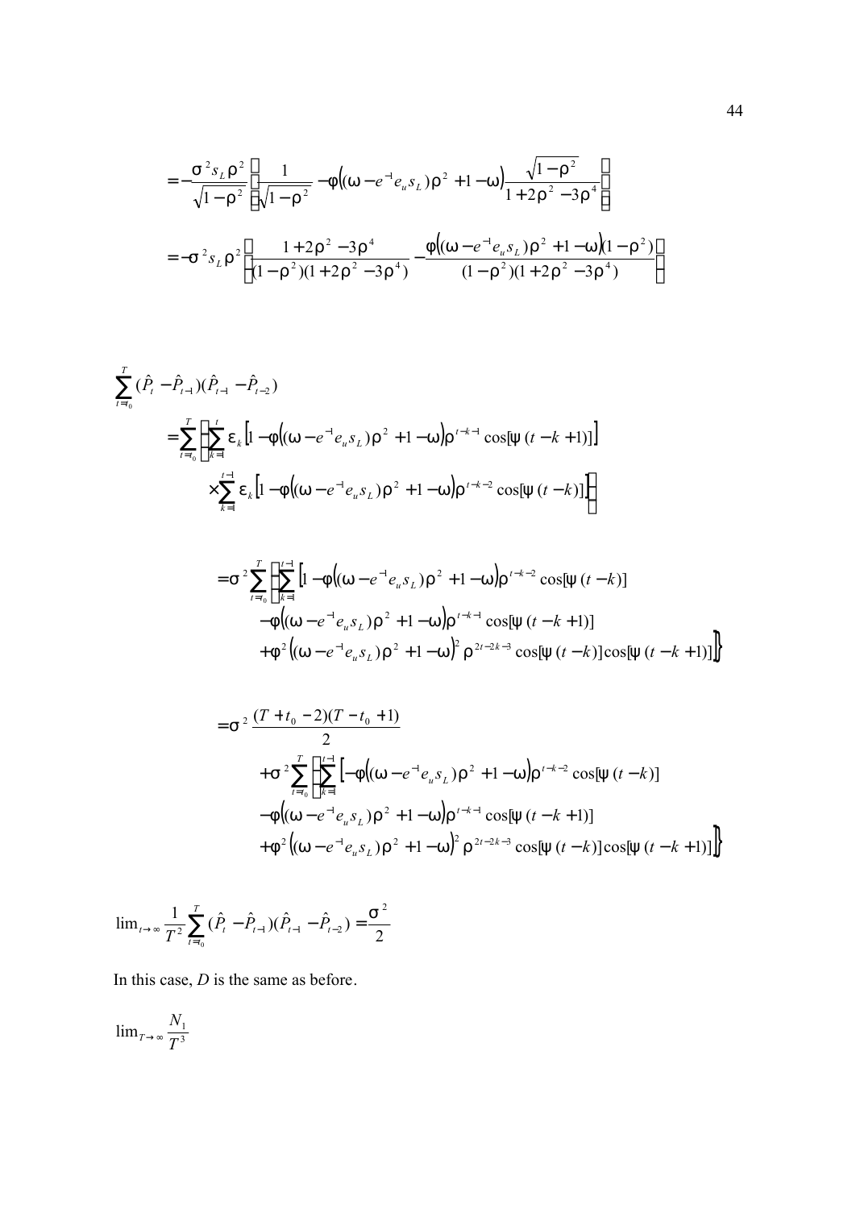$$= -\frac{\sigma^2 s_L \rho^2}{\sqrt{1-\rho^2}} \left[ \frac{1}{\sqrt{1-\rho^2}} - \phi\left( (\omega - e^{-1} e_u s_L)\rho^2 + 1 - \omega \right) \frac{\sqrt{1-\rho^2}}{1+2\rho^2 - 3\rho^4} \right]$$

$$= -\sigma^2 s_L \rho^2 \left[ \frac{1+2\rho^2-3\rho^4}{(1-\rho^2)(1+2\rho^2-3\rho^4)} - \frac{\phi\left( (\omega - e^{-1} e_u s_L)\rho^2 + 1 - \omega \right)(1-\rho^2)}{(1-\rho^2)(1+2\rho^2-3\rho^4)} \right]$$

$$\sum_{t=t_0}^{T} (\hat{P}_t - \hat{P}_{t-1})(\hat{P}_{t-1} - \hat{P}_{t-2})$$

$$= \sum_{t=t_0}^{T} \left\{ \sum_{k=1}^{t} \varepsilon_k \left[ 1 - \phi\left( (\omega - e^{-1} e_u s_L)\rho^2 + 1 - \omega \right) \rho^{t-k-1} \cos[\psi(t-k+1)] \right] \right.$$
$$\left. \times \sum_{k=1}^{t-1} \varepsilon_k \left[ 1 - \phi\left( (\omega - e^{-1} e_u s_L)\rho^2 + 1 - \omega \right) \rho^{t-k-2} \cos[\psi(t-k)] \right] \right\}$$

$$= \sigma^2 \sum_{t=t_0}^{T} \left\{ \sum_{k=1}^{t-1} \left[ 1 - \phi\left( (\omega - e^{-1} e_u s_L)\rho^2 + 1 - \omega \right) \rho^{t-k-2} \cos[\psi(t-k)] \right. \right.$$
$$- \phi\left( (\omega - e^{-1} e_u s_L)\rho^2 + 1 - \omega \right) \rho^{t-k-1} \cos[\psi(t-k+1)]$$
$$\left. \left. + \phi^2 \left( (\omega - e^{-1} e_u s_L)\rho^2 + 1 - \omega \right)^2 \rho^{2t-2k-3} \cos[\psi(t-k)] \cos[\psi(t-k+1)] \right] \right\}$$

$$= \sigma^2 \frac{(T+t_0-2)(T-t_0+1)}{2}$$
$$+ \sigma^2 \sum_{t=t_0}^{T} \left\{ \sum_{k=1}^{t-1} \left[ -\phi\left( (\omega - e^{-1} e_u s_L)\rho^2 + 1 - \omega \right) \rho^{t-k-2} \cos[\psi(t-k)] \right. \right.$$
$$- \phi\left( (\omega - e^{-1} e_u s_L)\rho^2 + 1 - \omega \right) \rho^{t-k-1} \cos[\psi(t-k+1)]$$
$$\left. \left. + \phi^2 \left( (\omega - e^{-1} e_u s_L)\rho^2 + 1 - \omega \right)^2 \rho^{2t-2k-3} \cos[\psi(t-k)] \cos[\psi(t-k+1)] \right] \right\}$$

$$\lim_{t \to \infty} \frac{1}{T^2} \sum_{t=t_0}^{T} (\hat{P}_t - \hat{P}_{t-1})(\hat{P}_{t-1} - \hat{P}_{t-2}) = \frac{\sigma^2}{2}$$

In this case, $D$ is the same as before.

$$\lim_{T \to \infty} \frac{N_1}{T^3}$$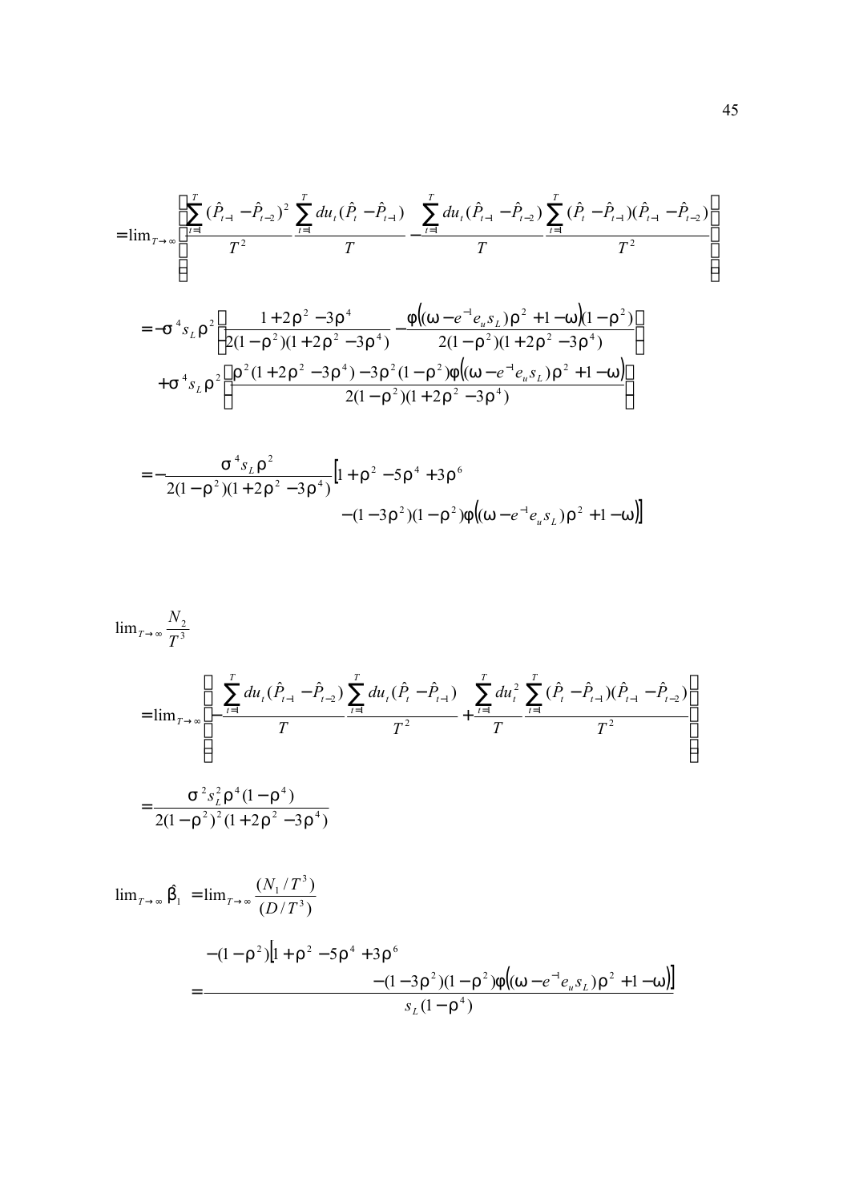$$
= \lim_{T\to\infty} \left( \frac{\sum_{t=1}^{T} (\hat{P}_{t-1} - \hat{P}_{t-2})^2}{T^2} \frac{\sum_{t=1}^{T} du_t (\hat{P}_t - \hat{P}_{t-1})}{T} - \frac{\sum_{t=1}^{T} du_t (\hat{P}_{t-1} - \hat{P}_{t-2})}{T} \frac{\sum_{t=1}^{T} (\hat{P}_t - \hat{P}_{t-1})(\hat{P}_{t-1} - \hat{P}_{t-2})}{T^2} \right)
$$

$$
= -\sigma^4 s_L \rho^2 \left[ \frac{1 + 2\rho^2 - 3\rho^4}{2(1-\rho^2)(1+2\rho^2-3\rho^4)} - \frac{\phi\left((\omega - e^{-1} e_u s_L)\rho^2 + 1 - \omega\right)(1-\rho^2)}{2(1-\rho^2)(1+2\rho^2-3\rho^4)} \right]
$$
$$
+ \sigma^4 s_L \rho^2 \left[ \frac{\rho^2(1+2\rho^2-3\rho^4) - 3\rho^2(1-\rho^2)\phi\left((\omega - e^{-1}e_u s_L)\rho^2 + 1 - \omega\right)}{2(1-\rho^2)(1+2\rho^2-3\rho^4)} \right]
$$

$$
= -\frac{\sigma^4 s_L \rho^2}{2(1-\rho^2)(1+2\rho^2-3\rho^4)} \Big[ 1 + \rho^2 - 5\rho^4 + 3\rho^6 - (1-3\rho^2)(1-\rho^2)\phi\left((\omega - e^{-1}e_u s_L)\rho^2 + 1 - \omega\right) \Big]
$$

$$
\lim_{T\to\infty} \frac{N_2}{T^3}
$$

$$
= \lim_{T\to\infty} \left( -\frac{\sum_{t=1}^{T} du_t (\hat{P}_{t-1} - \hat{P}_{t-2})}{T} \frac{\sum_{t=1}^{T} du_t (\hat{P}_t - \hat{P}_{t-1})}{T^2} + \frac{\sum_{t=1}^{T} du_t^2}{T} \frac{\sum_{t=1}^{T} (\hat{P}_t - \hat{P}_{t-1})(\hat{P}_{t-1} - \hat{P}_{t-2})}{T^2} \right)
$$

$$
= \frac{\sigma^2 s_L^2 \rho^4 (1-\rho^4)}{2(1-\rho^2)^2 (1+2\rho^2-3\rho^4)}
$$

$$
\lim_{T\to\infty} \hat{\beta}_1 = \lim_{T\to\infty} \frac{(N_1/T^3)}{(D/T^3)}
$$

$$
= \frac{-(1-\rho^2)\Big[1 + \rho^2 - 5\rho^4 + 3\rho^6 - (1-3\rho^2)(1-\rho^2)\phi\left((\omega - e^{-1}e_u s_L)\rho^2 + 1 - \omega\right)\Big]}{s_L(1-\rho^4)}
$$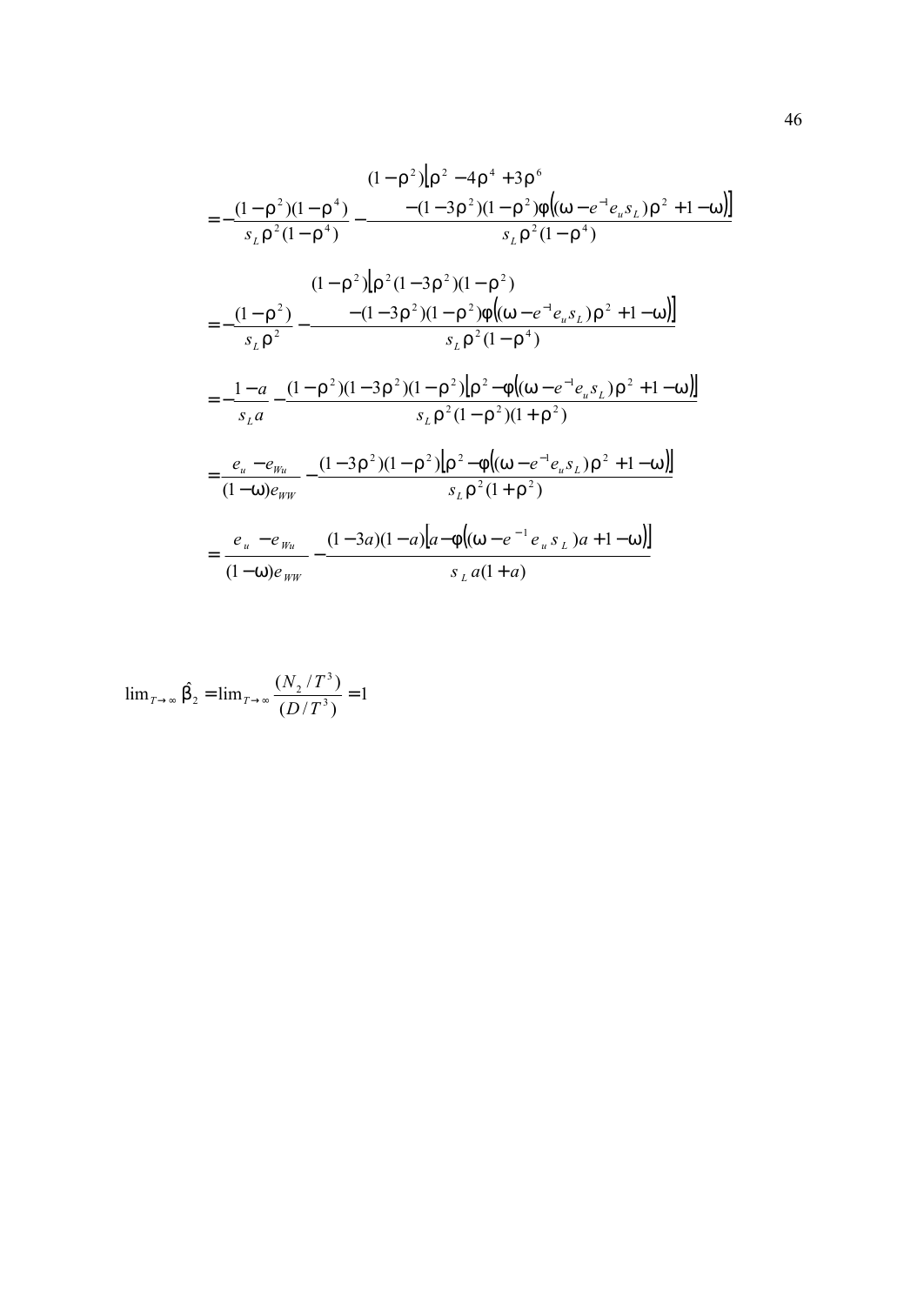$$= -\frac{(1-\rho^2)(1-\rho^4)}{s_L \rho^2 (1-\rho^4)} - \frac{\begin{matrix}(1-\rho^2)\big[\rho^2 - 4\rho^4 + 3\rho^6 \\ -(1-3\rho^2)(1-\rho^2)\varphi\big((\omega - e^{-1} e_u s_L)\rho^2 + 1 - \omega\big)\big]\end{matrix}}{s_L \rho^2 (1-\rho^4)}$$

$$= -\frac{(1-\rho^2)}{s_L \rho^2} - \frac{\begin{matrix}(1-\rho^2)\big[\rho^2(1-3\rho^2)(1-\rho^2) \\ -(1-3\rho^2)(1-\rho^2)\varphi\big((\omega - e^{-1} e_u s_L)\rho^2 + 1 - \omega\big)\big]\end{matrix}}{s_L \rho^2 (1-\rho^4)}$$

$$= -\frac{1-a}{s_L a} - \frac{(1-\rho^2)(1-3\rho^2)(1-\rho^2)\big[\rho^2 - \varphi\big((\omega - e^{-1} e_u s_L)\rho^2 + 1 - \omega\big)\big]}{s_L \rho^2 (1-\rho^2)(1+\rho^2)}$$

$$= \frac{e_u - e_{Wu}}{(1-\omega) e_{WW}} - \frac{(1-3\rho^2)(1-\rho^2)\big[\rho^2 - \varphi\big((\omega - e^{-1} e_u s_L)\rho^2 + 1 - \omega\big)\big]}{s_L \rho^2 (1+\rho^2)}$$

$$= \frac{e_u - e_{Wu}}{(1-\omega) e_{WW}} - \frac{(1-3a)(1-a)\big[a - \varphi\big((\omega - e^{-1} e_u s_L)a + 1 - \omega\big)\big]}{s_L a (1+a)}$$

$$\lim_{T\to\infty} \hat{\beta}_2 = \lim_{T\to\infty} \frac{(N_2 / T^3)}{(D / T^3)} = 1$$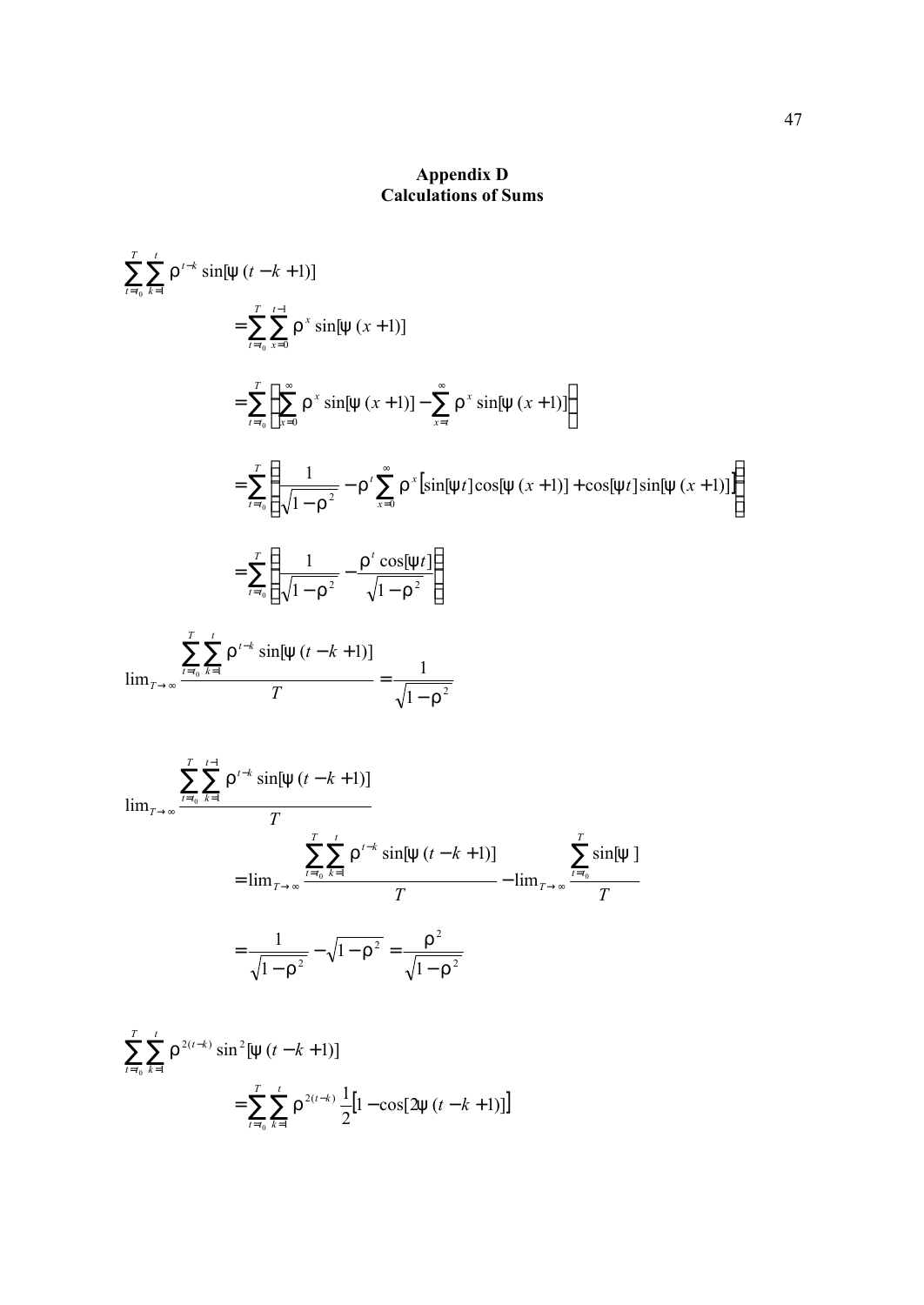# Appendix D
## Calculations of Sums

$$\sum_{t=t_0}^{T}\sum_{k=1}^{t}\rho^{t-k}\sin[\psi(t-k+1)]$$

$$=\sum_{t=t_0}^{T}\sum_{x=0}^{t-1}\rho^{x}\sin[\psi(x+1)]$$

$$=\sum_{t=t_0}^{T}\left[\sum_{x=0}^{\infty}\rho^{x}\sin[\psi(x+1)]-\sum_{x=t}^{\infty}\rho^{x}\sin[\psi(x+1)]\right]$$

$$=\sum_{t=t_0}^{T}\left[\frac{1}{\sqrt{1-\rho^2}}-\rho^{t}\sum_{x=0}^{\infty}\rho^{x}\big[\sin[\psi t]\cos[\psi(x+1)]+\cos[\psi t]\sin[\psi(x+1)]\big]\right]$$

$$=\sum_{t=t_0}^{T}\left[\frac{1}{\sqrt{1-\rho^2}}-\frac{\rho^{t}\cos[\psi t]}{\sqrt{1-\rho^2}}\right]$$

$$\lim_{T\to\infty}\frac{\sum_{t=t_0}^{T}\sum_{k=1}^{t}\rho^{t-k}\sin[\psi(t-k+1)]}{T}=\frac{1}{\sqrt{1-\rho^2}}$$

$$\lim_{T\to\infty}\frac{\sum_{t=t_0}^{T}\sum_{k=1}^{t-1}\rho^{t-k}\sin[\psi(t-k+1)]}{T}$$

$$=\lim_{T\to\infty}\frac{\sum_{t=t_0}^{T}\sum_{k=1}^{t}\rho^{t-k}\sin[\psi(t-k+1)]}{T}-\lim_{T\to\infty}\frac{\sum_{t=t_0}^{T}\sin[\psi]}{T}$$

$$=\frac{1}{\sqrt{1-\rho^2}}-\sqrt{1-\rho^2}=\frac{\rho^2}{\sqrt{1-\rho^2}}$$

$$\sum_{t=t_0}^{T}\sum_{k=1}^{t}\rho^{2(t-k)}\sin^2[\psi(t-k+1)]$$

$$=\sum_{t=t_0}^{T}\sum_{k=1}^{t}\rho^{2(t-k)}\frac{1}{2}\big[1-\cos[2\psi(t-k+1)]\big]$$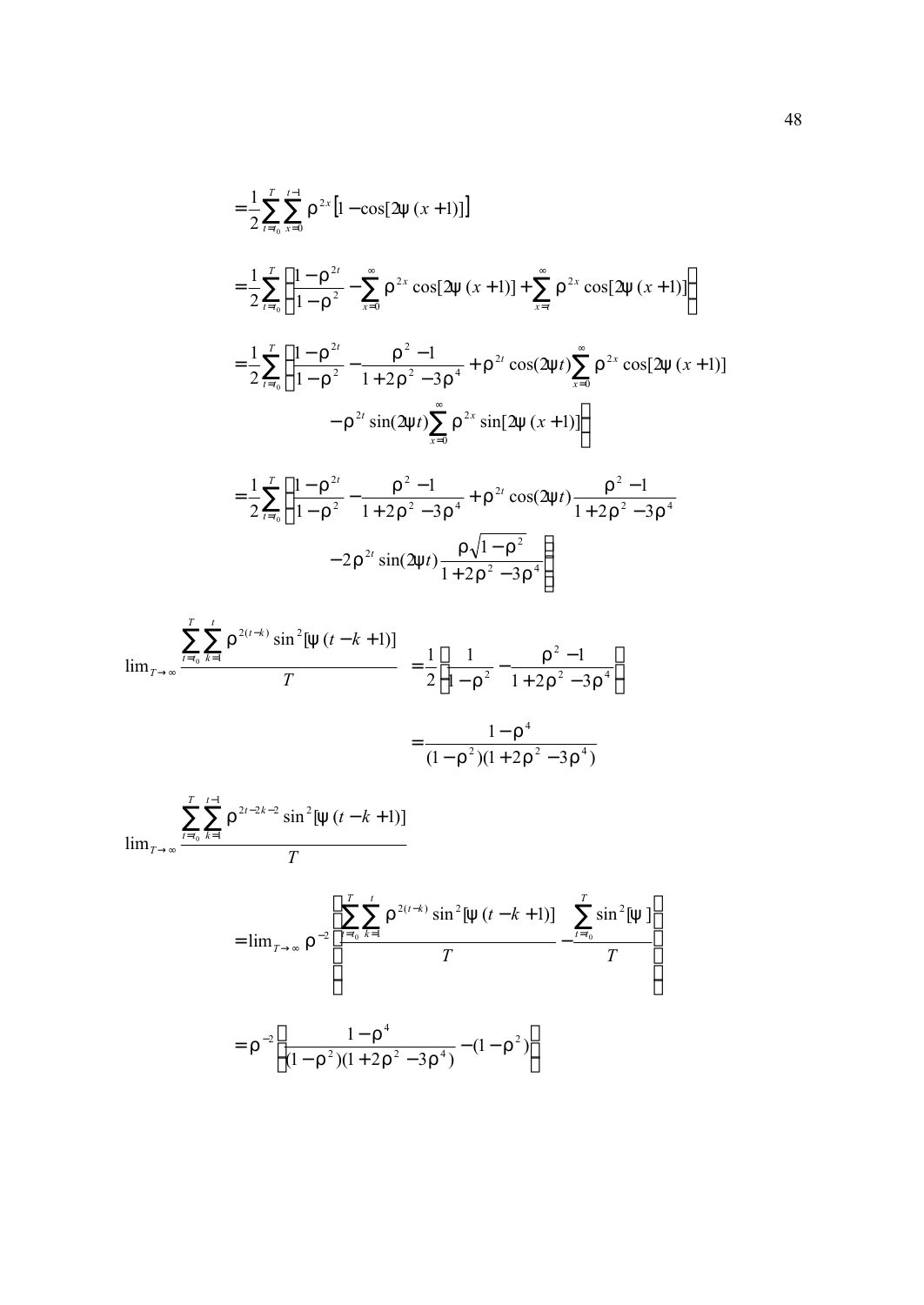$$= \frac{1}{2}\sum_{t=t_0}^{T}\sum_{x=0}^{t-1}\rho^{2x}\left[1-\cos[2\psi(x+1)]\right]$$

$$= \frac{1}{2}\sum_{t=t_0}^{T}\left[\frac{1-\rho^{2t}}{1-\rho^{2}} - \sum_{x=0}^{\infty}\rho^{2x}\cos[2\psi(x+1)] + \sum_{x=t}^{\infty}\rho^{2x}\cos[2\psi(x+1)]\right]$$

$$= \frac{1}{2}\sum_{t=t_0}^{T}\left[\frac{1-\rho^{2t}}{1-\rho^{2}} - \frac{\rho^{2}-1}{1+2\rho^{2}-3\rho^{4}} + \rho^{2t}\cos(2\psi t)\sum_{x=0}^{\infty}\rho^{2x}\cos[2\psi(x+1)] \right.$$
$$\left. - \rho^{2t}\sin(2\psi t)\sum_{x=0}^{\infty}\rho^{2x}\sin[2\psi(x+1)]\right]$$

$$= \frac{1}{2}\sum_{t=t_0}^{T}\left[\frac{1-\rho^{2t}}{1-\rho^{2}} - \frac{\rho^{2}-1}{1+2\rho^{2}-3\rho^{4}} + \rho^{2t}\cos(2\psi t)\frac{\rho^{2}-1}{1+2\rho^{2}-3\rho^{4}} \right.$$
$$\left. - 2\rho^{2t}\sin(2\psi t)\frac{\rho\sqrt{1-\rho^{2}}}{1+2\rho^{2}-3\rho^{4}}\right]$$

$$\lim_{T\to\infty}\frac{\sum_{t=t_0}^{T}\sum_{k=1}^{t}\rho^{2(t-k)}\sin^{2}[\psi(t-k+1)]}{T} = \frac{1}{2}\left[\frac{1}{1-\rho^{2}} - \frac{\rho^{2}-1}{1+2\rho^{2}-3\rho^{4}}\right]$$

$$= \frac{1-\rho^{4}}{(1-\rho^{2})(1+2\rho^{2}-3\rho^{4})}$$

$$\lim_{T\to\infty}\frac{\sum_{t=t_0}^{T}\sum_{k=1}^{t-1}\rho^{2t-2k-2}\sin^{2}[\psi(t-k+1)]}{T}$$

$$= \lim_{T\to\infty}\rho^{-2}\left[\frac{\sum_{t=t_0}^{T}\sum_{k=1}^{t}\rho^{2(t-k)}\sin^{2}[\psi(t-k+1)]}{T} - \frac{\sum_{t=t_0}^{T}\sin^{2}[\psi]}{T}\right]$$

$$= \rho^{-2}\left[\frac{1-\rho^{4}}{(1-\rho^{2})(1+2\rho^{2}-3\rho^{4})} - (1-\rho^{2})\right]$$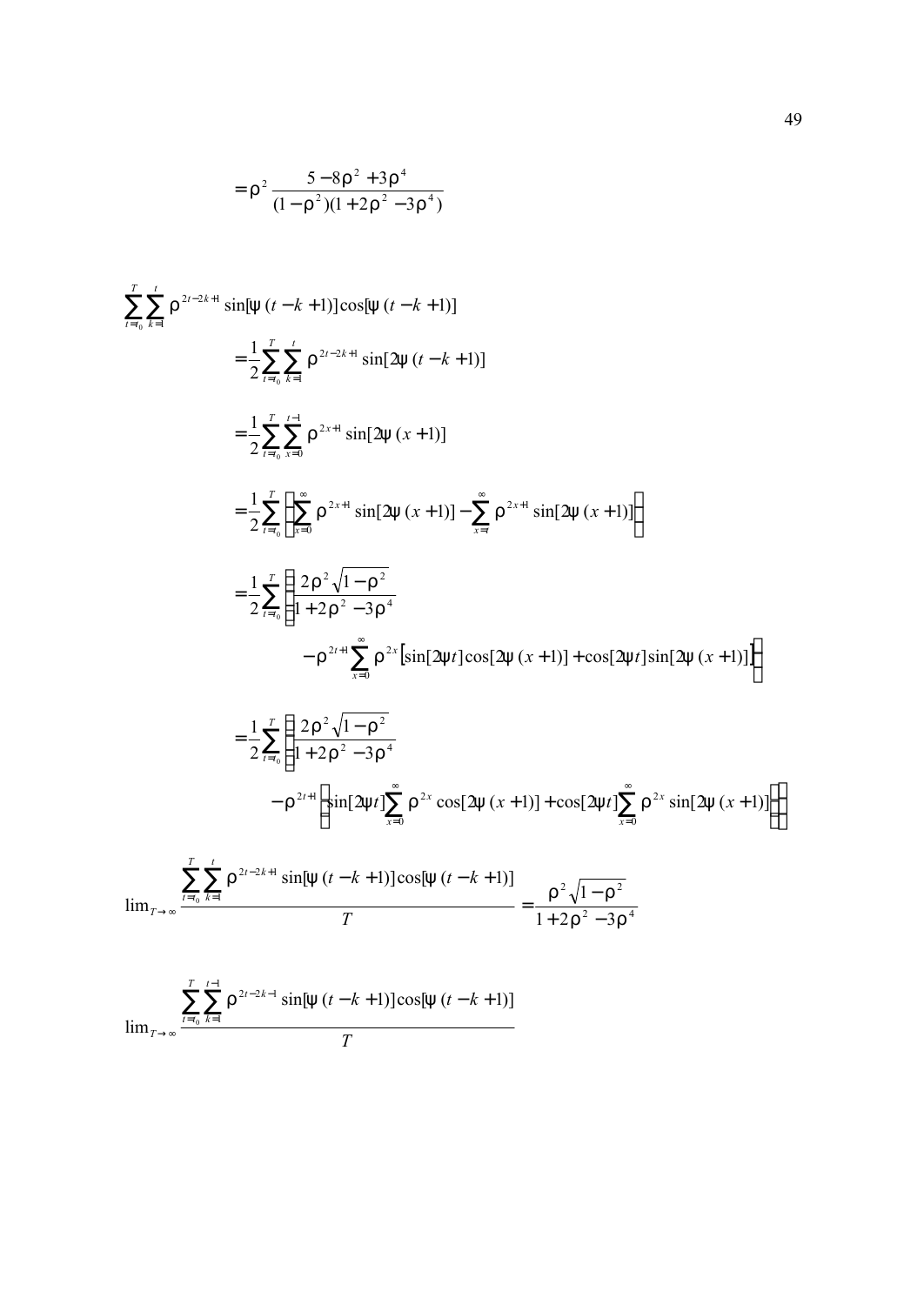$$= \rho^2 \frac{5 - 8\rho^2 + 3\rho^4}{(1-\rho^2)(1+2\rho^2 - 3\rho^4)}$$

$$\sum_{t=t_0}^{T} \sum_{k=1}^{t} \rho^{2t-2k+1} \sin[\psi(t-k+1)]\cos[\psi(t-k+1)]$$

$$= \frac{1}{2} \sum_{t=t_0}^{T} \sum_{k=1}^{t} \rho^{2t-2k+1} \sin[2\psi(t-k+1)]$$

$$= \frac{1}{2} \sum_{t=t_0}^{T} \sum_{x=0}^{t-1} \rho^{2x+1} \sin[2\psi(x+1)]$$

$$= \frac{1}{2} \sum_{t=t_0}^{T} \left[ \sum_{x=0}^{\infty} \rho^{2x+1} \sin[2\psi(x+1)] - \sum_{x=t}^{\infty} \rho^{2x+1} \sin[2\psi(x+1)] \right]$$

$$= \frac{1}{2} \sum_{t=t_0}^{T} \left[ \frac{2\rho^2 \sqrt{1-\rho^2}}{1+2\rho^2 - 3\rho^4} - \rho^{2t+1} \sum_{x=0}^{\infty} \rho^{2x} \left[ \sin[2\psi t]\cos[2\psi(x+1)] + \cos[2\psi t]\sin[2\psi(x+1)] \right] \right]$$

$$= \frac{1}{2} \sum_{t=t_0}^{T} \left[ \frac{2\rho^2 \sqrt{1-\rho^2}}{1+2\rho^2 - 3\rho^4} - \rho^{2t+1} \left[ \sin[2\psi t] \sum_{x=0}^{\infty} \rho^{2x} \cos[2\psi(x+1)] + \cos[2\psi t] \sum_{x=0}^{\infty} \rho^{2x} \sin[2\psi(x+1)] \right] \right]$$

$$\lim_{T\to\infty} \frac{\sum_{t=t_0}^{T} \sum_{k=1}^{t} \rho^{2t-2k+1} \sin[\psi(t-k+1)]\cos[\psi(t-k+1)]}{T} = \frac{\rho^2 \sqrt{1-\rho^2}}{1+2\rho^2 - 3\rho^4}$$

$$\lim_{T\to\infty} \frac{\sum_{t=t_0}^{T} \sum_{k=1}^{t-1} \rho^{2t-2k-1} \sin[\psi(t-k+1)]\cos[\psi(t-k+1)]}{T}$$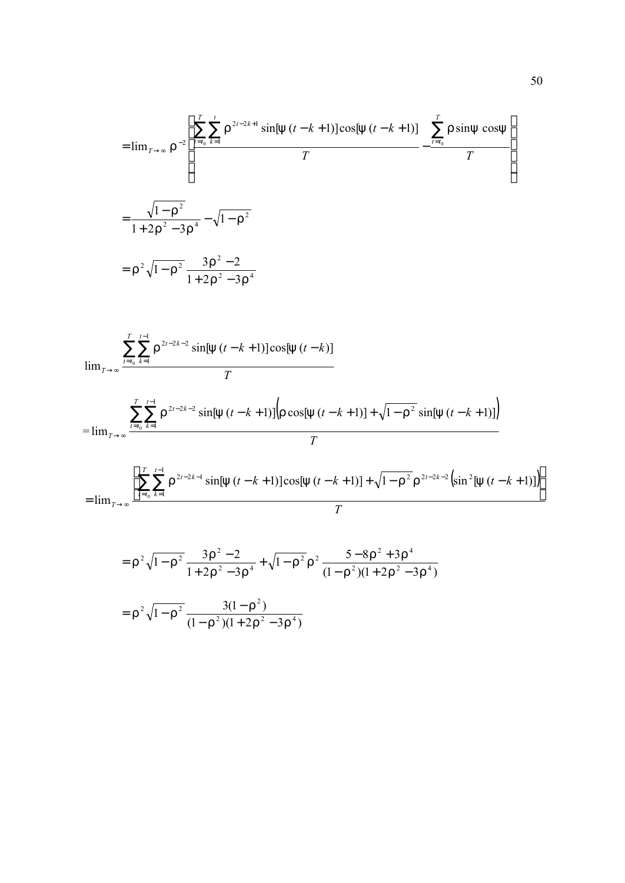$$= \lim_{T\to\infty} \rho^{-2} \left( \frac{\sum_{t=t_0}^{T} \sum_{k=1}^{t} \rho^{2t-2k+1} \sin[\psi\,(t-k+1)] \cos[\psi\,(t-k+1)]}{T} - \frac{\sum_{t=t_0}^{T} \rho \sin\psi \,\cos\psi}{T} \right)$$

$$= \frac{\sqrt{1-\rho^2}}{1+2\rho^2-3\rho^4} - \sqrt{1-\rho^2}$$

$$= \rho^2 \sqrt{1-\rho^2}\, \frac{3\rho^2-2}{1+2\rho^2-3\rho^4}$$

$$\lim_{T\to\infty} \frac{\sum_{t=t_0}^{T} \sum_{k=1}^{t-1} \rho^{2t-2k-2} \sin[\psi\,(t-k+1)] \cos[\psi\,(t-k)]}{T}$$

$$= \lim_{T\to\infty} \frac{\sum_{t=t_0}^{T} \sum_{k=1}^{t-1} \rho^{2t-2k-2} \sin[\psi\,(t-k+1)] \left( \rho \cos[\psi\,(t-k+1)] + \sqrt{1-\rho^2} \sin[\psi\,(t-k+1)] \right)}{T}$$

$$= \lim_{T\to\infty} \frac{\left( \sum_{t=t_0}^{T} \sum_{k=1}^{t-1} \rho^{2t-2k-1} \sin[\psi\,(t-k+1)] \cos[\psi\,(t-k+1)] + \sqrt{1-\rho^2}\, \rho^{2t-2k-2} \left( \sin^2[\psi\,(t-k+1)] \right) \right)}{T}$$

$$= \rho^2 \sqrt{1-\rho^2}\, \frac{3\rho^2-2}{1+2\rho^2-3\rho^4} + \sqrt{1-\rho^2}\, \rho^2 \frac{5-8\rho^2+3\rho^4}{(1-\rho^2)(1+2\rho^2-3\rho^4)}$$

$$= \rho^2 \sqrt{1-\rho^2}\, \frac{3(1-\rho^2)}{(1-\rho^2)(1+2\rho^2-3\rho^4)}$$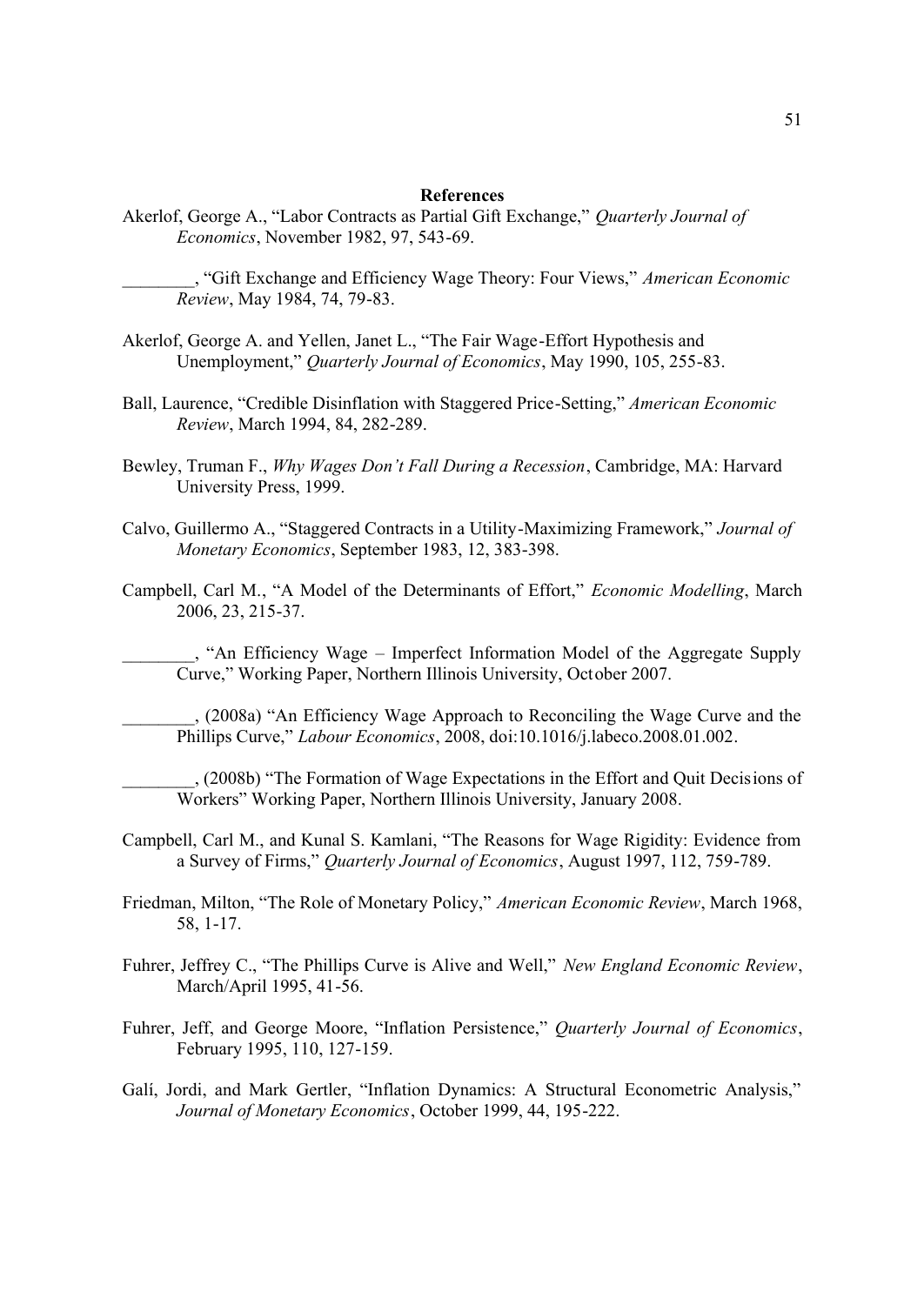**References**

Akerlof, George A., "Labor Contracts as Partial Gift Exchange," *Quarterly Journal of Economics*, November 1982, 97, 543-69.

________, "Gift Exchange and Efficiency Wage Theory: Four Views," *American Economic Review*, May 1984, 74, 79-83.

Akerlof, George A. and Yellen, Janet L., "The Fair Wage-Effort Hypothesis and Unemployment," *Quarterly Journal of Economics*, May 1990, 105, 255-83.

Ball, Laurence, "Credible Disinflation with Staggered Price-Setting," *American Economic Review*, March 1994, 84, 282-289.

Bewley, Truman F., *Why Wages Don't Fall During a Recession*, Cambridge, MA: Harvard University Press, 1999.

Calvo, Guillermo A., "Staggered Contracts in a Utility-Maximizing Framework," *Journal of Monetary Economics*, September 1983, 12, 383-398.

Campbell, Carl M., "A Model of the Determinants of Effort," *Economic Modelling*, March 2006, 23, 215-37.

________, "An Efficiency Wage – Imperfect Information Model of the Aggregate Supply Curve," Working Paper, Northern Illinois University, October 2007.

________, (2008a) "An Efficiency Wage Approach to Reconciling the Wage Curve and the Phillips Curve," *Labour Economics*, 2008, doi:10.1016/j.labeco.2008.01.002.

________, (2008b) "The Formation of Wage Expectations in the Effort and Quit Decisions of Workers" Working Paper, Northern Illinois University, January 2008.

Campbell, Carl M., and Kunal S. Kamlani, "The Reasons for Wage Rigidity: Evidence from a Survey of Firms," *Quarterly Journal of Economics*, August 1997, 112, 759-789.

Friedman, Milton, "The Role of Monetary Policy," *American Economic Review*, March 1968, 58, 1-17.

Fuhrer, Jeffrey C., "The Phillips Curve is Alive and Well," *New England Economic Review*, March/April 1995, 41-56.

Fuhrer, Jeff, and George Moore, "Inflation Persistence," *Quarterly Journal of Economics*, February 1995, 110, 127-159.

Galí, Jordi, and Mark Gertler, "Inflation Dynamics: A Structural Econometric Analysis," *Journal of Monetary Economics*, October 1999, 44, 195-222.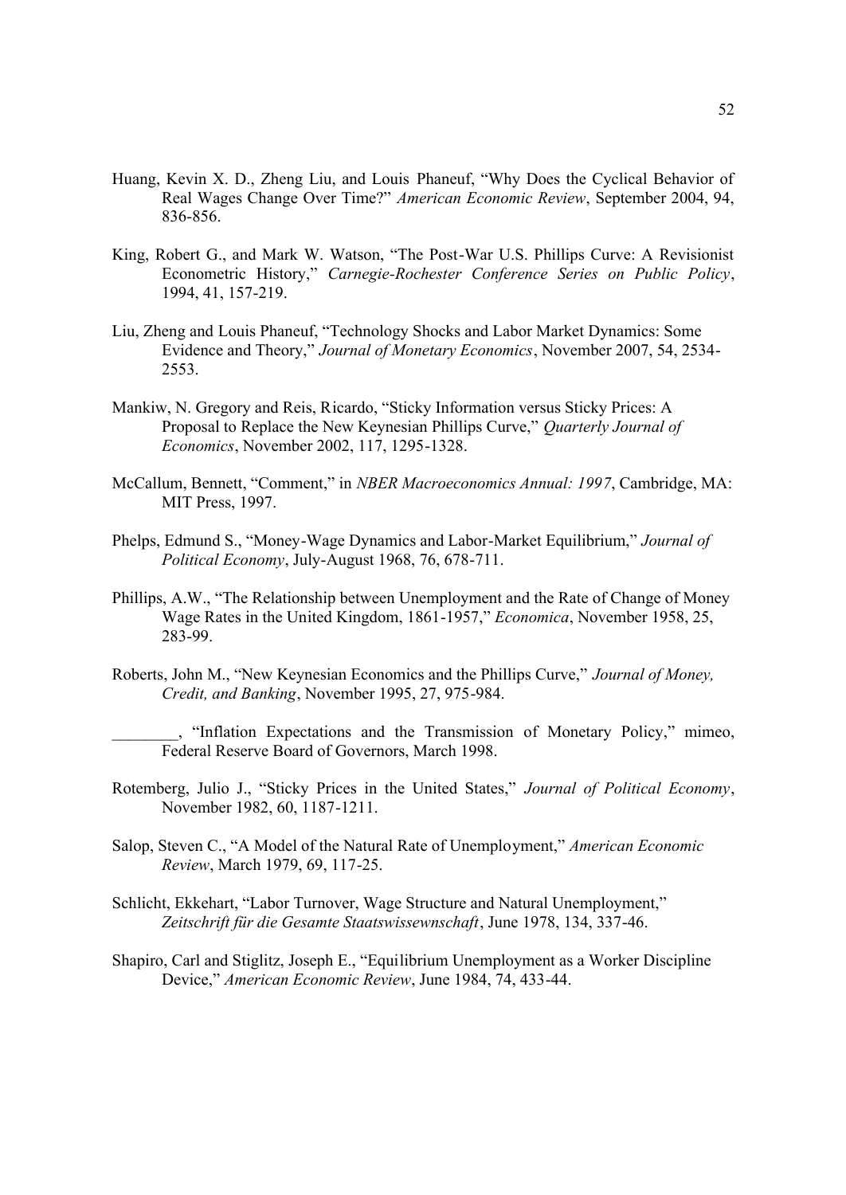Huang, Kevin X. D., Zheng Liu, and Louis Phaneuf, "Why Does the Cyclical Behavior of Real Wages Change Over Time?" *American Economic Review*, September 2004, 94, 836-856.

King, Robert G., and Mark W. Watson, "The Post-War U.S. Phillips Curve: A Revisionist Econometric History," *Carnegie-Rochester Conference Series on Public Policy*, 1994, 41, 157-219.

Liu, Zheng and Louis Phaneuf, "Technology Shocks and Labor Market Dynamics: Some Evidence and Theory," *Journal of Monetary Economics*, November 2007, 54, 2534-2553.

Mankiw, N. Gregory and Reis, Ricardo, "Sticky Information versus Sticky Prices: A Proposal to Replace the New Keynesian Phillips Curve," *Quarterly Journal of Economics*, November 2002, 117, 1295-1328.

McCallum, Bennett, "Comment," in *NBER Macroeconomics Annual: 1997*, Cambridge, MA: MIT Press, 1997.

Phelps, Edmund S., "Money-Wage Dynamics and Labor-Market Equilibrium," *Journal of Political Economy*, July-August 1968, 76, 678-711.

Phillips, A.W., "The Relationship between Unemployment and the Rate of Change of Money Wage Rates in the United Kingdom, 1861-1957," *Economica*, November 1958, 25, 283-99.

Roberts, John M., "New Keynesian Economics and the Phillips Curve," *Journal of Money, Credit, and Banking*, November 1995, 27, 975-984.

________, "Inflation Expectations and the Transmission of Monetary Policy," mimeo, Federal Reserve Board of Governors, March 1998.

Rotemberg, Julio J., "Sticky Prices in the United States," *Journal of Political Economy*, November 1982, 60, 1187-1211.

Salop, Steven C., "A Model of the Natural Rate of Unemployment," *American Economic Review*, March 1979, 69, 117-25.

Schlicht, Ekkehart, "Labor Turnover, Wage Structure and Natural Unemployment," *Zeitschrift für die Gesamte Staatswissewnschaft*, June 1978, 134, 337-46.

Shapiro, Carl and Stiglitz, Joseph E., "Equilibrium Unemployment as a Worker Discipline Device," *American Economic Review*, June 1984, 74, 433-44.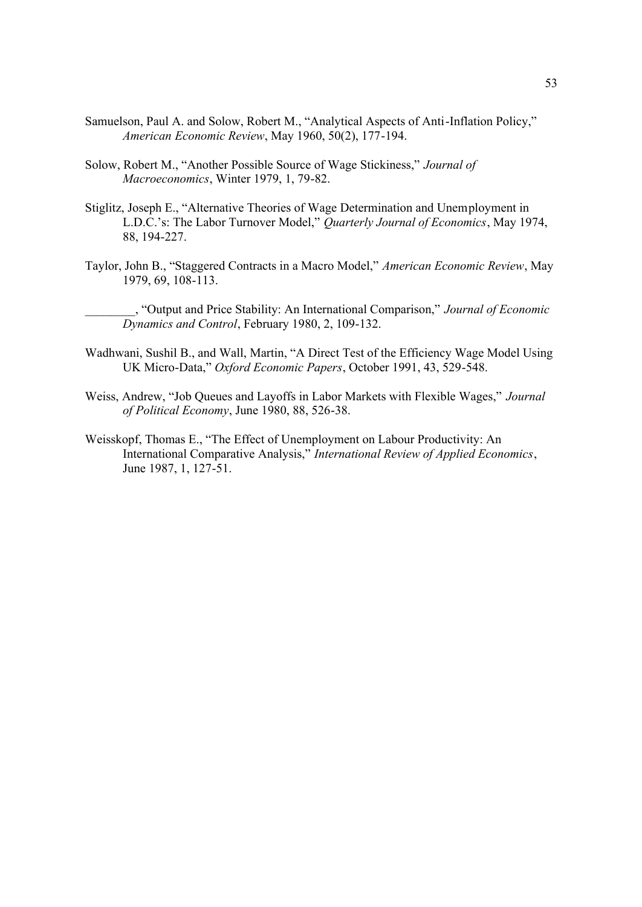Samuelson, Paul A. and Solow, Robert M., "Analytical Aspects of Anti-Inflation Policy," *American Economic Review*, May 1960, 50(2), 177-194.

Solow, Robert M., "Another Possible Source of Wage Stickiness," *Journal of Macroeconomics*, Winter 1979, 1, 79-82.

Stiglitz, Joseph E., "Alternative Theories of Wage Determination and Unemployment in L.D.C.'s: The Labor Turnover Model," *Quarterly Journal of Economics*, May 1974, 88, 194-227.

Taylor, John B., "Staggered Contracts in a Macro Model," *American Economic Review*, May 1979, 69, 108-113.

________, "Output and Price Stability: An International Comparison," *Journal of Economic Dynamics and Control*, February 1980, 2, 109-132.

Wadhwani, Sushil B., and Wall, Martin, "A Direct Test of the Efficiency Wage Model Using UK Micro-Data," *Oxford Economic Papers*, October 1991, 43, 529-548.

Weiss, Andrew, "Job Queues and Layoffs in Labor Markets with Flexible Wages," *Journal of Political Economy*, June 1980, 88, 526-38.

Weisskopf, Thomas E., "The Effect of Unemployment on Labour Productivity: An International Comparative Analysis," *International Review of Applied Economics*, June 1987, 1, 127-51.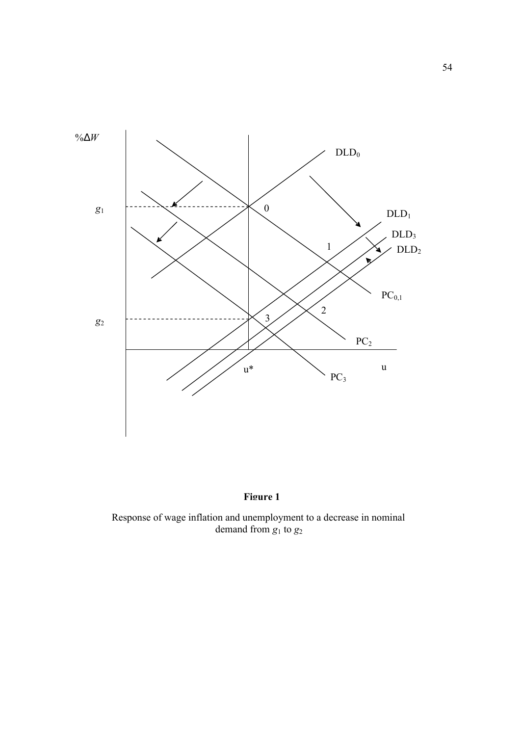**Figure 1**

Response of wage inflation and unemployment to a decrease in nominal demand from $g_1$ to $g_2$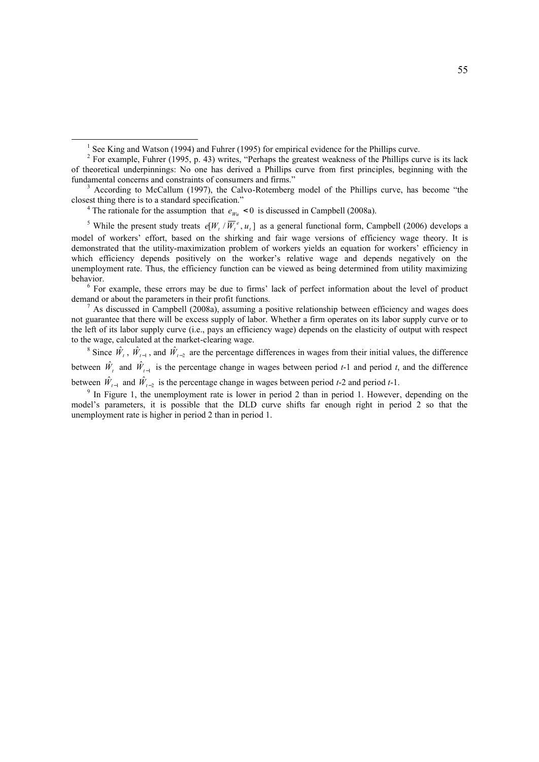[1] See King and Watson (1994) and Fuhrer (1995) for empirical evidence for the Phillips curve.

[2] For example, Fuhrer (1995, p. 43) writes, "Perhaps the greatest weakness of the Phillips curve is its lack of theoretical underpinnings: No one has derived a Phillips curve from first principles, beginning with the fundamental concerns and constraints of consumers and firms."

[3] According to McCallum (1997), the Calvo-Rotemberg model of the Phillips curve, has become "the closest thing there is to a standard specification."

[4] The rationale for the assumption that $e_{Wu} < 0$ is discussed in Campbell (2008a).

[5] While the present study treats $e[W_t / \overline{W}_t^{\,e}, u_t]$ as a general functional form, Campbell (2006) develops a model of workers' effort, based on the shirking and fair wage versions of efficiency wage theory. It is demonstrated that the utility-maximization problem of workers yields an equation for workers' efficiency in which efficiency depends positively on the worker's relative wage and depends negatively on the unemployment rate. Thus, the efficiency function can be viewed as being determined from utility maximizing behavior.

[6] For example, these errors may be due to firms' lack of perfect information about the level of product demand or about the parameters in their profit functions.

[7] As discussed in Campbell (2008a), assuming a positive relationship between efficiency and wages does not guarantee that there will be excess supply of labor. Whether a firm operates on its labor supply curve or to the left of its labor supply curve (i.e., pays an efficiency wage) depends on the elasticity of output with respect to the wage, calculated at the market-clearing wage.

[8] Since $\hat{W}_t$, $\hat{W}_{t-1}$, and $\hat{W}_{t-2}$ are the percentage differences in wages from their initial values, the difference between $\hat{W}_t$ and $\hat{W}_{t-1}$ is the percentage change in wages between period *t*-1 and period *t*, and the difference between $\hat{W}_{t-1}$ and $\hat{W}_{t-2}$ is the percentage change in wages between period *t*-2 and period *t*-1.

[9] In Figure 1, the unemployment rate is lower in period 2 than in period 1. However, depending on the model's parameters, it is possible that the DLD curve shifts far enough right in period 2 so that the unemployment rate is higher in period 2 than in period 1.